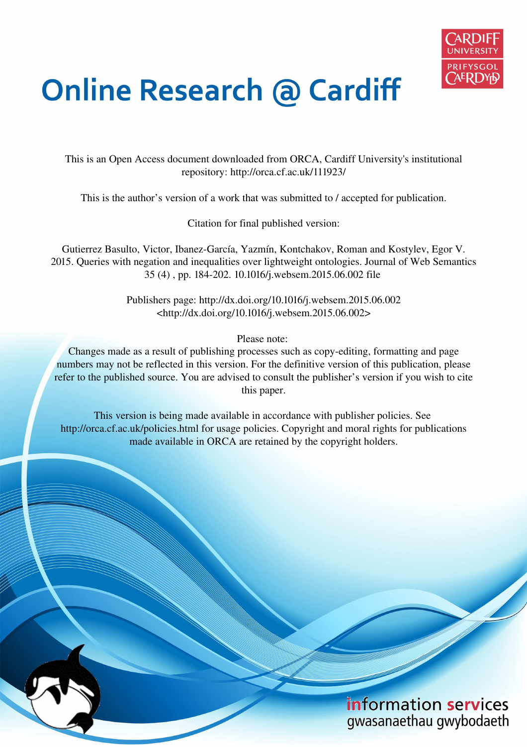# Online Research @ Cardiff

This is an Open Access document downloaded from ORCA, Cardiff University's institutional repository: http://orca.cf.ac.uk/111923/

This is the author's version of a work that was submitted to / accepted for publication.

Citation for final published version:

Gutierrez Basulto, Victor, Ibanez-García, Yazmín, Kontchakov, Roman and Kostylev, Egor V. 2015. Queries with negation and inequalities over lightweight ontologies. Journal of Web Semantics 35 (4) , pp. 184-202. 10.1016/j.websem.2015.06.002 file

Publishers page: http://dx.doi.org/10.1016/j.websem.2015.06.002 <http://dx.doi.org/10.1016/j.websem.2015.06.002>

Please note:
Changes made as a result of publishing processes such as copy-editing, formatting and page numbers may not be reflected in this version. For the definitive version of this publication, please refer to the published source. You are advised to consult the publisher's version if you wish to cite this paper.

This version is being made available in accordance with publisher policies. See http://orca.cf.ac.uk/policies.html for usage policies. Copyright and moral rights for publications made available in ORCA are retained by the copyright holders.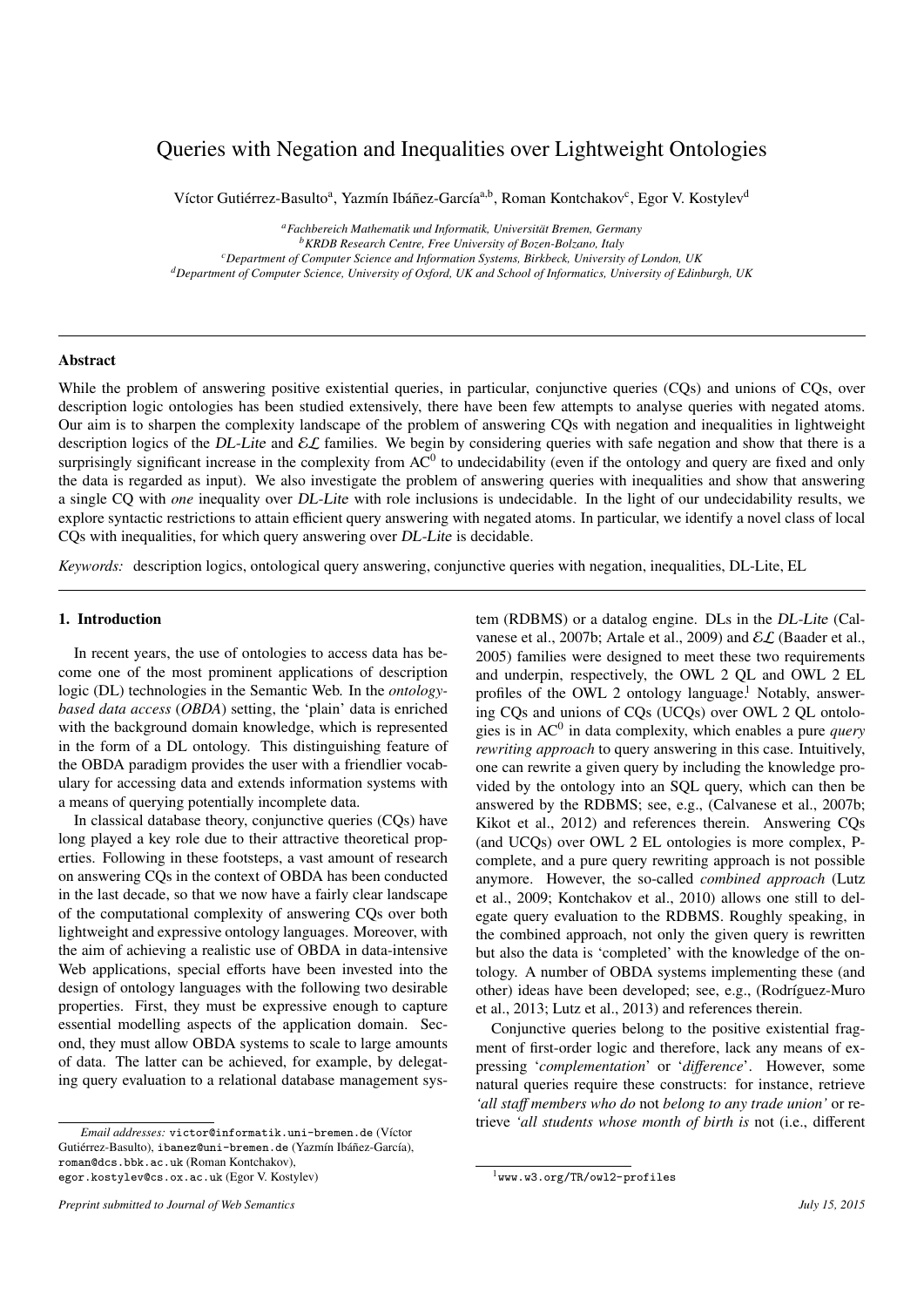# Queries with Negation and Inequalities over Lightweight Ontologies

Víctor Gutiérrez-Basulto[a], Yazmín Ibáñez-García[a,b], Roman Kontchakov[c], Egor V. Kostylev[d]

[a] *Fachbereich Mathematik und Informatik, Universität Bremen, Germany*
[b] *KRDB Research Centre, Free University of Bozen-Bolzano, Italy*
[c] *Department of Computer Science and Information Systems, Birkbeck, University of London, UK*
[d] *Department of Computer Science, University of Oxford, UK and School of Informatics, University of Edinburgh, UK*

---

## Abstract

While the problem of answering positive existential queries, in particular, conjunctive queries (CQs) and unions of CQs, over description logic ontologies has been studied extensively, there have been few attempts to analyse queries with negated atoms. Our aim is to sharpen the complexity landscape of the problem of answering CQs with negation and inequalities in lightweight description logics of the *DL-Lite* and $\mathcal{EL}$ families. We begin by considering queries with safe negation and show that there is a surprisingly significant increase in the complexity from $\mathrm{AC}^0$ to undecidability (even if the ontology and query are fixed and only the data is regarded as input). We also investigate the problem of answering queries with inequalities and show that answering a single CQ with *one* inequality over *DL-Lite* with role inclusions is undecidable. In the light of our undecidability results, we explore syntactic restrictions to attain efficient query answering with negated atoms. In particular, we identify a novel class of local CQs with inequalities, for which query answering over *DL-Lite* is decidable.

*Keywords:* description logics, ontological query answering, conjunctive queries with negation, inequalities, DL-Lite, EL

---

## 1. Introduction

In recent years, the use of ontologies to access data has become one of the most prominent applications of description logic (DL) technologies in the Semantic Web. In the *ontology-based data access* (*OBDA*) setting, the 'plain' data is enriched with the background domain knowledge, which is represented in the form of a DL ontology. This distinguishing feature of the OBDA paradigm provides the user with a friendlier vocabulary for accessing data and extends information systems with a means of querying potentially incomplete data.

In classical database theory, conjunctive queries (CQs) have long played a key role due to their attractive theoretical properties. Following in these footsteps, a vast amount of research on answering CQs in the context of OBDA has been conducted in the last decade, so that we now have a fairly clear landscape of the computational complexity of answering CQs over both lightweight and expressive ontology languages. Moreover, with the aim of achieving a realistic use of OBDA in data-intensive Web applications, special efforts have been invested into the design of ontology languages with the following two desirable properties. First, they must be expressive enough to capture essential modelling aspects of the application domain. Second, they must allow OBDA systems to scale to large amounts of data. The latter can be achieved, for example, by delegating query evaluation to a relational database management system (RDBMS) or a datalog engine. DLs in the *DL-Lite* (Calvanese et al., 2007b; Artale et al., 2009) and $\mathcal{EL}$ (Baader et al., 2005) families were designed to meet these two requirements and underpin, respectively, the OWL 2 QL and OWL 2 EL profiles of the OWL 2 ontology language.[1] Notably, answering CQs and unions of CQs (UCQs) over OWL 2 QL ontologies is in $\mathrm{AC}^0$ in data complexity, which enables a pure *query rewriting approach* to query answering in this case. Intuitively, one can rewrite a given query by including the knowledge provided by the ontology into an SQL query, which can then be answered by the RDBMS; see, e.g., (Calvanese et al., 2007b; Kikot et al., 2012) and references therein. Answering CQs (and UCQs) over OWL 2 EL ontologies is more complex, P-complete, and a pure query rewriting approach is not possible anymore. However, the so-called *combined approach* (Lutz et al., 2009; Kontchakov et al., 2010) allows one still to delegate query evaluation to the RDBMS. Roughly speaking, in the combined approach, not only the given query is rewritten but also the data is 'completed' with the knowledge of the ontology. A number of OBDA systems implementing these (and other) ideas have been developed; see, e.g., (Rodríguez-Muro et al., 2013; Lutz et al., 2013) and references therein.

Conjunctive queries belong to the positive existential fragment of first-order logic and therefore, lack any means of expressing '*complementation*' or '*difference*'. However, some natural queries require these constructs: for instance, retrieve *'all staff members who do* not *belong to any trade union'* or retrieve *'all students whose month of birth is* not (i.e., different

---

*Email addresses:* victor@informatik.uni-bremen.de (Víctor Gutiérrez-Basulto), ibanez@uni-bremen.de (Yazmín Ibáñez-García), roman@dcs.bbk.ac.uk (Roman Kontchakov), egor.kostylev@cs.ox.ac.uk (Egor V. Kostylev)

[1] www.w3.org/TR/owl2-profiles

*Preprint submitted to Journal of Web Semantics* *July 15, 2015*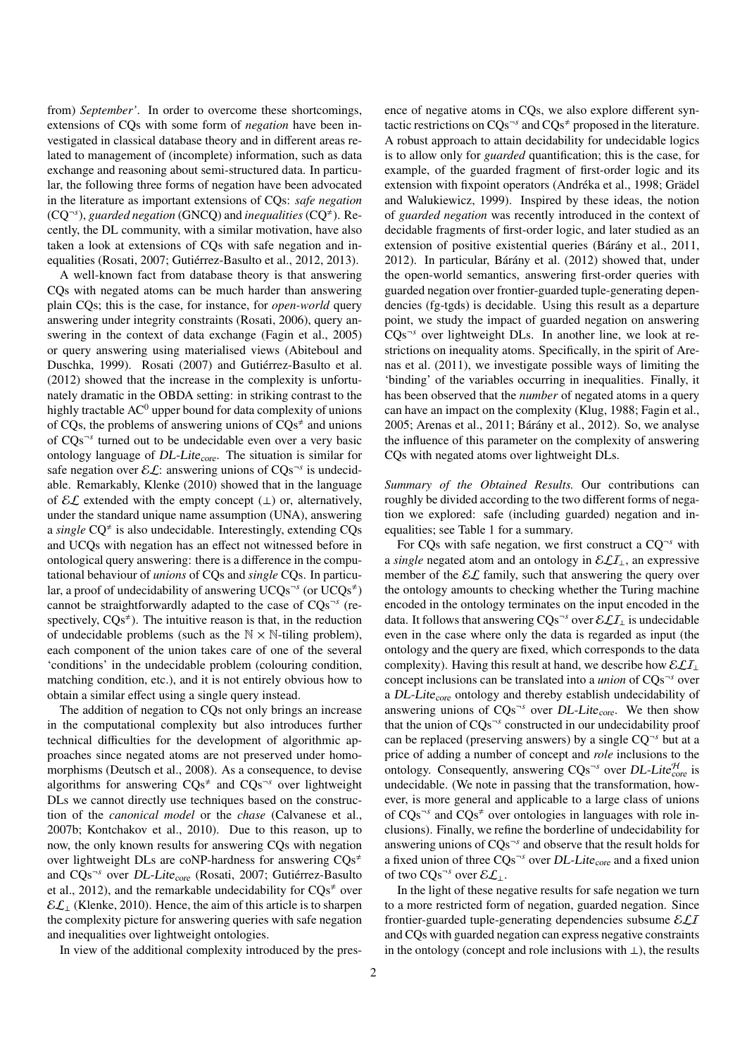from) *September*'. In order to overcome these shortcomings, extensions of CQs with some form of *negation* have been investigated in classical database theory and in different areas related to management of (incomplete) information, such as data exchange and reasoning about semi-structured data. In particular, the following three forms of negation have been advocated in the literature as important extensions of CQs: *safe negation* ($\mathrm{CQ}^{\neg s}$), *guarded negation* (GNCQ) and *inequalities* ($\mathrm{CQ}^{\neq}$). Recently, the DL community, with a similar motivation, have also taken a look at extensions of CQs with safe negation and inequalities (Rosati, 2007; Gutiérrez-Basulto et al., 2012, 2013).

A well-known fact from database theory is that answering CQs with negated atoms can be much harder than answering plain CQs; this is the case, for instance, for *open-world* query answering under integrity constraints (Rosati, 2006), query answering in the context of data exchange (Fagin et al., 2005) or query answering using materialised views (Abiteboul and Duschka, 1999). Rosati (2007) and Gutiérrez-Basulto et al. (2012) showed that the increase in the complexity is unfortunately dramatic in the OBDA setting: in striking contrast to the highly tractable $\mathrm{AC}^0$ upper bound for data complexity of unions of CQs, the problems of answering unions of $\mathrm{CQs}^{\neq}$ and unions of $\mathrm{CQs}^{\neg s}$ turned out to be undecidable even over a very basic ontology language of *DL-Lite*$_{\mathrm{core}}$. The situation is similar for safe negation over $\mathcal{EL}$: answering unions of $\mathrm{CQs}^{\neg s}$ is undecidable. Remarkably, Klenke (2010) showed that in the language of $\mathcal{EL}$ extended with the empty concept ($\bot$) or, alternatively, under the standard unique name assumption (UNA), answering a *single* $\mathrm{CQ}^{\neq}$ is also undecidable. Interestingly, extending CQs and UCQs with negation has an effect not witnessed before in ontological query answering: there is a difference in the computational behaviour of *unions* of CQs and *single* CQs. In particular, a proof of undecidability of answering $\mathrm{UCQs}^{\neg s}$ (or $\mathrm{UCQs}^{\neq}$) cannot be straightforwardly adapted to the case of $\mathrm{CQs}^{\neg s}$ (respectively, $\mathrm{CQs}^{\neq}$). The intuitive reason is that, in the reduction of undecidable problems (such as the $\mathbb{N} \times \mathbb{N}$-tiling problem), each component of the union takes care of one of the several 'conditions' in the undecidable problem (colouring condition, matching condition, etc.), and it is not entirely obvious how to obtain a similar effect using a single query instead.

The addition of negation to CQs not only brings an increase in the computational complexity but also introduces further technical difficulties for the development of algorithmic approaches since negated atoms are not preserved under homomorphisms (Deutsch et al., 2008). As a consequence, to devise algorithms for answering $\mathrm{CQs}^{\neq}$ and $\mathrm{CQs}^{\neg s}$ over lightweight DLs we cannot directly use techniques based on the construction of the *canonical model* or the *chase* (Calvanese et al., 2007b; Kontchakov et al., 2010). Due to this reason, up to now, the only known results for answering CQs with negation over lightweight DLs are coNP-hardness for answering $\mathrm{CQs}^{\neq}$ and $\mathrm{CQs}^{\neg s}$ over *DL-Lite*$_{\mathrm{core}}$ (Rosati, 2007; Gutiérrez-Basulto et al., 2012), and the remarkable undecidability for $\mathrm{CQs}^{\neq}$ over $\mathcal{EL}_{\bot}$ (Klenke, 2010). Hence, the aim of this article is to sharpen the complexity picture for answering queries with safe negation and inequalities over lightweight ontologies.

In view of the additional complexity introduced by the presence of negative atoms in CQs, we also explore different syntactic restrictions on $\mathrm{CQs}^{\neg s}$ and $\mathrm{CQs}^{\neq}$ proposed in the literature. A robust approach to attain decidability for undecidable logics is to allow only for *guarded* quantification; this is the case, for example, of the guarded fragment of first-order logic and its extension with fixpoint operators (Andréka et al., 1998; Grädel and Walukiewicz, 1999). Inspired by these ideas, the notion of *guarded negation* was recently introduced in the context of decidable fragments of first-order logic, and later studied as an extension of positive existential queries (Bárány et al., 2011, 2012). In particular, Bárány et al. (2012) showed that, under the open-world semantics, answering first-order queries with guarded negation over frontier-guarded tuple-generating dependencies (fg-tgds) is decidable. Using this result as a departure point, we study the impact of guarded negation on answering $\mathrm{CQs}^{\neg s}$ over lightweight DLs. In another line, we look at restrictions on inequality atoms. Specifically, in the spirit of Arenas et al. (2011), we investigate possible ways of limiting the 'binding' of the variables occurring in inequalities. Finally, it has been observed that the *number* of negated atoms in a query can have an impact on the complexity (Klug, 1988; Fagin et al., 2005; Arenas et al., 2011; Bárány et al., 2012). So, we analyse the influence of this parameter on the complexity of answering CQs with negated atoms over lightweight DLs.

*Summary of the Obtained Results.* Our contributions can roughly be divided according to the two different forms of negation we explored: safe (including guarded) negation and inequalities; see Table 1 for a summary.

For CQs with safe negation, we first construct a $\mathrm{CQ}^{\neg s}$ with a *single* negated atom and an ontology in $\mathcal{ELI}_{\bot}$, an expressive member of the $\mathcal{EL}$ family, such that answering the query over the ontology amounts to checking whether the Turing machine encoded in the ontology terminates on the input encoded in the data. It follows that answering $\mathrm{CQs}^{\neg s}$ over $\mathcal{ELI}_{\bot}$ is undecidable even in the case where only the data is regarded as input (the ontology and the query are fixed, which corresponds to the data complexity). Having this result at hand, we describe how $\mathcal{ELI}_{\bot}$ concept inclusions can be translated into a *union* of $\mathrm{CQs}^{\neg s}$ over a *DL-Lite*$_{\mathrm{core}}$ ontology and thereby establish undecidability of answering unions of $\mathrm{CQs}^{\neg s}$ over *DL-Lite*$_{\mathrm{core}}$. We then show that the union of $\mathrm{CQs}^{\neg s}$ constructed in our undecidability proof can be replaced (preserving answers) by a single $\mathrm{CQ}^{\neg s}$ but at a price of adding a number of concept and *role* inclusions to the ontology. Consequently, answering $\mathrm{CQs}^{\neg s}$ over *DL-Lite*$^{\mathcal{H}}_{\mathrm{core}}$ is undecidable. (We note in passing that the transformation, however, is more general and applicable to a large class of unions of $\mathrm{CQs}^{\neg s}$ and $\mathrm{CQs}^{\neq}$ over ontologies in languages with role inclusions.) Finally, we refine the borderline of undecidability for answering unions of $\mathrm{CQs}^{\neg s}$ and observe that the result holds for a fixed union of three $\mathrm{CQs}^{\neg s}$ over *DL-Lite*$_{\mathrm{core}}$ and a fixed union of two $\mathrm{CQs}^{\neg s}$ over $\mathcal{EL}_{\bot}$.

In the light of these negative results for safe negation we turn to a more restricted form of negation, guarded negation. Since frontier-guarded tuple-generating dependencies subsume $\mathcal{ELI}$ and CQs with guarded negation can express negative constraints in the ontology (concept and role inclusions with $\bot$), the results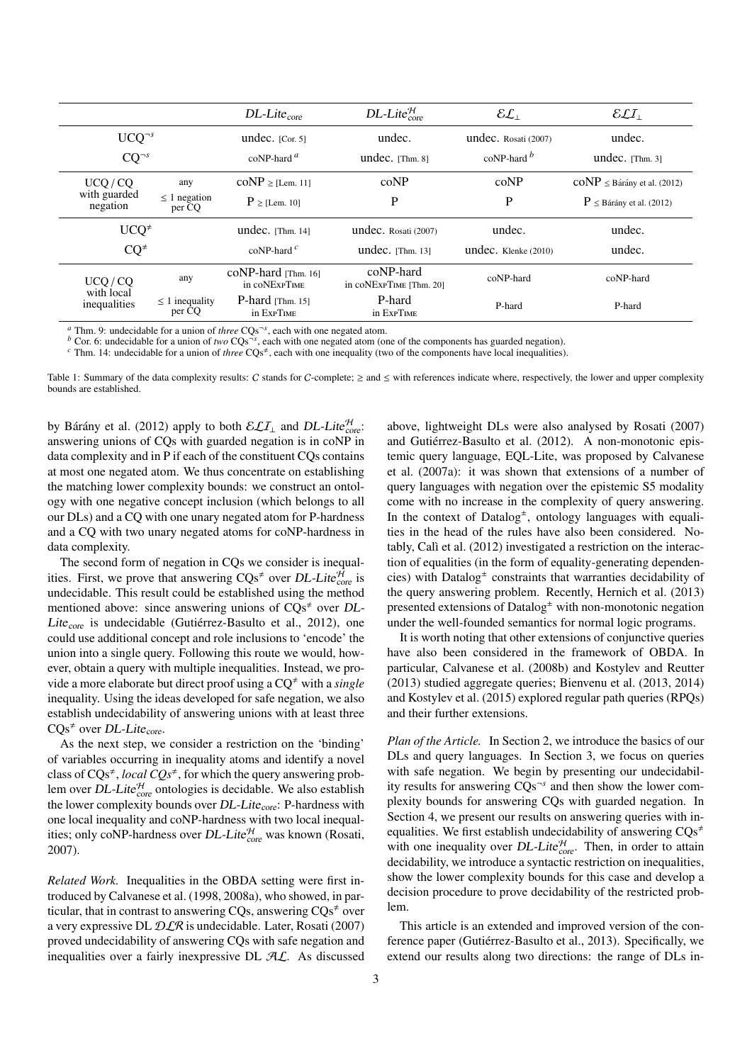| | | $DL\text{-}Lite_{core}$ | $DL\text{-}Lite^{\mathcal{H}}_{core}$ | $\mathcal{EL}_{\bot}$ | $\mathcal{ELI}_{\bot}$ |
|---|---|---|---|---|---|
| $UCQ^{\neg s}$ | | undec. [Cor. 5] | undec. | undec. Rosati (2007) | undec. |
| $CQ^{\neg s}$ | | coNP-hard [a] | undec. [Thm. 8] | coNP-hard [b] | undec. [Thm. 3] |
| UCQ / CQ with guarded negation | any | coNP ≥ [Lem. 11] | coNP | coNP | coNP ≤ Bárány et al. (2012) |
| | ≤ 1 negation per CQ | P ≥ [Lem. 10] | P | P | P ≤ Bárány et al. (2012) |
| $UCQ^{\neq}$ | | undec. [Thm. 14] | undec. Rosati (2007) | undec. | undec. |
| $CQ^{\neq}$ | | coNP-hard [c] | undec. [Thm. 13] | undec. Klenke (2010) | undec. |
| UCQ / CQ with local inequalities | any | coNP-hard [Thm. 16] in coNExpTime | coNP-hard in coNExpTime [Thm. 20] | coNP-hard | coNP-hard |
| | ≤ 1 inequality per CQ | P-hard [Thm. 15] in ExpTime | P-hard in ExpTime | P-hard | P-hard |

[a] Thm. 9: undecidable for a union of *three* $CQs^{\neg s}$, each with one negated atom.
[b] Cor. 6: undecidable for a union of *two* $CQs^{\neg s}$, each with one negated atom (one of the components has guarded negation).
[c] Thm. 14: undecidable for a union of *three* $CQs^{\neq}$, each with one inequality (two of the components have local inequalities).

Table 1: Summary of the data complexity results: $C$ stands for $C$-complete; ≥ and ≤ with references indicate where, respectively, the lower and upper complexity bounds are established.

by Bárány et al. (2012) apply to both $\mathcal{ELI}_{\bot}$ and $DL\text{-}Lite^{\mathcal{H}}_{core}$: answering unions of CQs with guarded negation is in coNP in data complexity and in P if each of the constituent CQs contains at most one negated atom. We thus concentrate on establishing the matching lower complexity bounds: we construct an ontology with one negative concept inclusion (which belongs to all our DLs) and a CQ with one unary negated atom for P-hardness and a CQ with two unary negated atoms for coNP-hardness in data complexity.

The second form of negation in CQs we consider is inequalities. First, we prove that answering $CQs^{\neq}$ over $DL\text{-}Lite^{\mathcal{H}}_{core}$ is undecidable. This result could be established using the method mentioned above: since answering unions of $CQs^{\neq}$ over $DL\text{-}Lite_{core}$ is undecidable (Gutiérrez-Basulto et al., 2012), one could use additional concept and role inclusions to 'encode' the union into a single query. Following this route we would, however, obtain a query with multiple inequalities. Instead, we provide a more elaborate but direct proof using a $CQ^{\neq}$ with a *single* inequality. Using the ideas developed for safe negation, we also establish undecidability of answering unions with at least three $CQs^{\neq}$ over $DL\text{-}Lite_{core}$.

As the next step, we consider a restriction on the 'binding' of variables occurring in inequality atoms and identify a novel class of $CQs^{\neq}$, *local* $CQs^{\neq}$, for which the query answering problem over $DL\text{-}Lite^{\mathcal{H}}_{core}$ ontologies is decidable. We also establish the lower complexity bounds over $DL\text{-}Lite_{core}$: P-hardness with one local inequality and coNP-hardness with two local inequalities; only coNP-hardness over $DL\text{-}Lite^{\mathcal{H}}_{core}$ was known (Rosati, 2007).

*Related Work.* Inequalities in the OBDA setting were first introduced by Calvanese et al. (1998, 2008a), who showed, in particular, that in contrast to answering CQs, answering $CQs^{\neq}$ over a very expressive DL $\mathcal{DLR}$ is undecidable. Later, Rosati (2007) proved undecidability of answering CQs with safe negation and inequalities over a fairly inexpressive DL $\mathcal{AL}$. As discussed above, lightweight DLs were also analysed by Rosati (2007) and Gutiérrez-Basulto et al. (2012). A non-monotonic epistemic query language, EQL-Lite, was proposed by Calvanese et al. (2007a): it was shown that extensions of a number of query languages with negation over the epistemic S5 modality come with no increase in the complexity of query answering. In the context of Datalog$^{\pm}$, ontology languages with equalities in the head of the rules have also been considered. Notably, Calì et al. (2012) investigated a restriction on the interaction of equalities (in the form of equality-generating dependencies) with Datalog$^{\pm}$ constraints that warranties decidability of the query answering problem. Recently, Hernich et al. (2013) presented extensions of Datalog$^{\pm}$ with non-monotonic negation under the well-founded semantics for normal logic programs.

It is worth noting that other extensions of conjunctive queries have also been considered in the framework of OBDA. In particular, Calvanese et al. (2008b) and Kostylev and Reutter (2013) studied aggregate queries; Bienvenu et al. (2013, 2014) and Kostylev et al. (2015) explored regular path queries (RPQs) and their further extensions.

*Plan of the Article.* In Section 2, we introduce the basics of our DLs and query languages. In Section 3, we focus on queries with safe negation. We begin by presenting our undecidability results for answering $CQs^{\neg s}$ and then show the lower complexity bounds for answering CQs with guarded negation. In Section 4, we present our results on answering queries with inequalities. We first establish undecidability of answering $CQs^{\neq}$ with one inequality over $DL\text{-}Lite^{\mathcal{H}}_{core}$. Then, in order to attain decidability, we introduce a syntactic restriction on inequalities, show the lower complexity bounds for this case and develop a decision procedure to prove decidability of the restricted problem.

This article is an extended and improved version of the conference paper (Gutiérrez-Basulto et al., 2013). Specifically, we extend our results along two directions: the range of DLs in-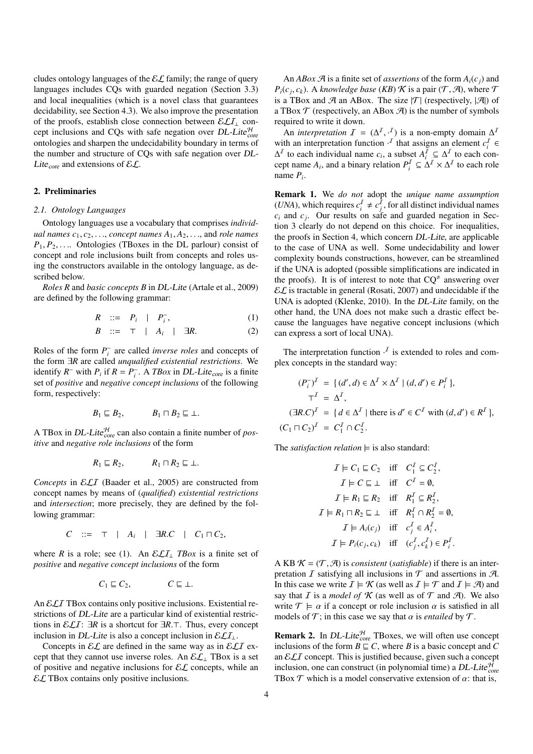cludes ontology languages of the $\mathcal{EL}$ family; the range of query languages includes CQs with guarded negation (Section 3.3) and local inequalities (which is a novel class that guarantees decidability, see Section 4.3). We also improve the presentation of the proofs, establish close connection between $\mathcal{ELI}_\bot$ concept inclusions and CQs with safe negation over *DL-Lite*$^{\mathcal{H}}_{\text{core}}$ ontologies and sharpen the undecidability boundary in terms of the number and structure of CQs with safe negation over *DL-Lite*$_{\text{core}}$ and extensions of $\mathcal{EL}$.

## 2. Preliminaries

### 2.1. Ontology Languages

Ontology languages use a vocabulary that comprises *individual names* $c_1, c_2, \ldots$, *concept names* $A_1, A_2, \ldots$, and *role names* $P_1, P_2, \ldots$. Ontologies (TBoxes in the DL parlour) consist of concept and role inclusions built from concepts and roles using the constructors available in the ontology language, as described below.

*Roles* $R$ and *basic concepts* $B$ in *DL-Lite* (Artale et al., 2009) are defined by the following grammar:

$$R \quad ::= \quad P_i \quad | \quad P_i^-, \tag{1}$$

$$B \quad ::= \quad \top \quad | \quad A_i \quad | \quad \exists R. \tag{2}$$

Roles of the form $P_i^-$ are called *inverse roles* and concepts of the form $\exists R$ are called *unqualified existential restrictions*. We identify $R^-$ with $P_i$ if $R = P_i^-$. A *TBox* in *DL-Lite*$_{\text{core}}$ is a finite set of *positive* and *negative concept inclusions* of the following form, respectively:

$$B_1 \sqsubseteq B_2, \qquad B_1 \sqcap B_2 \sqsubseteq \bot.$$

A TBox in *DL-Lite*$^{\mathcal{H}}_{\text{core}}$ can also contain a finite number of *positive* and *negative role inclusions* of the form

$$R_1 \sqsubseteq R_2, \qquad R_1 \sqcap R_2 \sqsubseteq \bot.$$

*Concepts* in $\mathcal{ELI}$ (Baader et al., 2005) are constructed from concept names by means of (*qualified*) *existential restrictions* and *intersection*; more precisely, they are defined by the following grammar:

$$C \quad ::= \quad \top \quad | \quad A_i \quad | \quad \exists R.C \quad | \quad C_1 \sqcap C_2,$$

where $R$ is a role; see (1). An $\mathcal{ELI}_\bot$ *TBox* is a finite set of *positive* and *negative concept inclusions* of the form

$$C_1 \sqsubseteq C_2, \qquad C \sqsubseteq \bot.$$

An $\mathcal{ELI}$ TBox contains only positive inclusions. Existential restrictions of *DL-Lite* are a particular kind of existential restrictions in $\mathcal{ELI}$: $\exists R$ is a shortcut for $\exists R.\top$. Thus, every concept inclusion in *DL-Lite* is also a concept inclusion in $\mathcal{ELI}_\bot$.

Concepts in $\mathcal{EL}$ are defined in the same way as in $\mathcal{ELI}$ except that they cannot use inverse roles. An $\mathcal{EL}_\bot$ TBox is a set of positive and negative inclusions for $\mathcal{EL}$ concepts, while an $\mathcal{EL}$ TBox contains only positive inclusions.

An *ABox* $\mathcal{A}$ is a finite set of *assertions* of the form $A_i(c_j)$ and $P_i(c_j, c_k)$. A *knowledge base* (*KB*) $\mathcal{K}$ is a pair $(\mathcal{T}, \mathcal{A})$, where $\mathcal{T}$ is a TBox and $\mathcal{A}$ an ABox. The size $|\mathcal{T}|$ (respectively, $|\mathcal{A}|$) of a TBox $\mathcal{T}$ (respectively, an ABox $\mathcal{A}$) is the number of symbols required to write it down.

An *interpretation* $\mathcal{I} = (\Delta^\mathcal{I}, \cdot^\mathcal{I})$ is a non-empty domain $\Delta^\mathcal{I}$ with an interpretation function $\cdot^\mathcal{I}$ that assigns an element $c_i^\mathcal{I} \in \Delta^\mathcal{I}$ to each individual name $c_i$, a subset $A_i^\mathcal{I} \subseteq \Delta^\mathcal{I}$ to each concept name $A_i$, and a binary relation $P_i^\mathcal{I} \subseteq \Delta^\mathcal{I} \times \Delta^\mathcal{I}$ to each role name $P_i$.

**Remark 1.** We *do not* adopt the *unique name assumption* (*UNA*), which requires $c_i^\mathcal{I} \neq c_j^\mathcal{I}$, for all distinct individual names $c_i$ and $c_j$. Our results on safe and guarded negation in Section 3 clearly do not depend on this choice. For inequalities, the proofs in Section 4, which concern *DL-Lite*, are applicable to the case of UNA as well. Some undecidability and lower complexity bounds constructions, however, can be streamlined if the UNA is adopted (possible simplifications are indicated in the proofs). It is of interest to note that CQ$^{\neq}$ answering over $\mathcal{EL}$ is tractable in general (Rosati, 2007) and undecidable if the UNA is adopted (Klenke, 2010). In the *DL-Lite* family, on the other hand, the UNA does not make such a drastic effect because the languages have negative concept inclusions (which can express a sort of local UNA).

The interpretation function $\cdot^\mathcal{I}$ is extended to roles and complex concepts in the standard way:

$$\begin{aligned}
(P_i^-)^\mathcal{I} &= \{ (d', d) \in \Delta^\mathcal{I} \times \Delta^\mathcal{I} \mid (d, d') \in P_i^\mathcal{I} \},\\
\top^\mathcal{I} &= \Delta^\mathcal{I},\\
(\exists R.C)^\mathcal{I} &= \{ d \in \Delta^\mathcal{I} \mid \text{there is } d' \in C^\mathcal{I} \text{ with } (d, d') \in R^\mathcal{I} \},\\
(C_1 \sqcap C_2)^\mathcal{I} &= C_1^\mathcal{I} \cap C_2^\mathcal{I}.
\end{aligned}$$

The *satisfaction relation* $\models$ is also standard:

$$\begin{aligned}
\mathcal{I} \models C_1 \sqsubseteq C_2 \quad &\text{iff} \quad C_1^\mathcal{I} \subseteq C_2^\mathcal{I},\\
\mathcal{I} \models C \sqsubseteq \bot \quad &\text{iff} \quad C^\mathcal{I} = \emptyset,\\
\mathcal{I} \models R_1 \sqsubseteq R_2 \quad &\text{iff} \quad R_1^\mathcal{I} \subseteq R_2^\mathcal{I},\\
\mathcal{I} \models R_1 \sqcap R_2 \sqsubseteq \bot \quad &\text{iff} \quad R_1^\mathcal{I} \cap R_2^\mathcal{I} = \emptyset,\\
\mathcal{I} \models A_i(c_j) \quad &\text{iff} \quad c_j^\mathcal{I} \in A_i^\mathcal{I},\\
\mathcal{I} \models P_i(c_j, c_k) \quad &\text{iff} \quad (c_j^\mathcal{I}, c_k^\mathcal{I}) \in P_i^\mathcal{I}.
\end{aligned}$$

A KB $\mathcal{K} = (\mathcal{T}, \mathcal{A})$ is *consistent* (*satisfiable*) if there is an interpretation $\mathcal{I}$ satisfying all inclusions in $\mathcal{T}$ and assertions in $\mathcal{A}$. In this case we write $\mathcal{I} \models \mathcal{K}$ (as well as $\mathcal{I} \models \mathcal{T}$ and $\mathcal{I} \models \mathcal{A}$) and say that $\mathcal{I}$ is a *model of* $\mathcal{K}$ (as well as of $\mathcal{T}$ and $\mathcal{A}$). We also write $\mathcal{T} \models \alpha$ if a concept or role inclusion $\alpha$ is satisfied in all models of $\mathcal{T}$; in this case we say that $\alpha$ is *entailed* by $\mathcal{T}$.

**Remark 2.** In *DL-Lite*$^{\mathcal{H}}_{\text{core}}$ TBoxes, we will often use concept inclusions of the form $B \sqsubseteq C$, where $B$ is a basic concept and $C$ an $\mathcal{ELI}$ concept. This is justified because, given such a concept inclusion, one can construct (in polynomial time) a *DL-Lite*$^{\mathcal{H}}_{\text{core}}$ TBox $\mathcal{T}$ which is a model conservative extension of $\alpha$: that is,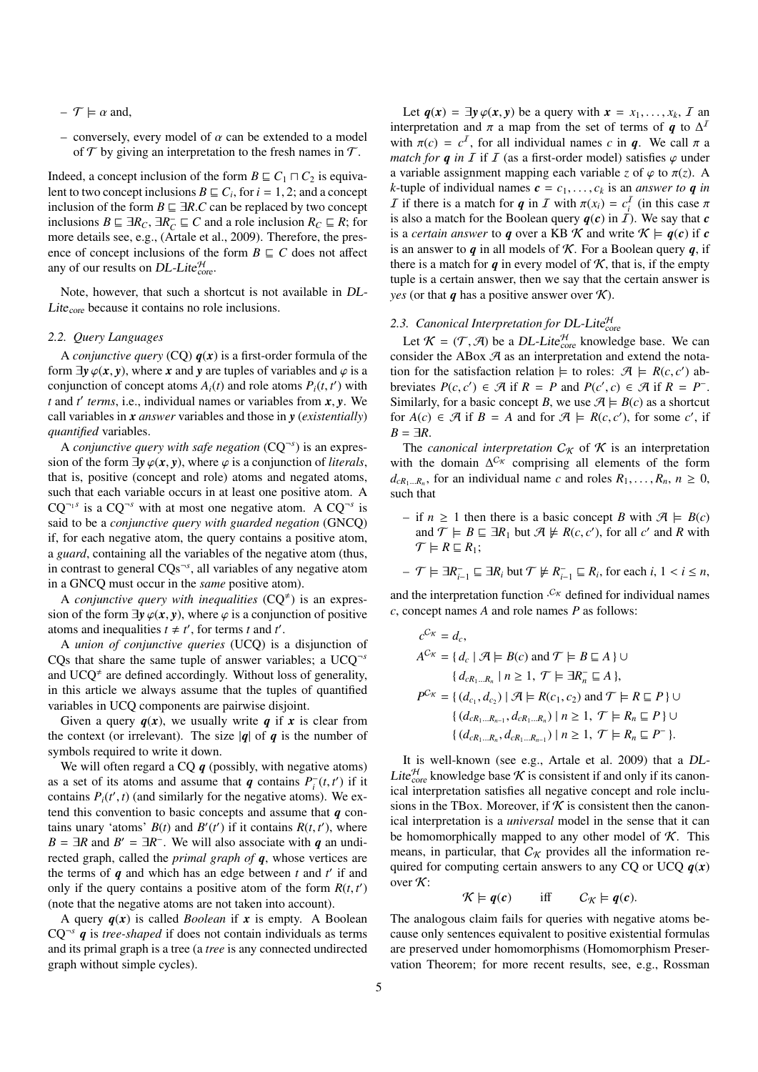– $\mathcal{T} \models \alpha$ and,

– conversely, every model of $\alpha$ can be extended to a model of $\mathcal{T}$ by giving an interpretation to the fresh names in $\mathcal{T}$.

Indeed, a concept inclusion of the form $B \sqsubseteq C_1 \sqcap C_2$ is equivalent to two concept inclusions $B \sqsubseteq C_i$, for $i = 1, 2$; and a concept inclusion of the form $B \sqsubseteq \exists R.C$ can be replaced by two concept inclusions $B \sqsubseteq \exists R_C$, $\exists R_C^- \sqsubseteq C$ and a role inclusion $R_C \sqsubseteq R$; for more details see, e.g., (Artale et al., 2009). Therefore, the presence of concept inclusions of the form $B \sqsubseteq C$ does not affect any of our results on *DL-Lite*$^{\mathcal{H}}_{core}$.

Note, however, that such a shortcut is not available in *DL-Lite*$_{core}$ because it contains no role inclusions.

### 2.2. Query Languages

A *conjunctive query* (CQ) $\boldsymbol{q}(\boldsymbol{x})$ is a first-order formula of the form $\exists \boldsymbol{y}\, \varphi(\boldsymbol{x}, \boldsymbol{y})$, where $\boldsymbol{x}$ and $\boldsymbol{y}$ are tuples of variables and $\varphi$ is a conjunction of concept atoms $A_i(t)$ and role atoms $P_i(t, t')$ with $t$ and $t'$ *terms*, i.e., individual names or variables from $\boldsymbol{x}, \boldsymbol{y}$. We call variables in $\boldsymbol{x}$ *answer* variables and those in $\boldsymbol{y}$ (*existentially*) *quantified* variables.

A *conjunctive query with safe negation* (CQ$^{\neg s}$) is an expression of the form $\exists \boldsymbol{y}\, \varphi(\boldsymbol{x}, \boldsymbol{y})$, where $\varphi$ is a conjunction of *literals*, that is, positive (concept and role) atoms and negated atoms, such that each variable occurs in at least one positive atom. A CQ$^{\neg_1 s}$ is a CQ$^{\neg s}$ with at most one negative atom. A CQ$^{\neg s}$ is said to be a *conjunctive query with guarded negation* (GNCQ) if, for each negative atom, the query contains a positive atom, a *guard*, containing all the variables of the negative atom (thus, in contrast to general CQs$^{\neg s}$, all variables of any negative atom in a GNCQ must occur in the *same* positive atom).

A *conjunctive query with inequalities* (CQ$^{\neq}$) is an expression of the form $\exists \boldsymbol{y}\, \varphi(\boldsymbol{x}, \boldsymbol{y})$, where $\varphi$ is a conjunction of positive atoms and inequalities $t \neq t'$, for terms $t$ and $t'$.

A *union of conjunctive queries* (UCQ) is a disjunction of CQs that share the same tuple of answer variables; a UCQ$^{\neg s}$ and UCQ$^{\neq}$ are defined accordingly. Without loss of generality, in this article we always assume that the tuples of quantified variables in UCQ components are pairwise disjoint.

Given a query $\boldsymbol{q}(\boldsymbol{x})$, we usually write $\boldsymbol{q}$ if $\boldsymbol{x}$ is clear from the context (or irrelevant). The size $|\boldsymbol{q}|$ of $\boldsymbol{q}$ is the number of symbols required to write it down.

We will often regard a CQ $\boldsymbol{q}$ (possibly, with negative atoms) as a set of its atoms and assume that $\boldsymbol{q}$ contains $P_i^-(t, t')$ if it contains $P_i(t', t)$ (and similarly for the negative atoms). We extend this convention to basic concepts and assume that $\boldsymbol{q}$ contains unary 'atoms' $B(t)$ and $B'(t')$ if it contains $R(t, t')$, where $B = \exists R$ and $B' = \exists R^-$. We will also associate with $\boldsymbol{q}$ an undirected graph, called the *primal graph of* $\boldsymbol{q}$, whose vertices are the terms of $\boldsymbol{q}$ and which has an edge between $t$ and $t'$ if and only if the query contains a positive atom of the form $R(t, t')$ (note that the negative atoms are not taken into account).

A query $\boldsymbol{q}(\boldsymbol{x})$ is called *Boolean* if $\boldsymbol{x}$ is empty. A Boolean CQ$^{\neg s}$ $\boldsymbol{q}$ is *tree-shaped* if does not contain individuals as terms and its primal graph is a tree (a *tree* is any connected undirected graph without simple cycles).

Let $\boldsymbol{q}(\boldsymbol{x}) = \exists \boldsymbol{y}\, \varphi(\boldsymbol{x}, \boldsymbol{y})$ be a query with $\boldsymbol{x} = x_1, \dots, x_k$, $\mathcal{I}$ an interpretation and $\pi$ a map from the set of terms of $\boldsymbol{q}$ to $\Delta^{\mathcal{I}}$ with $\pi(c) = c^{\mathcal{I}}$, for all individual names $c$ in $\boldsymbol{q}$. We call $\pi$ a *match for* $\boldsymbol{q}$ *in* $\mathcal{I}$ if $\mathcal{I}$ (as a first-order model) satisfies $\varphi$ under a variable assignment mapping each variable $z$ of $\varphi$ to $\pi(z)$. A $k$-tuple of individual names $\boldsymbol{c} = c_1, \dots, c_k$ is an *answer to* $\boldsymbol{q}$ *in* $\mathcal{I}$ if there is a match for $\boldsymbol{q}$ in $\mathcal{I}$ with $\pi(x_i) = c_i^{\mathcal{I}}$ (in this case $\pi$ is also a match for the Boolean query $\boldsymbol{q}(\boldsymbol{c})$ in $\mathcal{I}$). We say that $\boldsymbol{c}$ is a *certain answer* to $\boldsymbol{q}$ over a KB $\mathcal{K}$ and write $\mathcal{K} \models \boldsymbol{q}(\boldsymbol{c})$ if $\boldsymbol{c}$ is an answer to $\boldsymbol{q}$ in all models of $\mathcal{K}$. For a Boolean query $\boldsymbol{q}$, if there is a match for $\boldsymbol{q}$ in every model of $\mathcal{K}$, that is, if the empty tuple is a certain answer, then we say that the certain answer is *yes* (or that $\boldsymbol{q}$ has a positive answer over $\mathcal{K}$).

### 2.3. Canonical Interpretation for DL-Lite$^{\mathcal{H}}_{core}$

Let $\mathcal{K} = (\mathcal{T}, \mathcal{A})$ be a *DL-Lite*$^{\mathcal{H}}_{core}$ knowledge base. We can consider the ABox $\mathcal{A}$ as an interpretation and extend the notation for the satisfaction relation $\models$ to roles: $\mathcal{A} \models R(c, c')$ abbreviates $P(c, c') \in \mathcal{A}$ if $R = P$ and $P(c', c) \in \mathcal{A}$ if $R = P^-$. Similarly, for a basic concept $B$, we use $\mathcal{A} \models B(c)$ as a shortcut for $A(c) \in \mathcal{A}$ if $B = A$ and for $\mathcal{A} \models R(c, c')$, for some $c'$, if $B = \exists R$.

The *canonical interpretation* $\mathcal{C}_{\mathcal{K}}$ of $\mathcal{K}$ is an interpretation with the domain $\Delta^{\mathcal{C}_{\mathcal{K}}}$ comprising all elements of the form $d_{cR_1\dots R_n}$, for an individual name $c$ and roles $R_1, \dots, R_n$, $n \geq 0$, such that

– if $n \geq 1$ then there is a basic concept $B$ with $\mathcal{A} \models B(c)$ and $\mathcal{T} \models B \sqsubseteq \exists R_1$ but $\mathcal{A} \not\models R(c, c')$, for all $c'$ and $R$ with $\mathcal{T} \models R \sqsubseteq R_1$;

– $\mathcal{T} \models \exists R_{i-1}^- \sqsubseteq \exists R_i$ but $\mathcal{T} \not\models R_{i-1}^- \sqsubseteq R_i$, for each $i$, $1 < i \leq n$,

and the interpretation function $\cdot^{\mathcal{C}_{\mathcal{K}}}$ defined for individual names $c$, concept names $A$ and role names $P$ as follows:

$$
\begin{aligned}
c^{\mathcal{C}_{\mathcal{K}}} &= d_c, \\
A^{\mathcal{C}_{\mathcal{K}}} &= \{\, d_c \mid \mathcal{A} \models B(c) \text{ and } \mathcal{T} \models B \sqsubseteq A \,\} \cup \\
&\quad\ \{\, d_{cR_1\dots R_n} \mid n \geq 1,\ \mathcal{T} \models \exists R_n^- \sqsubseteq A \,\}, \\
P^{\mathcal{C}_{\mathcal{K}}} &= \{\, (d_{c_1}, d_{c_2}) \mid \mathcal{A} \models R(c_1, c_2) \text{ and } \mathcal{T} \models R \sqsubseteq P \,\} \cup \\
&\quad\ \{\, (d_{cR_1\dots R_{n-1}}, d_{cR_1\dots R_n}) \mid n \geq 1,\ \mathcal{T} \models R_n \sqsubseteq P \,\} \cup \\
&\quad\ \{\, (d_{cR_1\dots R_n}, d_{cR_1\dots R_{n-1}}) \mid n \geq 1,\ \mathcal{T} \models R_n \sqsubseteq P^- \,\}.
\end{aligned}
$$

It is well-known (see e.g., Artale et al. 2009) that a *DL-Lite*$^{\mathcal{H}}_{core}$ knowledge base $\mathcal{K}$ is consistent if and only if its canonical interpretation satisfies all negative concept and role inclusions in the TBox. Moreover, if $\mathcal{K}$ is consistent then the canonical interpretation is a *universal* model in the sense that it can be homomorphically mapped to any other model of $\mathcal{K}$. This means, in particular, that $\mathcal{C}_{\mathcal{K}}$ provides all the information required for computing certain answers to any CQ or UCQ $\boldsymbol{q}(\boldsymbol{x})$ over $\mathcal{K}$:

$$
\mathcal{K} \models \boldsymbol{q}(\boldsymbol{c}) \qquad \text{iff} \qquad \mathcal{C}_{\mathcal{K}} \models \boldsymbol{q}(\boldsymbol{c}).
$$

The analogous claim fails for queries with negative atoms because only sentences equivalent to positive existential formulas are preserved under homomorphisms (Homomorphism Preservation Theorem; for more recent results, see, e.g., Rossman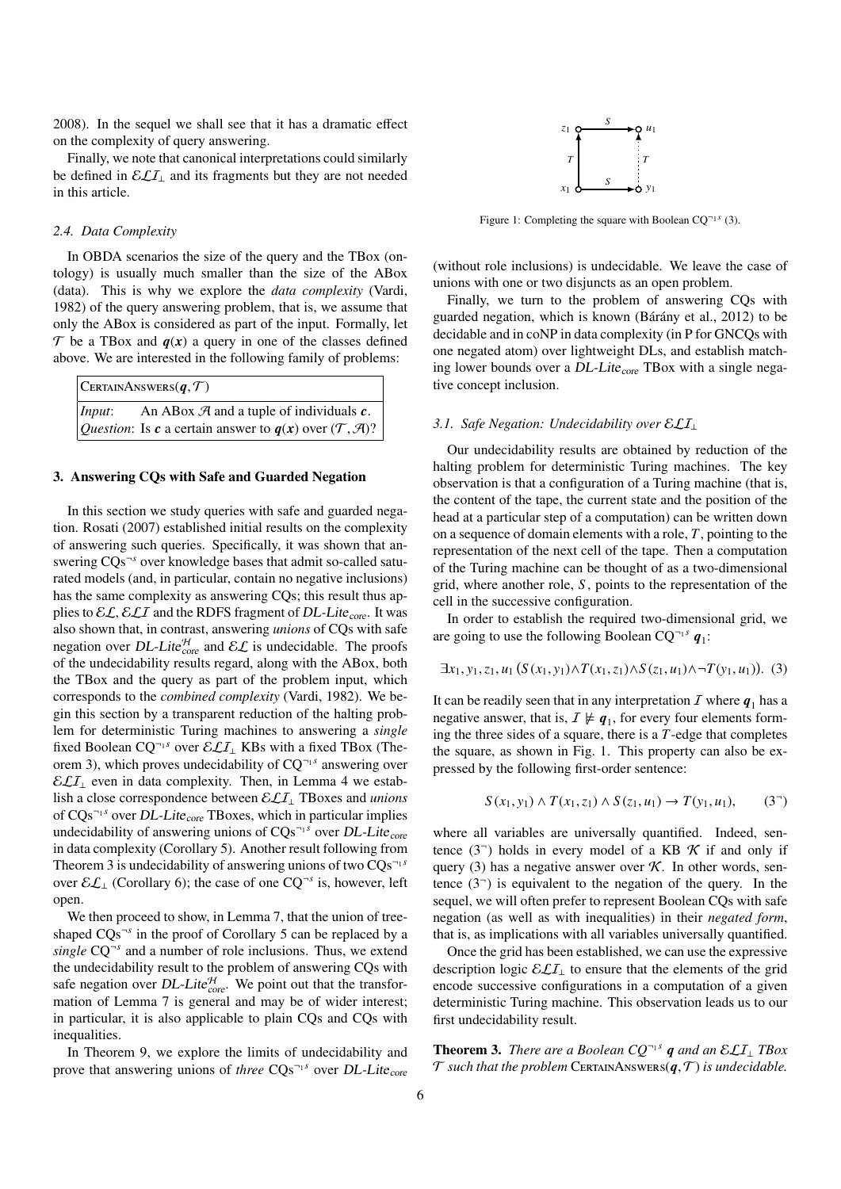2008). In the sequel we shall see that it has a dramatic effect on the complexity of query answering.

Finally, we note that canonical interpretations could similarly be defined in $\mathcal{ELI}_\bot$ and its fragments but they are not needed in this article.

### 2.4. Data Complexity

In OBDA scenarios the size of the query and the TBox (ontology) is usually much smaller than the size of the ABox (data). This is why we explore the *data complexity* (Vardi, 1982) of the query answering problem, that is, we assume that only the ABox is considered as part of the input. Formally, let $\mathcal{T}$ be a TBox and $\boldsymbol{q}(\boldsymbol{x})$ a query in one of the classes defined above. We are interested in the following family of problems:

| CertainAnswers($\boldsymbol{q}, \mathcal{T}$) |
|---|
| *Input*: An ABox $\mathcal{A}$ and a tuple of individuals $\boldsymbol{c}$. |
| *Question*: Is $\boldsymbol{c}$ a certain answer to $\boldsymbol{q}(\boldsymbol{x})$ over $(\mathcal{T}, \mathcal{A})$? |

## 3. Answering CQs with Safe and Guarded Negation

In this section we study queries with safe and guarded negation. Rosati (2007) established initial results on the complexity of answering such queries. Specifically, it was shown that answering CQs$^{\neg s}$ over knowledge bases that admit so-called saturated models (and, in particular, contain no negative inclusions) has the same complexity as answering CQs; this result thus applies to $\mathcal{EL}$, $\mathcal{ELI}$ and the RDFS fragment of *DL-Lite*$_{\text{core}}$. It was also shown that, in contrast, answering *unions* of CQs with safe negation over *DL-Lite*$^{\mathcal{H}}_{\text{core}}$ and $\mathcal{EL}$ is undecidable. The proofs of the undecidability results regard, along with the ABox, both the TBox and the query as part of the problem input, which corresponds to the *combined complexity* (Vardi, 1982). We begin this section by a transparent reduction of the halting problem for deterministic Turing machines to answering a *single* fixed Boolean CQ$^{\neg s}$ over $\mathcal{ELI}_\bot$ KBs with a fixed TBox (Theorem 3), which proves undecidability of CQ$^{\neg s}$ answering over $\mathcal{ELI}_\bot$ even in data complexity. Then, in Lemma 4 we establish a close correspondence between $\mathcal{ELI}_\bot$ TBoxes and *unions* of CQs$^{\neg s}$ over *DL-Lite*$_{\text{core}}$ TBoxes, which in particular implies undecidability of answering unions of CQs$^{\neg s}$ over *DL-Lite*$_{\text{core}}$ in data complexity (Corollary 5). Another result following from Theorem 3 is undecidability of answering unions of two CQs$^{\neg s}$ over $\mathcal{EL}_\bot$ (Corollary 6); the case of one CQ$^{\neg s}$ is, however, left open.

We then proceed to show, in Lemma 7, that the union of tree-shaped CQs$^{\neg s}$ in the proof of Corollary 5 can be replaced by a *single* CQ$^{\neg s}$ and a number of role inclusions. Thus, we extend the undecidability result to the problem of answering CQs with safe negation over *DL-Lite*$^{\mathcal{H}}_{\text{core}}$. We point out that the transformation of Lemma 7 is general and may be of wider interest; in particular, it is also applicable to plain CQs and CQs with inequalities.

In Theorem 9, we explore the limits of undecidability and prove that answering unions of *three* CQs$^{\neg s}$ over *DL-Lite*$_{\text{core}}$ (without role inclusions) is undecidable. We leave the case of unions with one or two disjuncts as an open problem.

Finally, we turn to the problem of answering CQs with guarded negation, which is known (Bárány et al., 2012) to be decidable and in coNP in data complexity (in P for GNCQs with one negated atom) over lightweight DLs, and establish matching lower bounds over a *DL-Lite*$_{\text{core}}$ TBox with a single negative concept inclusion.

### 3.1. Safe Negation: Undecidability over $\mathcal{ELI}_\bot$

Our undecidability results are obtained by reduction of the halting problem for deterministic Turing machines. The key observation is that a configuration of a Turing machine (that is, the content of the tape, the current state and the position of the head at a particular step of a computation) can be written down on a sequence of domain elements with a role, $T$, pointing to the representation of the next cell of the tape. Then a computation of the Turing machine can be thought of as a two-dimensional grid, where another role, $S$, points to the representation of the cell in the successive configuration.

In order to establish the required two-dimensional grid, we are going to use the following Boolean CQ$^{\neg s}$ $\boldsymbol{q}_1$:

$$\exists x_1, y_1, z_1, u_1\, (S(x_1, y_1) \wedge T(x_1, z_1) \wedge S(z_1, u_1) \wedge \neg T(y_1, u_1)). \quad (3)$$

Figure 1: Completing the square with Boolean CQ$^{\neg s}$ (3).

It can be readily seen that in any interpretation $\mathcal{I}$ where $\boldsymbol{q}_1$ has a negative answer, that is, $\mathcal{I} \not\models \boldsymbol{q}_1$, for every four elements forming the three sides of a square, there is a $T$-edge that completes the square, as shown in Fig. 1. This property can also be expressed by the following first-order sentence:

$$S(x_1, y_1) \wedge T(x_1, z_1) \wedge S(z_1, u_1) \to T(y_1, u_1), \qquad (3^{\neg})$$

where all variables are universally quantified. Indeed, sentence ($3^{\neg}$) holds in every model of a KB $\mathcal{K}$ if and only if query (3) has a negative answer over $\mathcal{K}$. In other words, sentence ($3^{\neg}$) is equivalent to the negation of the query. In the sequel, we will often prefer to represent Boolean CQs with safe negation (as well as with inequalities) in their *negated form*, that is, as implications with all variables universally quantified.

Once the grid has been established, we can use the expressive description logic $\mathcal{ELI}_\bot$ to ensure that the elements of the grid encode successive configurations in a computation of a given deterministic Turing machine. This observation leads us to our first undecidability result.

**Theorem 3.** *There are a Boolean CQ*$^{\neg s}$ $\boldsymbol{q}$ *and an* $\mathcal{ELI}_\bot$ *TBox* $\mathcal{T}$ *such that the problem* CertainAnswers($\boldsymbol{q}, \mathcal{T}$) *is undecidable.*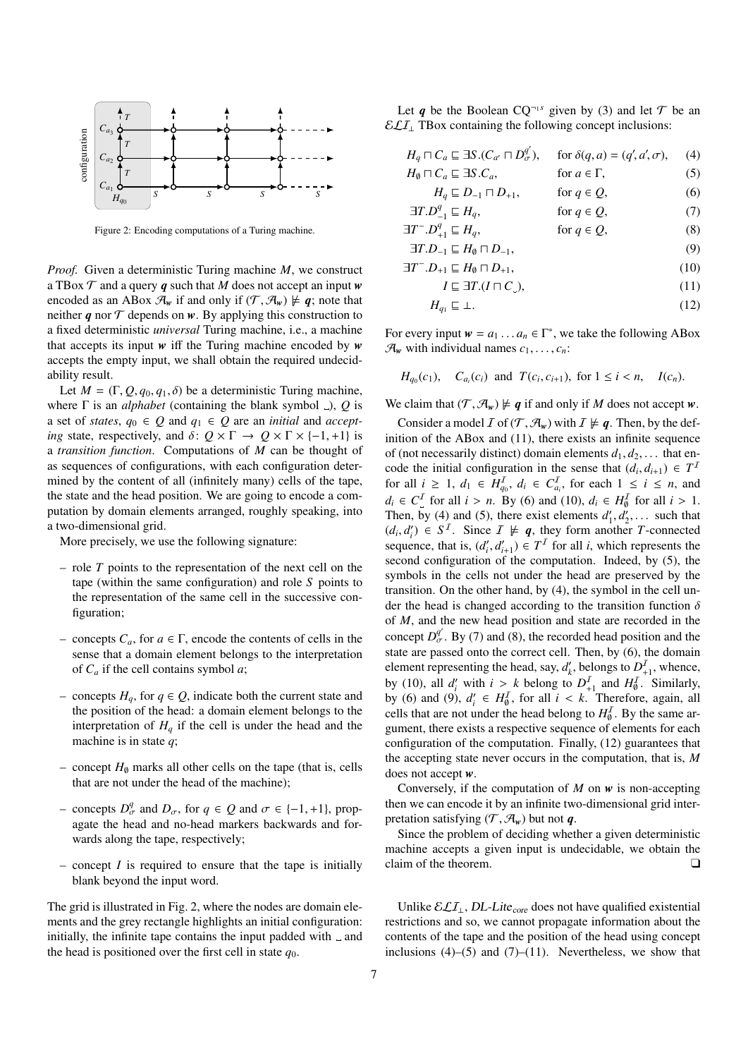Figure 2: Encoding computations of a Turing machine.

*Proof.* Given a deterministic Turing machine $M$, we construct a TBox $\mathcal{T}$ and a query $\boldsymbol{q}$ such that $M$ does not accept an input $\boldsymbol{w}$ encoded as an ABox $\mathcal{A}_{\boldsymbol{w}}$ if and only if $(\mathcal{T}, \mathcal{A}_{\boldsymbol{w}}) \not\models \boldsymbol{q}$; note that neither $\boldsymbol{q}$ nor $\mathcal{T}$ depends on $\boldsymbol{w}$. By applying this construction to a fixed deterministic *universal* Turing machine, i.e., a machine that accepts its input $\boldsymbol{w}$ iff the Turing machine encoded by $\boldsymbol{w}$ accepts the empty input, we shall obtain the required undecidability result.

Let $M = (\Gamma, Q, q_0, q_1, \delta)$ be a deterministic Turing machine, where $\Gamma$ is an *alphabet* (containing the blank symbol $\llcorner\lrcorner$), $Q$ is a set of *states*, $q_0 \in Q$ and $q_1 \in Q$ are an *initial* and *accepting* state, respectively, and $\delta \colon Q \times \Gamma \to Q \times \Gamma \times \{-1, +1\}$ is a *transition function*. Computations of $M$ can be thought of as sequences of configurations, with each configuration determined by the content of all (infinitely many) cells of the tape, the state and the head position. We are going to encode a computation by domain elements arranged, roughly speaking, into a two-dimensional grid.

More precisely, we use the following signature:

– role $T$ points to the representation of the next cell on the tape (within the same configuration) and role $S$ points to the representation of the same cell in the successive configuration;

– concepts $C_a$, for $a \in \Gamma$, encode the contents of cells in the sense that a domain element belongs to the interpretation of $C_a$ if the cell contains symbol $a$;

– concepts $H_q$, for $q \in Q$, indicate both the current state and the position of the head: a domain element belongs to the interpretation of $H_q$ if the cell is under the head and the machine is in state $q$;

– concept $H_\emptyset$ marks all other cells on the tape (that is, cells that are not under the head of the machine);

– concepts $D^q_\sigma$ and $D_\sigma$, for $q \in Q$ and $\sigma \in \{-1, +1\}$, propagate the head and no-head markers backwards and forwards along the tape, respectively;

– concept $I$ is required to ensure that the tape is initially blank beyond the input word.

The grid is illustrated in Fig. 2, where the nodes are domain elements and the grey rectangle highlights an initial configuration: initially, the infinite tape contains the input padded with $\llcorner\lrcorner$ and the head is positioned over the first cell in state $q_0$.

Let $\boldsymbol{q}$ be the Boolean CQ$^{\neg s}$ given by (3) and let $\mathcal{T}$ be an $\mathcal{ELI}_\bot$ TBox containing the following concept inclusions:

$$H_q \sqcap C_a \sqsubseteq \exists S.(C_{a'} \sqcap D^{q'}_\sigma), \quad \text{for } \delta(q, a) = (q', a', \sigma), \tag{4}$$

$$H_\emptyset \sqcap C_a \sqsubseteq \exists S.C_a, \quad \text{for } a \in \Gamma, \tag{5}$$

$$H_q \sqsubseteq D_{-1} \sqcap D_{+1}, \quad \text{for } q \in Q, \tag{6}$$

$$\exists T.D^q_{-1} \sqsubseteq H_q, \quad \text{for } q \in Q, \tag{7}$$

$$\exists T^-.D^q_{+1} \sqsubseteq H_q, \quad \text{for } q \in Q, \tag{8}$$

$$\exists T.D_{-1} \sqsubseteq H_\emptyset \sqcap D_{-1}, \tag{9}$$

$$\exists T^-.D_{+1} \sqsubseteq H_\emptyset \sqcap D_{+1}, \tag{10}$$

$$I \sqsubseteq \exists T.(I \sqcap C_{\llcorner\lrcorner}), \tag{11}$$

$$H_{q_1} \sqsubseteq \bot. \tag{12}$$

For every input $\boldsymbol{w} = a_1 \dots a_n \in \Gamma^*$, we take the following ABox $\mathcal{A}_{\boldsymbol{w}}$ with individual names $c_1, \dots, c_n$:

$$H_{q_0}(c_1), \quad C_{a_i}(c_i) \text{ and } T(c_i, c_{i+1}), \text{ for } 1 \le i < n, \quad I(c_n).$$

We claim that $(\mathcal{T}, \mathcal{A}_{\boldsymbol{w}}) \not\models \boldsymbol{q}$ if and only if $M$ does not accept $\boldsymbol{w}$.

Consider a model $\mathcal{I}$ of $(\mathcal{T}, \mathcal{A}_{\boldsymbol{w}})$ with $\mathcal{I} \not\models \boldsymbol{q}$. Then, by the definition of the ABox and (11), there exists an infinite sequence of (not necessarily distinct) domain elements $d_1, d_2, \dots$ that encode the initial configuration in the sense that $(d_i, d_{i+1}) \in T^\mathcal{I}$ for all $i \ge 1$, $d_1 \in H^\mathcal{I}_{q_0}$, $d_i \in C^\mathcal{I}_{a_i}$, for each $1 \le i \le n$, and $d_i \in C^\mathcal{I}_{\llcorner\lrcorner}$ for all $i > n$. By (6) and (10), $d_i \in H^\mathcal{I}_\emptyset$ for all $i > 1$. Then, by (4) and (5), there exist elements $d'_1, d'_2, \dots$ such that $(d_i, d'_i) \in S^\mathcal{I}$. Since $\mathcal{I} \not\models \boldsymbol{q}$, they form another $T$-connected sequence, that is, $(d'_i, d'_{i+1}) \in T^\mathcal{I}$ for all $i$, which represents the second configuration of the computation. Indeed, by (5), the symbols in the cells not under the head are preserved by the transition. On the other hand, by (4), the symbol in the cell under the head is changed according to the transition function $\delta$ of $M$, and the new head position and state are recorded in the concept $D^{q'}_\sigma$. By (7) and (8), the recorded head position and the state are passed onto the correct cell. Then, by (6), the domain element representing the head, say, $d'_k$, belongs to $D^\mathcal{I}_{+1}$, whence, by (10), all $d'_i$ with $i > k$ belong to $D^\mathcal{I}_{+1}$ and $H^\mathcal{I}_\emptyset$. Similarly, by (6) and (9), $d'_i \in H^\mathcal{I}_\emptyset$, for all $i < k$. Therefore, again, all cells that are not under the head belong to $H^\mathcal{I}_\emptyset$. By the same argument, there exists a respective sequence of elements for each configuration of the computation. Finally, (12) guarantees that the accepting state never occurs in the computation, that is, $M$ does not accept $\boldsymbol{w}$.

Conversely, if the computation of $M$ on $\boldsymbol{w}$ is non-accepting then we can encode it by an infinite two-dimensional grid interpretation satisfying $(\mathcal{T}, \mathcal{A}_{\boldsymbol{w}})$ but not $\boldsymbol{q}$.

Since the problem of deciding whether a given deterministic machine accepts a given input is undecidable, we obtain the claim of the theorem. ❑

Unlike $\mathcal{ELI}_\bot$, *DL-Lite*$_{\text{core}}$ does not have qualified existential restrictions and so, we cannot propagate information about the contents of the tape and the position of the head using concept inclusions (4)–(5) and (7)–(11). Nevertheless, we show that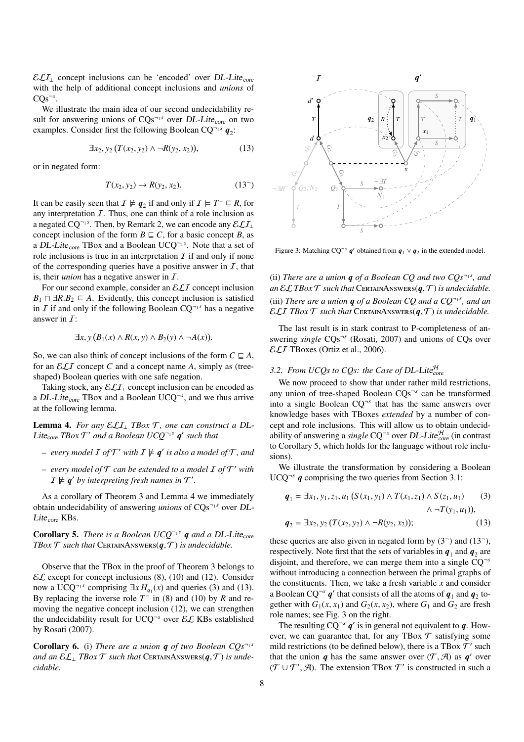$\mathcal{ELI}_\bot$ concept inclusions can be 'encoded' over *DL-Lite*$_{\text{core}}$ with the help of additional concept inclusions and *unions* of CQs$^{\neg s}$.

We illustrate the main idea of our second undecidability result for answering unions of CQs$^{\neg_1 s}$ over *DL-Lite*$_{\text{core}}$ on two examples. Consider first the following Boolean CQ$^{\neg_1 s}$ $\boldsymbol{q}_2$:

$$\exists x_2, y_2\,(T(x_2, y_2) \land \neg R(y_2, x_2)), \tag{13}$$

or in negated form:

$$T(x_2, y_2) \to R(y_2, x_2). \tag{13$^\neg$}$$

It can be easily seen that $\mathcal{I} \not\models \boldsymbol{q}_2$ if and only if $\mathcal{I} \models T^- \sqsubseteq R$, for any interpretation $\mathcal{I}$. Thus, one can think of a role inclusion as a negated CQ$^{\neg_1 s}$. Then, by Remark 2, we can encode any $\mathcal{ELI}_\bot$ concept inclusion of the form $B \sqsubseteq C$, for a basic concept $B$, as a *DL-Lite*$_{\text{core}}$ TBox and a Boolean UCQ$^{\neg_1 s}$. Note that a set of role inclusions is true in an interpretation $\mathcal{I}$ if and only if none of the corresponding queries have a positive answer in $\mathcal{I}$, that is, their *union* has a negative answer in $\mathcal{I}$.

For our second example, consider an $\mathcal{ELI}$ concept inclusion $B_1 \sqcap \exists R.B_2 \sqsubseteq A$. Evidently, this concept inclusion is satisfied in $\mathcal{I}$ if and only if the following Boolean CQ$^{\neg_1 s}$ has a negative answer in $\mathcal{I}$:

$$\exists x, y\,(B_1(x) \land R(x, y) \land B_2(y) \land \neg A(x)).$$

So, we can also think of concept inclusions of the form $C \sqsubseteq A$, for an $\mathcal{ELI}$ concept $C$ and a concept name $A$, simply as (tree-shaped) Boolean queries with one safe negation.

Taking stock, any $\mathcal{ELI}_\bot$ concept inclusion can be encoded as a *DL-Lite*$_{\text{core}}$ TBox and a Boolean UCQ$^{\neg s}$, and we thus arrive at the following lemma.

**Lemma 4.** *For any $\mathcal{ELI}_\bot$ TBox $\mathcal{T}$, one can construct a DL-Lite*$_{\text{core}}$ *TBox $\mathcal{T}'$ and a Boolean UCQ$^{\neg_1 s}$ $\boldsymbol{q}'$ such that*

– *every model $\mathcal{I}$ of $\mathcal{T}'$ with $\mathcal{I} \not\models \boldsymbol{q}'$ is also a model of $\mathcal{T}$, and*

– *every model of $\mathcal{T}$ can be extended to a model $\mathcal{I}$ of $\mathcal{T}'$ with $\mathcal{I} \not\models \boldsymbol{q}'$ by interpreting fresh names in $\mathcal{T}'$.*

As a corollary of Theorem 3 and Lemma 4 we immediately obtain undecidability of answering *unions* of CQs$^{\neg_1 s}$ over *DL-Lite*$_{\text{core}}$ KBs.

**Corollary 5.** *There is a Boolean UCQ$^{\neg_1 s}$ $\boldsymbol{q}$ and a DL-Lite*$_{\text{core}}$ *TBox $\mathcal{T}$ such that* CertainAnswers$(\boldsymbol{q}, \mathcal{T})$ *is undecidable.*

Observe that the TBox in the proof of Theorem 3 belongs to $\mathcal{EL}$ except for concept inclusions (8), (10) and (12). Consider now a UCQ$^{\neg_1 s}$ comprising $\exists x\, H_{q_1}(x)$ and queries (3) and (13). By replacing the inverse role $T^-$ in (8) and (10) by $R$ and removing the negative concept inclusion (12), we can strengthen the undecidability result for UCQ$^{\neg s}$ over $\mathcal{EL}$ KBs established by Rosati (2007).

**Corollary 6.** (i) *There are a union $\boldsymbol{q}$ of two Boolean CQs$^{\neg_1 s}$ and an $\mathcal{EL}_\bot$ TBox $\mathcal{T}$ such that* CertainAnswers$(\boldsymbol{q}, \mathcal{T})$ *is undecidable.*

(ii) *There are a union $\boldsymbol{q}$ of a Boolean CQ and two CQs$^{\neg_1 s}$, and an $\mathcal{EL}$ TBox $\mathcal{T}$ such that* CertainAnswers$(\boldsymbol{q}, \mathcal{T})$ *is undecidable.*

(iii) *There are a union $\boldsymbol{q}$ of a Boolean CQ and a CQ$^{\neg_1 s}$, and an $\mathcal{ELI}$ TBox $\mathcal{T}$ such that* CertainAnswers$(\boldsymbol{q}, \mathcal{T})$ *is undecidable.*

The last result is in stark contrast to P-completeness of answering *single* CQs$^{\neg s}$ (Rosati, 2007) and unions of CQs over $\mathcal{ELI}$ TBoxes (Ortiz et al., 2006).

Figure 3: Matching CQ$^{\neg s}$ $\boldsymbol{q}'$ obtained from $\boldsymbol{q}_1 \lor \boldsymbol{q}_2$ in the extended model.

### 3.2. From UCQs to CQs: the Case of DL-Lite$^{\mathcal{H}}_{\text{core}}$

We now proceed to show that under rather mild restrictions, any union of tree-shaped Boolean CQs$^{\neg s}$ can be transformed into a single Boolean CQ$^{\neg s}$ that has the same answers over knowledge bases with TBoxes *extended* by a number of concept and role inclusions. This will allow us to obtain undecidability of answering a *single* CQ$^{\neg s}$ over *DL-Lite*$^{\mathcal{H}}_{\text{core}}$ (in contrast to Corollary 5, which holds for the language without role inclusions).

We illustrate the transformation by considering a Boolean UCQ$^{\neg s}$ $\boldsymbol{q}$ comprising the two queries from Section 3.1:

$$\boldsymbol{q}_1 = \exists x_1, y_1, z_1, u_1\,(S(x_1, y_1) \land T(x_1, z_1) \land S(z_1, u_1) \land \neg T(y_1, u_1)), \tag{3}$$

$$\boldsymbol{q}_2 = \exists x_2, y_2\,(T(x_2, y_2) \land \neg R(y_2, x_2)); \tag{13}$$

these queries are also given in negated form by (3$^\neg$) and (13$^\neg$), respectively. Note first that the sets of variables in $\boldsymbol{q}_1$ and $\boldsymbol{q}_2$ are disjoint, and therefore, we can merge them into a single CQ$^{\neg s}$ without introducing a connection between the primal graphs of the constituents. Then, we take a fresh variable $x$ and consider a Boolean CQ$^{\neg s}$ $\boldsymbol{q}'$ that consists of all the atoms of $\boldsymbol{q}_1$ and $\boldsymbol{q}_2$ together with $G_1(x, x_1)$ and $G_2(x, x_2)$, where $G_1$ and $G_2$ are fresh role names; see Fig. 3 on the right.

The resulting CQ$^{\neg s}$ $\boldsymbol{q}'$ is in general not equivalent to $\boldsymbol{q}$. However, we can guarantee that, for any TBox $\mathcal{T}$ satisfying some mild restrictions (to be defined below), there is a TBox $\mathcal{T}'$ such that the union $\boldsymbol{q}$ has the same answer over $(\mathcal{T}, \mathcal{A})$ as $\boldsymbol{q}'$ over $(\mathcal{T} \cup \mathcal{T}', \mathcal{A})$. The extension TBox $\mathcal{T}'$ is constructed in such a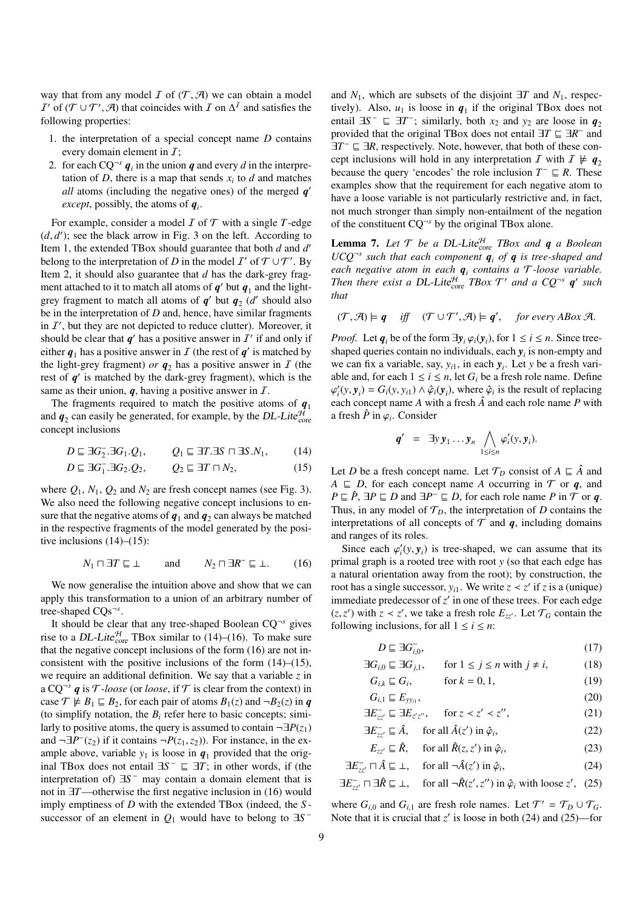way that from any model $\mathcal{I}$ of $(\mathcal{T}, \mathcal{A})$ we can obtain a model $\mathcal{I}'$ of $(\mathcal{T} \cup \mathcal{T}', \mathcal{A})$ that coincides with $\mathcal{I}$ on $\Delta^{\mathcal{I}}$ and satisfies the following properties:

1. the interpretation of a special concept name $D$ contains every domain element in $\mathcal{I}$;
2. for each CQ$^{\neg s}$ $\boldsymbol{q}_i$ in the union $\boldsymbol{q}$ and every $d$ in the interpretation of $D$, there is a map that sends $x_i$ to $d$ and matches *all* atoms (including the negative ones) of the merged $\boldsymbol{q}'$ *except*, possibly, the atoms of $\boldsymbol{q}_i$.

For example, consider a model $\mathcal{I}$ of $\mathcal{T}$ with a single $T$-edge $(d, d')$; see the black arrow in Fig. 3 on the left. According to Item 1, the extended TBox should guarantee that both $d$ and $d'$ belong to the interpretation of $D$ in the model $\mathcal{I}'$ of $\mathcal{T} \cup \mathcal{T}'$. By Item 2, it should also guarantee that $d$ has the dark-grey fragment attached to it to match all atoms of $\boldsymbol{q}'$ but $\boldsymbol{q}_1$ and the light-grey fragment to match all atoms of $\boldsymbol{q}'$ but $\boldsymbol{q}_2$ ($d'$ should also be in the interpretation of $D$ and, hence, have similar fragments in $\mathcal{I}'$, but they are not depicted to reduce clutter). Moreover, it should be clear that $\boldsymbol{q}'$ has a positive answer in $\mathcal{I}'$ if and only if either $\boldsymbol{q}_1$ has a positive answer in $\mathcal{I}$ (the rest of $\boldsymbol{q}'$ is matched by the light-grey fragment) *or* $\boldsymbol{q}_2$ has a positive answer in $\mathcal{I}$ (the rest of $\boldsymbol{q}'$ is matched by the dark-grey fragment), which is the same as their union, $\boldsymbol{q}$, having a positive answer in $\mathcal{I}$.

The fragments required to match the positive atoms of $\boldsymbol{q}_1$ and $\boldsymbol{q}_2$ can easily be generated, for example, by the *DL-Lite*$^{\mathcal{H}}_{core}$ concept inclusions

$$D \sqsubseteq \exists G_2^-.\exists G_1.Q_1, \qquad Q_1 \sqsubseteq \exists T.\exists S \sqcap \exists S.N_1, \qquad (14)$$

$$D \sqsubseteq \exists G_1^-.\exists G_2.Q_2, \qquad Q_2 \sqsubseteq \exists T \sqcap N_2, \qquad (15)$$

where $Q_1$, $N_1$, $Q_2$ and $N_2$ are fresh concept names (see Fig. 3). We also need the following negative concept inclusions to ensure that the negative atoms of $\boldsymbol{q}_1$ and $\boldsymbol{q}_2$ can always be matched in the respective fragments of the model generated by the positive inclusions (14)–(15):

$$N_1 \sqcap \exists T \sqsubseteq \bot \qquad \text{and} \qquad N_2 \sqcap \exists R^- \sqsubseteq \bot. \qquad (16)$$

We now generalise the intuition above and show that we can apply this transformation to a union of an arbitrary number of tree-shaped CQs$^{\neg s}$.

It should be clear that any tree-shaped Boolean CQ$^{\neg s}$ gives rise to a *DL-Lite*$^{\mathcal{H}}_{core}$ TBox similar to (14)–(16). To make sure that the negative concept inclusions of the form (16) are not inconsistent with the positive inclusions of the form (14)–(15), we require an additional definition. We say that a variable $z$ in a CQ$^{\neg s}$ $\boldsymbol{q}$ is $\mathcal{T}$*-loose* (or *loose*, if $\mathcal{T}$ is clear from the context) in case $\mathcal{T} \not\models B_1 \sqsubseteq B_2$, for each pair of atoms $B_1(z)$ and $\neg B_2(z)$ in $\boldsymbol{q}$ (to simplify notation, the $B_i$ refer here to basic concepts; similarly to positive atoms, the query is assumed to contain $\neg\exists P(z_1)$ and $\neg\exists P^-(z_2)$ if it contains $\neg P(z_1, z_2)$). For instance, in the example above, variable $y_1$ is loose in $\boldsymbol{q}_1$ provided that the original TBox does not entail $\exists S^- \sqsubseteq \exists T$; in other words, if (the interpretation of) $\exists S^-$ may contain a domain element that is not in $\exists T$—otherwise the first negative inclusion in (16) would imply emptiness of $D$ with the extended TBox (indeed, the $S$-successor of an element in $Q_1$ would have to belong to $\exists S^-$ and $N_1$, which are subsets of the disjoint $\exists T$ and $N_1$, respectively). Also, $u_1$ is loose in $\boldsymbol{q}_1$ if the original TBox does not entail $\exists S^- \sqsubseteq \exists T^-$; similarly, both $x_2$ and $y_2$ are loose in $\boldsymbol{q}_2$ provided that the original TBox does not entail $\exists T \sqsubseteq \exists R^-$ and $\exists T^- \sqsubseteq \exists R$, respectively. Note, however, that both of these concept inclusions will hold in any interpretation $\mathcal{I}$ with $\mathcal{I} \not\models \boldsymbol{q}_2$ because the query 'encodes' the role inclusion $T^- \sqsubseteq R$. These examples show that the requirement for each negative atom to have a loose variable is not particularly restrictive and, in fact, not much stronger than simply non-entailment of the negation of the constituent CQ$^{\neg s}$ by the original TBox alone.

**Lemma 7.** *Let $\mathcal{T}$ be a DL-Lite$^{\mathcal{H}}_{core}$ TBox and $\boldsymbol{q}$ a Boolean UCQ$^{\neg s}$ such that each component $\boldsymbol{q}_i$ of $\boldsymbol{q}$ is tree-shaped and each negative atom in each $\boldsymbol{q}_i$ contains a $\mathcal{T}$-loose variable. Then there exist a DL-Lite$^{\mathcal{H}}_{core}$ TBox $\mathcal{T}'$ and a CQ$^{\neg s}$ $\boldsymbol{q}'$ such that*

$$(\mathcal{T}, \mathcal{A}) \models \boldsymbol{q} \quad \text{iff} \quad (\mathcal{T} \cup \mathcal{T}', \mathcal{A}) \models \boldsymbol{q}', \quad \text{for every ABox } \mathcal{A}.$$

*Proof.* Let $\boldsymbol{q}_i$ be of the form $\exists \boldsymbol{y}_i\, \varphi_i(\boldsymbol{y}_i)$, for $1 \leq i \leq n$. Since tree-shaped queries contain no individuals, each $\boldsymbol{y}_i$ is non-empty and we can fix a variable, say, $y_{i1}$, in each $\boldsymbol{y}_i$. Let $y$ be a fresh variable and, for each $1 \leq i \leq n$, let $G_i$ be a fresh role name. Define $\varphi'_i(y, \boldsymbol{y}_i) = G_i(y, y_{i1}) \wedge \hat{\varphi}_i(\boldsymbol{y}_i)$, where $\hat{\varphi}_i$ is the result of replacing each concept name $A$ with a fresh $\hat{A}$ and each role name $P$ with a fresh $\hat{P}$ in $\varphi_i$. Consider

$$\boldsymbol{q}' \;=\; \exists y\, \boldsymbol{y}_1 \ldots \boldsymbol{y}_n \bigwedge_{1 \leq i \leq n} \varphi'_i(y, \boldsymbol{y}_i).$$

Let $D$ be a fresh concept name. Let $\mathcal{T}_D$ consist of $A \sqsubseteq \hat{A}$ and $A \sqsubseteq D$, for each concept name $A$ occurring in $\mathcal{T}$ or $\boldsymbol{q}$, and $P \sqsubseteq \hat{P}$, $\exists P \sqsubseteq D$ and $\exists P^- \sqsubseteq D$, for each role name $P$ in $\mathcal{T}$ or $\boldsymbol{q}$. Thus, in any model of $\mathcal{T}_D$, the interpretation of $D$ contains the interpretations of all concepts of $\mathcal{T}$ and $\boldsymbol{q}$, including domains and ranges of its roles.

Since each $\varphi'_i(y, \boldsymbol{y}_i)$ is tree-shaped, we can assume that its primal graph is a rooted tree with root $y$ (so that each edge has a natural orientation away from the root); by construction, the root has a single successor, $y_{i1}$. We write $z \prec z'$ if $z$ is a (unique) immediate predecessor of $z'$ in one of these trees. For each edge $(z, z')$ with $z \prec z'$, we take a fresh role $E_{zz'}$. Let $\mathcal{T}_G$ contain the following inclusions, for all $1 \leq i \leq n$:

$$D \sqsubseteq \exists G_{i,0}^-, \qquad (17)$$

$$\exists G_{i,0} \sqsubseteq \exists G_{j,1}, \qquad \text{for } 1 \leq j \leq n \text{ with } j \neq i, \qquad (18)$$

$$G_{i,k} \sqsubseteq G_i, \qquad \text{for } k = 0, 1, \qquad (19)$$

$$G_{i,1} \sqsubseteq E_{y y_{i1}}, \qquad (20)$$

$$\exists E_{zz'}^- \sqsubseteq \exists E_{z'z''}, \qquad \text{for } z \prec z' \prec z'', \qquad (21)$$

$$\exists E_{zz'}^- \sqsubseteq \hat{A}, \qquad \text{for all } \hat{A}(z') \text{ in } \hat{\varphi}_i, \qquad (22)$$

$$E_{zz'} \sqsubseteq \hat{R}, \qquad \text{for all } \hat{R}(z, z') \text{ in } \hat{\varphi}_i, \qquad (23)$$

$$\exists E_{zz'}^- \sqcap \hat{A} \sqsubseteq \bot, \qquad \text{for all } \neg\hat{A}(z') \text{ in } \hat{\varphi}_i, \qquad (24)$$

$$\exists E_{zz'}^- \sqcap \exists\hat{R} \sqsubseteq \bot, \qquad \text{for all } \neg\hat{R}(z', z'') \text{ in } \hat{\varphi}_i \text{ with loose } z', \qquad (25)$$

where $G_{i,0}$ and $G_{i,1}$ are fresh role names. Let $\mathcal{T}' = \mathcal{T}_D \cup \mathcal{T}_G$. Note that it is crucial that $z'$ is loose in both (24) and (25)—for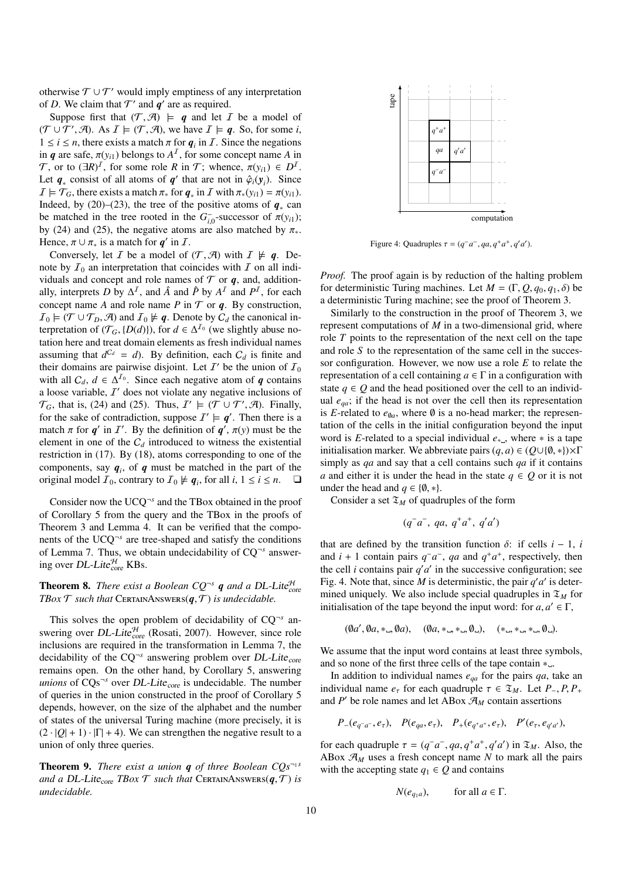otherwise $\mathcal{T} \cup \mathcal{T}'$ would imply emptiness of any interpretation of $D$. We claim that $\mathcal{T}'$ and $\boldsymbol{q}'$ are as required.

Suppose first that $(\mathcal{T}, \mathcal{A}) \models \boldsymbol{q}$ and let $\mathcal{I}$ be a model of $(\mathcal{T} \cup \mathcal{T}', \mathcal{A})$. As $\mathcal{I} \models (\mathcal{T}, \mathcal{A})$, we have $\mathcal{I} \models \boldsymbol{q}$. So, for some $i$, $1 \leq i \leq n$, there exists a match $\pi$ for $\boldsymbol{q}_i$ in $\mathcal{I}$. Since the negations in $\boldsymbol{q}$ are safe, $\pi(y_{i1})$ belongs to $A^{\mathcal{I}}$, for some concept name $A$ in $\mathcal{T}$, or to $(\exists R)^{\mathcal{I}}$, for some role $R$ in $\mathcal{T}$; whence, $\pi(y_{i1}) \in D^{\mathcal{I}}$. Let $\boldsymbol{q}_*$ consist of all atoms of $\boldsymbol{q}'$ that are not in $\hat{\varphi}_i(\boldsymbol{y}_i)$. Since $\mathcal{I} \models \mathcal{T}_G$, there exists a match $\pi_*$ for $\boldsymbol{q}_*$ in $\mathcal{I}$ with $\pi_*(y_{i1}) = \pi(y_{i1})$. Indeed, by (20)–(23), the tree of the positive atoms of $\boldsymbol{q}_*$ can be matched in the tree rooted in the $G^-_{i,0}$-successor of $\pi(y_{i1})$; by (24) and (25), the negative atoms are also matched by $\pi_*$. Hence, $\pi \cup \pi_*$ is a match for $\boldsymbol{q}'$ in $\mathcal{I}$.

Conversely, let $\mathcal{I}$ be a model of $(\mathcal{T}, \mathcal{A})$ with $\mathcal{I} \not\models \boldsymbol{q}$. Denote by $\mathcal{I}_0$ an interpretation that coincides with $\mathcal{I}$ on all individuals and concept and role names of $\mathcal{T}$ or $\boldsymbol{q}$, and, additionally, interprets $D$ by $\Delta^{\mathcal{I}}$, and $\hat{A}$ and $\hat{P}$ by $A^{\mathcal{I}}$ and $P^{\mathcal{I}}$, for each concept name $A$ and role name $P$ in $\mathcal{T}$ or $\boldsymbol{q}$. By construction, $\mathcal{I}_0 \models (\mathcal{T} \cup \mathcal{T}_D, \mathcal{A})$ and $\mathcal{I}_0 \not\models \boldsymbol{q}$. Denote by $\mathcal{C}_d$ the canonical interpretation of $(\mathcal{T}_G, \{D(d)\})$, for $d \in \Delta^{\mathcal{I}_0}$ (we slightly abuse notation here and treat domain elements as fresh individual names assuming that $d^{\mathcal{C}_d} = d$). By definition, each $\mathcal{C}_d$ is finite and their domains are pairwise disjoint. Let $\mathcal{I}'$ be the union of $\mathcal{I}_0$ with all $\mathcal{C}_d$, $d \in \Delta^{\mathcal{I}_0}$. Since each negative atom of $\boldsymbol{q}$ contains a loose variable, $\mathcal{I}'$ does not violate any negative inclusions of $\mathcal{T}_G$, that is, (24) and (25). Thus, $\mathcal{I}' \models (\mathcal{T} \cup \mathcal{T}', \mathcal{A})$. Finally, for the sake of contradiction, suppose $\mathcal{I}' \models \boldsymbol{q}'$. Then there is a match $\pi$ for $\boldsymbol{q}'$ in $\mathcal{I}'$. By the definition of $\boldsymbol{q}'$, $\pi(y)$ must be the element in one of the $\mathcal{C}_d$ introduced to witness the existential restriction in (17). By (18), atoms corresponding to one of the components, say $\boldsymbol{q}_i$, of $\boldsymbol{q}$ must be matched in the part of the original model $\mathcal{I}_0$, contrary to $\mathcal{I}_0 \not\models \boldsymbol{q}_i$, for all $i$, $1 \leq i \leq n$. ❑

Consider now the UCQ$^{\neg s}$ and the TBox obtained in the proof of Corollary 5 from the query and the TBox in the proofs of Theorem 3 and Lemma 4. It can be verified that the components of the UCQ$^{\neg s}$ are tree-shaped and satisfy the conditions of Lemma 7. Thus, we obtain undecidability of CQ$^{\neg s}$ answering over *DL-Lite*$^{\mathcal{H}}_{\text{core}}$ KBs.

**Theorem 8.** *There exist a Boolean CQ$^{\neg s}$ $\boldsymbol{q}$ and a DL-Lite$^{\mathcal{H}}_{\text{core}}$ TBox $\mathcal{T}$ such that* CertainAnswers$(\boldsymbol{q}, \mathcal{T})$ *is undecidable.*

This solves the open problem of decidability of CQ$^{\neg s}$ answering over *DL-Lite*$^{\mathcal{H}}_{\text{core}}$ (Rosati, 2007). However, since role inclusions are required in the transformation in Lemma 7, the decidability of the CQ$^{\neg s}$ answering problem over *DL-Lite*$_{\text{core}}$ remains open. On the other hand, by Corollary 5, answering *unions* of CQs$^{\neg s}$ over *DL-Lite*$_{\text{core}}$ is undecidable. The number of queries in the union constructed in the proof of Corollary 5 depends, however, on the size of the alphabet and the number of states of the universal Turing machine (more precisely, it is $(2 \cdot |Q| + 1) \cdot |\Gamma| + 4$). We can strengthen the negative result to a union of only three queries.

**Theorem 9.** *There exist a union $\boldsymbol{q}$ of three Boolean CQs$^{\neg 1 s}$ and a DL-Lite$_{\text{core}}$ TBox $\mathcal{T}$ such that* CertainAnswers$(\boldsymbol{q}, \mathcal{T})$ *is undecidable.*

Figure 4: Quadruples $\tau = (q^-a^-, qa, q^+a^+, q'a')$.

*Proof.* The proof again is by reduction of the halting problem for deterministic Turing machines. Let $M = (\Gamma, Q, q_0, q_1, \delta)$ be a deterministic Turing machine; see the proof of Theorem 3.

Similarly to the construction in the proof of Theorem 3, we represent computations of $M$ in a two-dimensional grid, where role $T$ points to the representation of the next cell on the tape and role $S$ to the representation of the same cell in the successor configuration. However, we now use a role $E$ to relate the representation of a cell containing $a \in \Gamma$ in a configuration with state $q \in Q$ and the head positioned over the cell to an individual $e_{qa}$; if the head is not over the cell then its representation is $E$-related to $e_{\emptyset a}$, where $\emptyset$ is a no-head marker; the representation of the cells in the initial configuration beyond the input word is $E$-related to a special individual $e_{*\llcorner}$, where $*$ is a tape initialisation marker. We abbreviate pairs $(q, a) \in (Q \cup \{\emptyset, *\}) \times \Gamma$ simply as $qa$ and say that a cell contains such $qa$ if it contains $a$ and either it is under the head in the state $q \in Q$ or it is not under the head and $q \in \{\emptyset, *\}$.

Consider a set $\mathfrak{T}_M$ of quadruples of the form

$$(q^-a^-,\ qa,\ q^+a^+,\ q'a')$$

that are defined by the transition function $\delta$: if cells $i-1$, $i$ and $i+1$ contain pairs $q^-a^-$, $qa$ and $q^+a^+$, respectively, then the cell $i$ contains pair $q'a'$ in the successive configuration; see Fig. 4. Note that, since $M$ is deterministic, the pair $q'a'$ is determined uniquely. We also include special quadruples in $\mathfrak{T}_M$ for initialisation of the tape beyond the input word: for $a, a' \in \Gamma$,

$$(\emptyset a', \emptyset a, *\llcorner, \emptyset a), \quad (\emptyset a, *\llcorner, *\llcorner, \emptyset\llcorner), \quad (*\llcorner, *\llcorner, *\llcorner, \emptyset\llcorner).$$

We assume that the input word contains at least three symbols, and so none of the first three cells of the tape contain $*\llcorner$.

In addition to individual names $e_{qa}$ for the pairs $qa$, take an individual name $e_\tau$ for each quadruple $\tau \in \mathfrak{T}_M$. Let $P_-, P, P_+$ and $P'$ be role names and let ABox $\mathcal{A}_M$ contain assertions

$$P_-(e_{q^-a^-}, e_\tau), \quad P(e_{qa}, e_\tau), \quad P_+(e_{q^+a^+}, e_\tau), \quad P'(e_\tau, e_{q'a'}),$$

for each quadruple $\tau = (q^-a^-, qa, q^+a^+, q'a')$ in $\mathfrak{T}_M$. Also, the ABox $\mathcal{A}_M$ uses a fresh concept name $N$ to mark all the pairs with the accepting state $q_1 \in Q$ and contains

$$N(e_{q_1 a}), \qquad \text{for all } a \in \Gamma.$$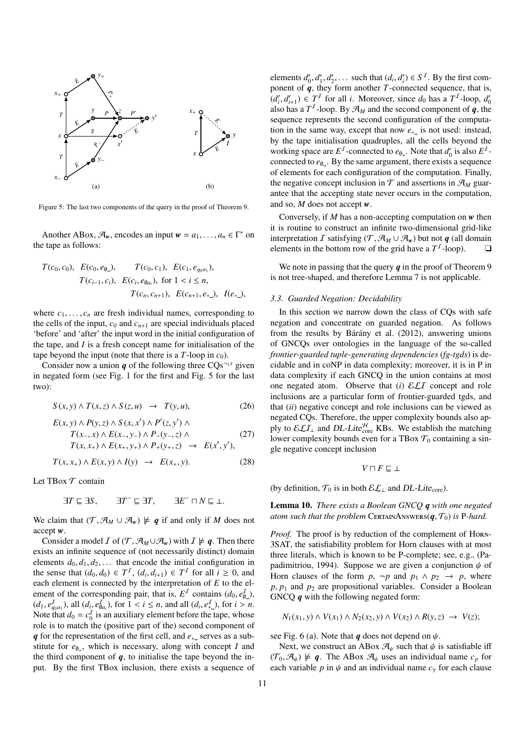Figure 5: The last two components of the query in the proof of Theorem 9.

Another ABox, $\mathcal{A}_{\boldsymbol{w}}$, encodes an input $\boldsymbol{w} = a_1, \dots, a_n \in \Gamma^*$ on the tape as follows:

$$T(c_0, c_0),\ E(c_0, e_{\emptyset\_}),\qquad T(c_0, c_1),\ E(c_1, e_{q_0 a_1}),$$
$$T(c_{i-1}, c_i),\ E(c_i, e_{\emptyset a_i}),\ \text{for } 1 < i \leq n,$$
$$T(c_n, c_{n+1}),\ E(c_{n+1}, e_{*\_}),\ I(e_{*\_}),$$

where $c_1, \dots, c_n$ are fresh individual names, corresponding to the cells of the input, $c_0$ and $c_{n+1}$ are special individuals placed 'before' and 'after' the input word in the initial configuration of the tape, and $I$ is a fresh concept name for initialisation of the tape beyond the input (note that there is a $T$-loop in $c_0$).

Consider now a union $\boldsymbol{q}$ of the following three CQs$^{\neg_1 s}$ given in negated form (see Fig. 1 for the first and Fig. 5 for the last two):

$$S(x, y) \wedge T(x, z) \wedge S(z, u) \ \rightarrow\ T(y, u), \tag{26}$$

$$\begin{aligned} &E(x, y) \wedge P(y, z) \wedge S(x, x') \wedge P'(z, y') \wedge \\ &\quad T(x_-, x) \wedge E(x_-, y_-) \wedge P_-(y_-, z) \wedge \\ &\quad T(x, x_+) \wedge E(x_+, y_+) \wedge P_+(y_+, z) \ \rightarrow\ E(x', y'), \end{aligned} \tag{27}$$

$$T(x, x_+) \wedge E(x, y) \wedge I(y) \ \rightarrow\ E(x_+, y). \tag{28}$$

Let TBox $\mathcal{T}$ contain

$$\exists T \sqsubseteq \exists S, \qquad \exists T^- \sqsubseteq \exists T, \qquad \exists E^- \sqcap N \sqsubseteq \bot.$$

We claim that $(\mathcal{T}, \mathcal{A}_M \cup \mathcal{A}_{\boldsymbol{w}}) \not\models \boldsymbol{q}$ if and only if $M$ does not accept $\boldsymbol{w}$.

Consider a model $\mathcal{I}$ of $(\mathcal{T}, \mathcal{A}_M \cup \mathcal{A}_{\boldsymbol{w}})$ with $\mathcal{I} \not\models \boldsymbol{q}$. Then there exists an infinite sequence of (not necessarily distinct) domain elements $d_0, d_1, d_2, \dots$ that encode the initial configuration in the sense that $(d_0, d_0) \in T^{\mathcal{I}}$, $(d_i, d_{i+1}) \in T^{\mathcal{I}}$ for all $i \geq 0$, and each element is connected by the interpretation of $E$ to the element of the corresponding pair, that is, $E^{\mathcal{I}}$ contains $(d_0, e^{\mathcal{I}}_{\emptyset\_})$, $(d_1, e^{\mathcal{I}}_{q_0 a_1})$, all $(d_i, e^{\mathcal{I}}_{\emptyset a_i})$, for $1 < i \leq n$, and all $(d_i, e^{\mathcal{I}}_{*\_})$, for $i > n$. Note that $d_0 = c_0^{\mathcal{I}}$ is an auxiliary element before the tape, whose role is to match the (positive part of the) second component of $\boldsymbol{q}$ for the representation of the first cell, and $e_{*\_}$ serves as a substitute for $e_{\emptyset\_}$, which is necessary, along with concept $I$ and the third component of $\boldsymbol{q}$, to initialise the tape beyond the input. By the first TBox inclusion, there exists a sequence of elements $d'_0, d'_1, d'_2, \dots$ such that $(d_i, d'_i) \in S^{\mathcal{I}}$. By the first component of $\boldsymbol{q}$, they form another $T$-connected sequence, that is, $(d'_i, d'_{i+1}) \in T^{\mathcal{I}}$ for all $i$. Moreover, since $d_0$ has a $T^{\mathcal{I}}$-loop, $d'_0$ also has a $T^{\mathcal{I}}$-loop. By $\mathcal{A}_M$ and the second component of $\boldsymbol{q}$, the sequence represents the second configuration of the computation in the same way, except that now $e_{*\_}$ is not used: instead, by the tape initialisation quadruples, all the cells beyond the working space are $E^{\mathcal{I}}$-connected to $e_{\emptyset\_}$. Note that $d'_0$ is also $E^{\mathcal{I}}$-connected to $e_{\emptyset\_}$. By the same argument, there exists a sequence of elements for each configuration of the computation. Finally, the negative concept inclusion in $\mathcal{T}$ and assertions in $\mathcal{A}_M$ guarantee that the accepting state never occurs in the computation, and so, $M$ does not accept $\boldsymbol{w}$.

Conversely, if $M$ has a non-accepting computation on $\boldsymbol{w}$ then it is routine to construct an infinite two-dimensional grid-like interpretation $\mathcal{I}$ satisfying $(\mathcal{T}, \mathcal{A}_M \cup \mathcal{A}_{\boldsymbol{w}})$ but not $\boldsymbol{q}$ (all domain elements in the bottom row of the grid have a $T^{\mathcal{I}}$-loop). ❑

We note in passing that the query $\boldsymbol{q}$ in the proof of Theorem 9 is not tree-shaped, and therefore Lemma 7 is not applicable.

### 3.3. Guarded Negation: Decidability

In this section we narrow down the class of CQs with safe negation and concentrate on guarded negation. As follows from the results by Bárány et al. (2012), answering unions of GNCQs over ontologies in the language of the so-called *frontier-guarded tuple-generating dependencies* (*fg-tgds*) is decidable and in coNP in data complexity; moreover, it is in P in data complexity if each GNCQ in the union contains at most one negated atom. Observe that (*i*) $\mathcal{ELI}$ concept and role inclusions are a particular form of frontier-guarded tgds, and that (*ii*) negative concept and role inclusions can be viewed as negated CQs. Therefore, the upper complexity bounds also apply to $\mathcal{ELI}_\bot$ and *DL-Lite*$^{\mathcal{H}}_{\mathit{core}}$ KBs. We establish the matching lower complexity bounds even for a TBox $\mathcal{T}_0$ containing a single negative concept inclusion

$$V \sqcap F \sqsubseteq \bot$$

(by definition, $\mathcal{T}_0$ is in both $\mathcal{EL}_\bot$ and *DL-Lite*$_{\mathit{core}}$).

**Lemma 10.** *There exists a Boolean GNCQ $\boldsymbol{q}$ with one negated atom such that the problem* CertainAnswers$(\boldsymbol{q}, \mathcal{T}_0)$ *is* P*-hard.*

*Proof.* The proof is by reduction of the complement of Horn-3SAT, the satisfiability problem for Horn clauses with at most three literals, which is known to be P-complete; see, e.g., (Papadimitriou, 1994). Suppose we are given a conjunction $\psi$ of Horn clauses of the form $p$, $\neg p$ and $p_1 \wedge p_2 \rightarrow p$, where $p, p_1$ and $p_2$ are propositional variables. Consider a Boolean GNCQ $\boldsymbol{q}$ with the following negated form:

$$N_1(x_1, y) \wedge V(x_1) \wedge N_2(x_2, y) \wedge V(x_2) \wedge R(y, z) \ \rightarrow\ V(z);$$

see Fig. 6 (a). Note that $\boldsymbol{q}$ does not depend on $\psi$.

Next, we construct an ABox $\mathcal{A}_\psi$ such that $\psi$ is satisfiable iff $(\mathcal{T}_0, \mathcal{A}_\psi) \not\models \boldsymbol{q}$. The ABox $\mathcal{A}_\psi$ uses an individual name $c_p$ for each variable $p$ in $\psi$ and an individual name $c_\gamma$ for each clause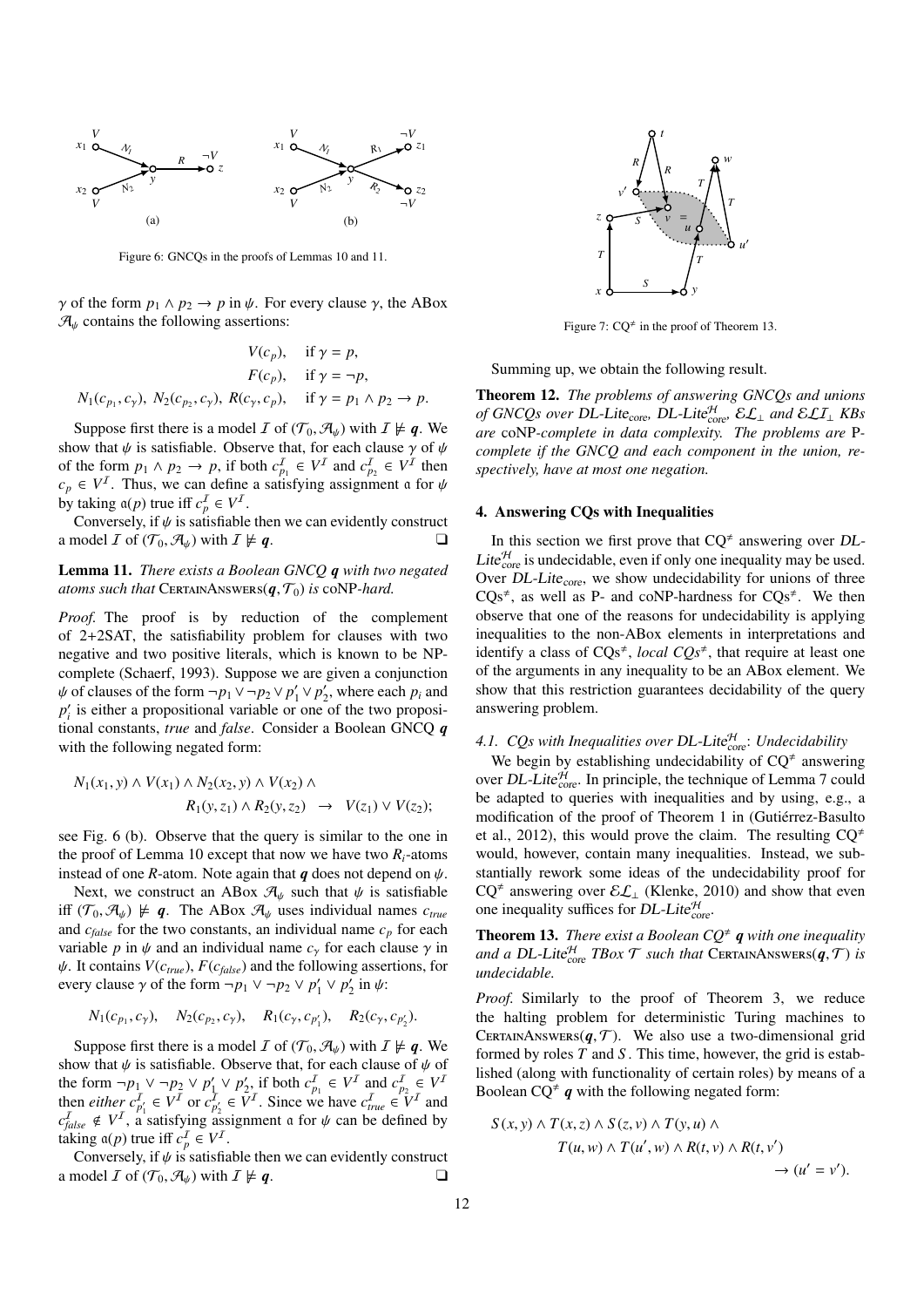Figure 6: GNCQs in the proofs of Lemmas 10 and 11.

$\gamma$ of the form $p_1 \wedge p_2 \rightarrow p$ in $\psi$. For every clause $\gamma$, the ABox $\mathcal{A}_\psi$ contains the following assertions:

$$
\begin{aligned}
&V(c_p), && \text{if } \gamma = p,\\
&F(c_p), && \text{if } \gamma = \neg p,\\
N_1(c_{p_1}, c_\gamma),\ N_2(c_{p_2}, c_\gamma),\ &R(c_\gamma, c_p), && \text{if } \gamma = p_1 \wedge p_2 \rightarrow p.
\end{aligned}
$$

Suppose first there is a model $\mathcal{I}$ of $(\mathcal{T}_0, \mathcal{A}_\psi)$ with $\mathcal{I} \not\models \boldsymbol{q}$. We show that $\psi$ is satisfiable. Observe that, for each clause $\gamma$ of $\psi$ of the form $p_1 \wedge p_2 \rightarrow p$, if both $c_{p_1}^\mathcal{I} \in V^\mathcal{I}$ and $c_{p_2}^\mathcal{I} \in V^\mathcal{I}$ then $c_p \in V^\mathcal{I}$. Thus, we can define a satisfying assignment $\mathfrak{a}$ for $\psi$ by taking $\mathfrak{a}(p)$ true iff $c_p^\mathcal{I} \in V^\mathcal{I}$.

Conversely, if $\psi$ is satisfiable then we can evidently construct a model $\mathcal{I}$ of $(\mathcal{T}_0, \mathcal{A}_\psi)$ with $\mathcal{I} \not\models \boldsymbol{q}$. ❑

**Lemma 11.** *There exists a Boolean GNCQ $\boldsymbol{q}$ with two negated atoms such that* CertainAnswers$(\boldsymbol{q}, \mathcal{T}_0)$ *is* coNP*-hard.*

*Proof.* The proof is by reduction of the complement of 2+2SAT, the satisfiability problem for clauses with two negative and two positive literals, which is known to be NP-complete (Schaerf, 1993). Suppose we are given a conjunction $\psi$ of clauses of the form $\neg p_1 \vee \neg p_2 \vee p_1' \vee p_2'$, where each $p_i$ and $p_i'$ is either a propositional variable or one of the two propositional constants, *true* and *false*. Consider a Boolean GNCQ $\boldsymbol{q}$ with the following negated form:

$$
N_1(x_1, y) \wedge V(x_1) \wedge N_2(x_2, y) \wedge V(x_2) \wedge \\
R_1(y, z_1) \wedge R_2(y, z_2) \quad\rightarrow\quad V(z_1) \vee V(z_2);
$$

see Fig. 6 (b). Observe that the query is similar to the one in the proof of Lemma 10 except that now we have two $R_i$-atoms instead of one $R$-atom. Note again that $\boldsymbol{q}$ does not depend on $\psi$.

Next, we construct an ABox $\mathcal{A}_\psi$ such that $\psi$ is satisfiable iff $(\mathcal{T}_0, \mathcal{A}_\psi) \not\models \boldsymbol{q}$. The ABox $\mathcal{A}_\psi$ uses individual names $c_{true}$ and $c_{false}$ for the two constants, an individual name $c_p$ for each variable $p$ in $\psi$ and an individual name $c_\gamma$ for each clause $\gamma$ in $\psi$. It contains $V(c_{true})$, $F(c_{false})$ and the following assertions, for every clause $\gamma$ of the form $\neg p_1 \vee \neg p_2 \vee p_1' \vee p_2'$ in $\psi$:

$$
N_1(c_{p_1}, c_\gamma), \quad N_2(c_{p_2}, c_\gamma), \quad R_1(c_\gamma, c_{p_1'}), \quad R_2(c_\gamma, c_{p_2'}).
$$

Suppose first there is a model $\mathcal{I}$ of $(\mathcal{T}_0, \mathcal{A}_\psi)$ with $\mathcal{I} \not\models \boldsymbol{q}$. We show that $\psi$ is satisfiable. Observe that, for each clause of $\psi$ of the form $\neg p_1 \vee \neg p_2 \vee p_1' \vee p_2'$, if both $c_{p_1}^\mathcal{I} \in V^\mathcal{I}$ and $c_{p_2}^\mathcal{I} \in V^\mathcal{I}$ then *either* $c_{p_1'}^\mathcal{I} \in V^\mathcal{I}$ or $c_{p_2'}^\mathcal{I} \in V^\mathcal{I}$. Since we have $c_{true}^\mathcal{I} \in V^\mathcal{I}$ and $c_{false}^\mathcal{I} \notin V^\mathcal{I}$, a satisfying assignment $\mathfrak{a}$ for $\psi$ can be defined by taking $\mathfrak{a}(p)$ true iff $c_p^\mathcal{I} \in V^\mathcal{I}$.

Conversely, if $\psi$ is satisfiable then we can evidently construct a model $\mathcal{I}$ of $(\mathcal{T}_0, \mathcal{A}_\psi)$ with $\mathcal{I} \not\models \boldsymbol{q}$. ❑

Figure 7: $\mathrm{CQ}^{\neq}$ in the proof of Theorem 13.

Summing up, we obtain the following result.

**Theorem 12.** *The problems of answering GNCQs and unions of GNCQs over DL-Lite$_{\mathrm{core}}$, DL-Lite$^{\mathcal{H}}_{\mathrm{core}}$, $\mathcal{EL}_\bot$ and $\mathcal{ELI}_\bot$ KBs are* coNP*-complete in data complexity. The problems are* P*-complete if the GNCQ and each component in the union, respectively, have at most one negation.*

## 4. Answering CQs with Inequalities

In this section we first prove that $\mathrm{CQ}^{\neq}$ answering over *DL-Lite*$^{\mathcal{H}}_{\mathrm{core}}$ is undecidable, even if only one inequality may be used. Over *DL-Lite*$_{\mathrm{core}}$, we show undecidability for unions of three $\mathrm{CQ}$s$^{\neq}$, as well as P- and coNP-hardness for $\mathrm{CQ}$s$^{\neq}$. We then observe that one of the reasons for undecidability is applying inequalities to the non-ABox elements in interpretations and identify a class of $\mathrm{CQ}$s$^{\neq}$, *local* $\mathit{CQ}$*s*$^{\neq}$, that require at least one of the arguments in any inequality to be an ABox element. We show that this restriction guarantees decidability of the query answering problem.

### 4.1. CQs with Inequalities over DL-Lite$^{\mathcal{H}}_{\mathrm{core}}$: Undecidability

We begin by establishing undecidability of $\mathrm{CQ}^{\neq}$ answering over *DL-Lite*$^{\mathcal{H}}_{\mathrm{core}}$. In principle, the technique of Lemma 7 could be adapted to queries with inequalities and by using, e.g., a modification of the proof of Theorem 1 in (Gutiérrez-Basulto et al., 2012), this would prove the claim. The resulting $\mathrm{CQ}^{\neq}$ would, however, contain many inequalities. Instead, we substantially rework some ideas of the undecidability proof for $\mathrm{CQ}^{\neq}$ answering over $\mathcal{EL}_\bot$ (Klenke, 2010) and show that even one inequality suffices for *DL-Lite*$^{\mathcal{H}}_{\mathrm{core}}$.

**Theorem 13.** *There exist a Boolean $\mathrm{CQ}^{\neq}$ $\boldsymbol{q}$ with one inequality and a DL-Lite$^{\mathcal{H}}_{\mathrm{core}}$ TBox $\mathcal{T}$ such that* CertainAnswers$(\boldsymbol{q}, \mathcal{T})$ *is undecidable.*

*Proof.* Similarly to the proof of Theorem 3, we reduce the halting problem for deterministic Turing machines to CertainAnswers$(\boldsymbol{q}, \mathcal{T})$. We also use a two-dimensional grid formed by roles $T$ and $S$. This time, however, the grid is established (along with functionality of certain roles) by means of a Boolean $\mathrm{CQ}^{\neq}$ $\boldsymbol{q}$ with the following negated form:

$$
S(x, y) \wedge T(x, z) \wedge S(z, v) \wedge T(y, u) \wedge \\
T(u, w) \wedge T(u', w) \wedge R(t, v) \wedge R(t, v') \\
\rightarrow (u' = v').
$$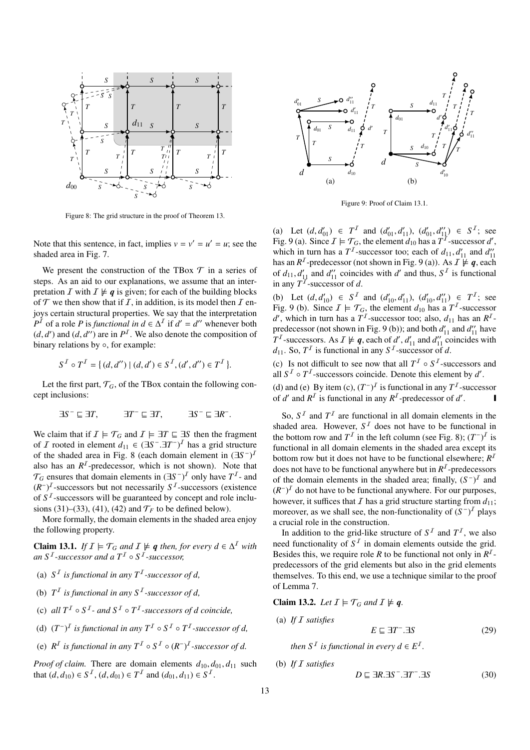Figure 8: The grid structure in the proof of Theorem 13.

Note that this sentence, in fact, implies $v = v' = u' = u$; see the shaded area in Fig. 7.

We present the construction of the TBox $\mathcal{T}$ in a series of steps. As an aid to our explanations, we assume that an interpretation $\mathcal{I}$ with $\mathcal{I} \not\models \boldsymbol{q}$ is given; for each of the building blocks of $\mathcal{T}$ we then show that if $\mathcal{I}$, in addition, is its model then $\mathcal{I}$ enjoys certain structural properties. We say that the interpretation $P^{\mathcal{I}}$ of a role $P$ is *functional in* $d \in \Delta^{\mathcal{I}}$ if $d' = d''$ whenever both $(d, d')$ and $(d, d'')$ are in $P^{\mathcal{I}}$. We also denote the composition of binary relations by $\circ$, for example:

$$S^{\mathcal{I}} \circ T^{\mathcal{I}} = \{ (d, d'') \mid (d, d') \in S^{\mathcal{I}}, (d', d'') \in T^{\mathcal{I}} \}.$$

Let the first part, $\mathcal{T}_G$, of the TBox contain the following concept inclusions:

$$\exists S^- \sqsubseteq \exists T, \qquad \exists T^- \sqsubseteq \exists T, \qquad \exists S^- \sqsubseteq \exists R^-.$$

We claim that if $\mathcal{I} \models \mathcal{T}_G$ and $\mathcal{I} \models \exists T \sqsubseteq \exists S$ then the fragment of $\mathcal{I}$ rooted in element $d_{11} \in (\exists S^-.\exists T^-)^{\mathcal{I}}$ has a grid structure of the shaded area in Fig. 8 (each domain element in $(\exists S^-)^{\mathcal{I}}$ also has an $R^{\mathcal{I}}$-predecessor, which is not shown). Note that $\mathcal{T}_G$ ensures that domain elements in $(\exists S^-)^{\mathcal{I}}$ only have $T^{\mathcal{I}}$- and $(R^-)^{\mathcal{I}}$-successors but not necessarily $S^{\mathcal{I}}$-successors (existence of $S^{\mathcal{I}}$-successors will be guaranteed by concept and role inclusions (31)–(33), (41), (42) and $\mathcal{T}_F$ to be defined below).

More formally, the domain elements in the shaded area enjoy the following property.

**Claim 13.1.** *If $\mathcal{I} \models \mathcal{T}_G$ and $\mathcal{I} \not\models \boldsymbol{q}$ then, for every $d \in \Delta^{\mathcal{I}}$ with an $S^{\mathcal{I}}$-successor and a $T^{\mathcal{I}} \circ S^{\mathcal{I}}$-successor,*

(a) *$S^{\mathcal{I}}$ is functional in any $T^{\mathcal{I}}$-successor of $d$,*

(b) *$T^{\mathcal{I}}$ is functional in any $S^{\mathcal{I}}$-successor of $d$,*

(c) *all $T^{\mathcal{I}} \circ S^{\mathcal{I}}$- and $S^{\mathcal{I}} \circ T^{\mathcal{I}}$-successors of $d$ coincide,*

(d) *$(T^-)^{\mathcal{I}}$ is functional in any $T^{\mathcal{I}} \circ S^{\mathcal{I}} \circ T^{\mathcal{I}}$-successor of $d$,*

(e) *$R^{\mathcal{I}}$ is functional in any $T^{\mathcal{I}} \circ S^{\mathcal{I}} \circ (R^-)^{\mathcal{I}}$-successor of $d$.*

*Proof of claim.* There are domain elements $d_{10}, d_{01}, d_{11}$ such that $(d, d_{10}) \in S^{\mathcal{I}}$, $(d, d_{01}) \in T^{\mathcal{I}}$ and $(d_{01}, d_{11}) \in S^{\mathcal{I}}$.

Figure 9: Proof of Claim 13.1.

(a) Let $(d, d'_{01}) \in T^{\mathcal{I}}$ and $(d'_{01}, d'_{11})$, $(d'_{01}, d''_{11}) \in S^{\mathcal{I}}$; see Fig. 9 (a). Since $\mathcal{I} \models \mathcal{T}_G$, the element $d_{10}$ has a $T^{\mathcal{I}}$-successor $d'$, which in turn has a $T^{\mathcal{I}}$-successor too; each of $d_{11}, d'_{11}$ and $d''_{11}$ has an $R^{\mathcal{I}}$-predecessor (not shown in Fig. 9 (a)). As $\mathcal{I} \not\models \boldsymbol{q}$, each of $d_{11}, d'_{11}$ and $d''_{11}$ coincides with $d'$ and thus, $S^{\mathcal{I}}$ is functional in any $T^{\mathcal{I}}$-successor of $d$.

(b) Let $(d, d'_{10}) \in S^{\mathcal{I}}$ and $(d'_{10}, d'_{11})$, $(d'_{10}, d''_{11}) \in T^{\mathcal{I}}$; see Fig. 9 (b). Since $\mathcal{I} \models \mathcal{T}_G$, the element $d_{10}$ has a $T^{\mathcal{I}}$-successor $d'$, which in turn has a $T^{\mathcal{I}}$-successor too; also, $d_{11}$ has an $R^{\mathcal{I}}$-predecessor (not shown in Fig. 9 (b)); and both $d'_{11}$ and $d''_{11}$ have $T^{\mathcal{I}}$-successors. As $\mathcal{I} \not\models \boldsymbol{q}$, each of $d'$, $d'_{11}$ and $d''_{11}$ coincides with $d_{11}$. So, $T^{\mathcal{I}}$ is functional in any $S^{\mathcal{I}}$-successor of $d$.

(c) Is not difficult to see now that all $T^{\mathcal{I}} \circ S^{\mathcal{I}}$-successors and all $S^{\mathcal{I}} \circ T^{\mathcal{I}}$-successors coincide. Denote this element by $d'$.

(d) and (e) By item (c), $(T^-)^{\mathcal{I}}$ is functional in any $T^{\mathcal{I}}$-successor of $d'$ and $R^{\mathcal{I}}$ is functional in any $R^{\mathcal{I}}$-predecessor of $d'$. ∎

So, $S^{\mathcal{I}}$ and $T^{\mathcal{I}}$ are functional in all domain elements in the shaded area. However, $S^{\mathcal{I}}$ does not have to be functional in the bottom row and $T^{\mathcal{I}}$ in the left column (see Fig. 8); $(T^-)^{\mathcal{I}}$ is functional in all domain elements in the shaded area except its bottom row but it does not have to be functional elsewhere; $R^{\mathcal{I}}$ does not have to be functional anywhere but in $R^{\mathcal{I}}$-predecessors of the domain elements in the shaded area; finally, $(S^-)^{\mathcal{I}}$ and $(R^-)^{\mathcal{I}}$ do not have to be functional anywhere. For our purposes, however, it suffices that $\mathcal{I}$ has a grid structure starting from $d_{11}$; moreover, as we shall see, the non-functionality of $(S^-)^{\mathcal{I}}$ plays a crucial role in the construction.

In addition to the grid-like structure of $S^{\mathcal{I}}$ and $T^{\mathcal{I}}$, we also need functionality of $S^{\mathcal{I}}$ in domain elements outside the grid. Besides this, we require role $R$ to be functional not only in $R^{\mathcal{I}}$-predecessors of the grid elements but also in the grid elements themselves. To this end, we use a technique similar to the proof of Lemma 7.

**Claim 13.2.** *Let $\mathcal{I} \models \mathcal{T}_G$ and $\mathcal{I} \not\models \boldsymbol{q}$.*

(a) *If $\mathcal{I}$ satisfies*

$$E \sqsubseteq \exists T^-.\exists S \tag{29}$$

*then $S^{\mathcal{I}}$ is functional in every $d \in E^{\mathcal{I}}$.*

(b) *If $\mathcal{I}$ satisfies*

$$D \sqsubseteq \exists R.\exists S^-.\exists T^-.\exists S \tag{30}$$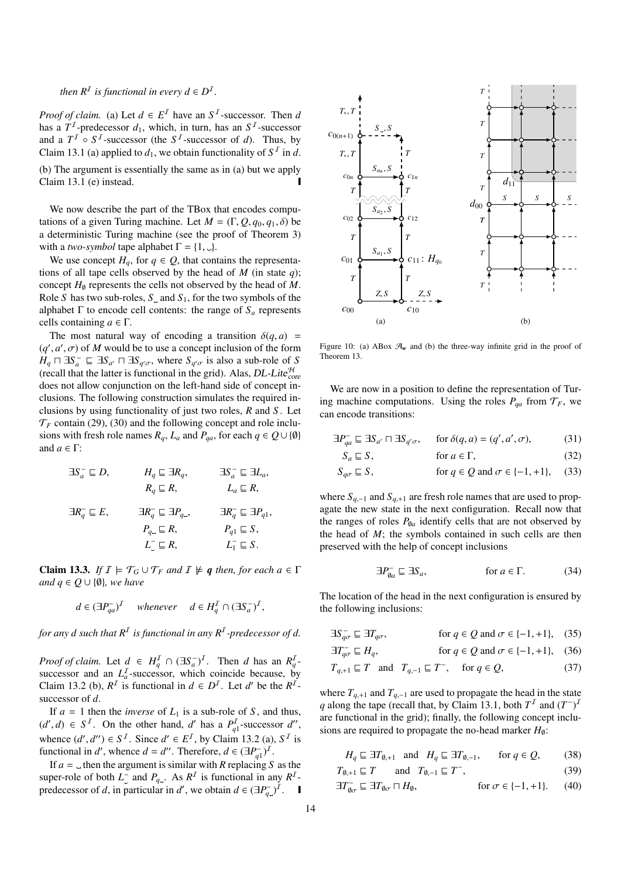*then $R^{\mathcal{I}}$ is functional in every $d \in D^{\mathcal{I}}$.*

*Proof of claim.* (a) Let $d \in E^{\mathcal{I}}$ have an $S^{\mathcal{I}}$-successor. Then $d$ has a $T^{\mathcal{I}}$-predecessor $d_1$, which, in turn, has an $S^{\mathcal{I}}$-successor and a $T^{\mathcal{I}} \circ S^{\mathcal{I}}$-successor (the $S^{\mathcal{I}}$-successor of $d$). Thus, by Claim 13.1 (a) applied to $d_1$, we obtain functionality of $S^{\mathcal{I}}$ in $d$.

(b) The argument is essentially the same as in (a) but we apply Claim 13.1 (e) instead. ❚

We now describe the part of the TBox that encodes computations of a given Turing machine. Let $M = (\Gamma, Q, q_0, q_1, \delta)$ be a deterministic Turing machine (see the proof of Theorem 3) with a *two-symbol* tape alphabet $\Gamma = \{1, \llcorner\!\lrcorner\}$.

We use concept $H_q$, for $q \in Q$, that contains the representations of all tape cells observed by the head of $M$ (in state $q$); concept $H_\emptyset$ represents the cells not observed by the head of $M$. Role $S$ has two sub-roles, $S_{\llcorner\!\lrcorner}$ and $S_1$, for the two symbols of the alphabet $\Gamma$ to encode cell contents: the range of $S_a$ represents cells containing $a \in \Gamma$.

The most natural way of encoding a transition $\delta(q, a) = (q', a', \sigma)$ of $M$ would be to use a concept inclusion of the form $H_q \sqcap \exists S_a^- \sqsubseteq \exists S_{a'} \sqcap \exists S_{q'\sigma}$, where $S_{q'\sigma}$ is also a sub-role of $S$ (recall that the latter is functional in the grid). Alas, *DL-Lite*$^{\mathcal{H}}_{core}$ does not allow conjunction on the left-hand side of concept inclusions. The following construction simulates the required inclusions by using functionality of just two roles, $R$ and $S$. Let $\mathcal{T}_F$ contain (29), (30) and the following concept and role inclusions with fresh role names $R_q$, $L_a$ and $P_{qa}$, for each $q \in Q \cup \{\emptyset\}$ and $a \in \Gamma$:

$$
\begin{array}{lll}
\exists S_a^- \sqsubseteq D, & H_q \sqsubseteq \exists R_q, & \exists S_a^- \sqsubseteq \exists L_a, \\
 & R_q \sqsubseteq R, & L_a \sqsubseteq R, \\
\exists R_q^- \sqsubseteq E, & \exists R_q^- \sqsubseteq \exists P_{q\llcorner\!\lrcorner}, & \exists R_q^- \sqsubseteq \exists P_{q1}, \\
 & P_{q\llcorner\!\lrcorner} \sqsubseteq R, & P_{q1} \sqsubseteq S, \\
 & L_{\llcorner\!\lrcorner}^- \sqsubseteq R, & L_1^- \sqsubseteq S.
\end{array}
$$

**Claim 13.3.** *If $\mathcal{I} \models \mathcal{T}_G \cup \mathcal{T}_F$ and $\mathcal{I} \not\models \boldsymbol{q}$ then, for each $a \in \Gamma$ and $q \in Q \cup \{\emptyset\}$, we have*

$$d \in (\exists P_{qa}^-)^{\mathcal{I}} \quad \textit{whenever} \quad d \in H_q^{\mathcal{I}} \cap (\exists S_a^-)^{\mathcal{I}},$$

*for any $d$ such that $R^{\mathcal{I}}$ is functional in any $R^{\mathcal{I}}$-predecessor of $d$.*

*Proof of claim.* Let $d \in H_q^{\mathcal{I}} \cap (\exists S_a^-)^{\mathcal{I}}$. Then $d$ has an $R_q^{\mathcal{I}}$-successor and an $L_a^{\mathcal{I}}$-successor, which coincide because, by Claim 13.2 (b), $R^{\mathcal{I}}$ is functional in $d \in D^{\mathcal{I}}$. Let $d'$ be the $R^{\mathcal{I}}$-successor of $d$.

If $a = 1$ then the *inverse* of $L_1$ is a sub-role of $S$, and thus, $(d', d) \in S^{\mathcal{I}}$. On the other hand, $d'$ has a $P_{q1}^{\mathcal{I}}$-successor $d''$, whence $(d', d'') \in S^{\mathcal{I}}$. Since $d' \in E^{\mathcal{I}}$, by Claim 13.2 (a), $S^{\mathcal{I}}$ is functional in $d'$, whence $d = d''$. Therefore, $d \in (\exists P_{q1}^-)^{\mathcal{I}}$.

If $a = \llcorner\!\lrcorner$ then the argument is similar with $R$ replacing $S$ as the super-role of both $L_{\llcorner\!\lrcorner}^-$ and $P_{q\llcorner\!\lrcorner}$. As $R^{\mathcal{I}}$ is functional in any $R^{\mathcal{I}}$-predecessor of $d$, in particular in $d'$, we obtain $d \in (\exists P_{q\llcorner\!\lrcorner}^-)^{\mathcal{I}}$. ❚

Figure 10: (a) ABox $\mathcal{A}_w$ and (b) the three-way infinite grid in the proof of Theorem 13.

We are now in a position to define the representation of Turing machine computations. Using the roles $P_{qa}$ from $\mathcal{T}_F$, we can encode transitions:

$$\exists P_{qa}^- \sqsubseteq \exists S_{a'} \sqcap \exists S_{q'\sigma}, \qquad \text{for } \delta(q, a) = (q', a', \sigma), \tag{31}$$

$$S_a \sqsubseteq S, \qquad \text{for } a \in \Gamma, \tag{32}$$

$$S_{q\sigma} \sqsubseteq S, \qquad \text{for } q \in Q \text{ and } \sigma \in \{-1, +1\}, \tag{33}$$

where $S_{q,-1}$ and $S_{q,+1}$ are fresh role names that are used to propagate the new state in the next configuration. Recall now that the ranges of roles $P_{\emptyset a}$ identify cells that are not observed by the head of $M$; the symbols contained in such cells are then preserved with the help of concept inclusions

$$\exists P_{\emptyset a}^- \sqsubseteq \exists S_a, \qquad \text{for } a \in \Gamma. \tag{34}$$

The location of the head in the next configuration is ensured by the following inclusions:

$$\exists S_{q\sigma}^- \sqsubseteq \exists T_{q\sigma}, \qquad \text{for } q \in Q \text{ and } \sigma \in \{-1, +1\}, \tag{35}$$

$$\exists T_{q\sigma}^- \sqsubseteq H_q, \qquad \text{for } q \in Q \text{ and } \sigma \in \{-1, +1\}, \tag{36}$$

$$T_{q,+1} \sqsubseteq T \quad \text{and} \quad T_{q,-1} \sqsubseteq T^-, \qquad \text{for } q \in Q, \tag{37}$$

where $T_{q,+1}$ and $T_{q,-1}$ are used to propagate the head in the state $q$ along the tape (recall that, by Claim 13.1, both $T^{\mathcal{I}}$ and $(T^-)^{\mathcal{I}}$ are functional in the grid); finally, the following concept inclusions are required to propagate the no-head marker $H_\emptyset$:

$$H_q \sqsubseteq \exists T_{\emptyset,+1} \quad \text{and} \quad H_q \sqsubseteq \exists T_{\emptyset,-1}, \qquad \text{for } q \in Q, \tag{38}$$

$$T_{\emptyset,+1} \sqsubseteq T \quad \text{and} \quad T_{\emptyset,-1} \sqsubseteq T^-, \tag{39}$$

$$\exists T_{\emptyset\sigma}^- \sqsubseteq \exists T_{\emptyset\sigma} \sqcap H_\emptyset, \qquad \text{for } \sigma \in \{-1, +1\}. \tag{40}$$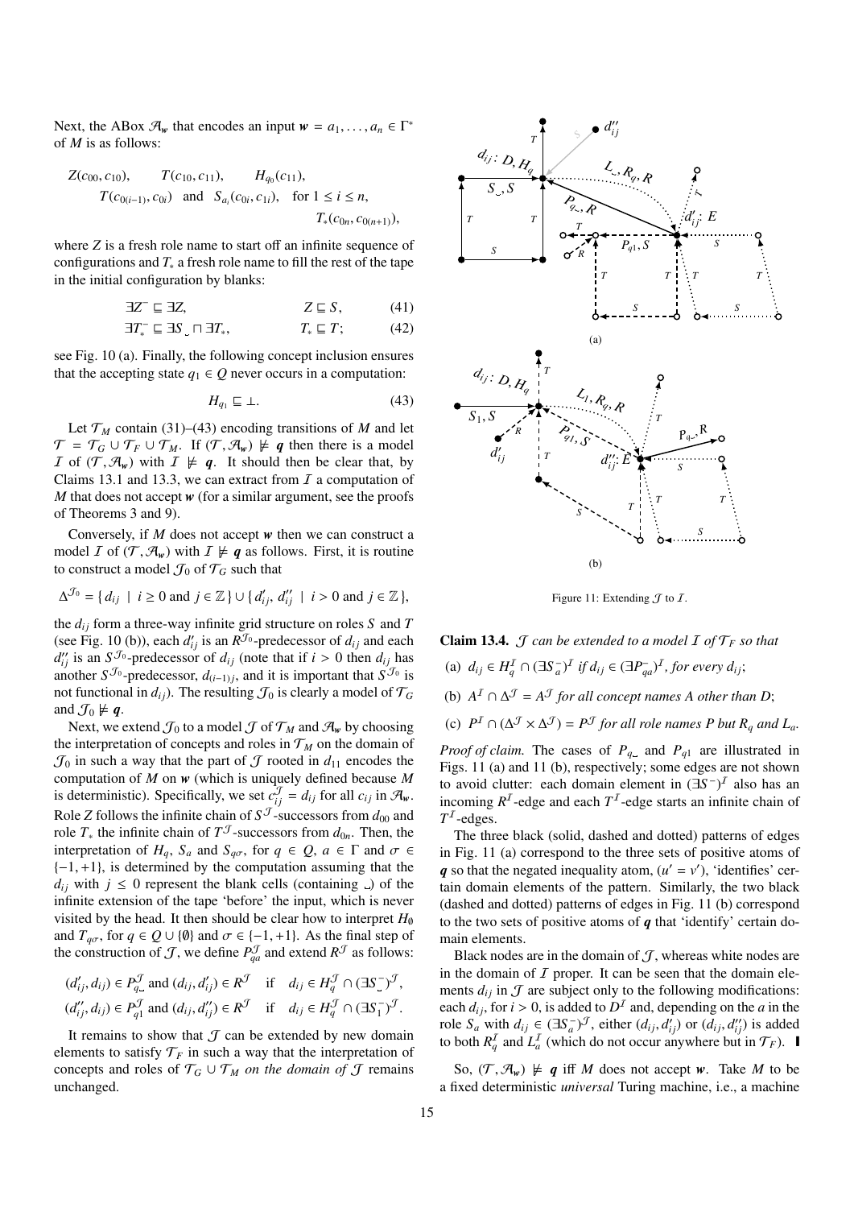Next, the ABox $\mathcal{A}_{\boldsymbol{w}}$ that encodes an input $\boldsymbol{w} = a_1, \dots, a_n \in \Gamma^*$ of $M$ is as follows:

$$Z(c_{00}, c_{10}), \qquad T(c_{10}, c_{11}), \qquad H_{q_0}(c_{11}),$$
$$T(c_{0(i-1)}, c_{0i}) \text{ and } S_{a_i}(c_{0i}, c_{1i}), \quad \text{for } 1 \leq i \leq n,$$
$$T_*(c_{0n}, c_{0(n+1)}),$$

where $Z$ is a fresh role name to start off an infinite sequence of configurations and $T_*$ a fresh role name to fill the rest of the tape in the initial configuration by blanks:

$$\exists Z^- \sqsubseteq \exists Z, \qquad Z \sqsubseteq S, \tag{41}$$
$$\exists T_*^- \sqsubseteq \exists S_{\llcorner} \sqcap \exists T_*, \qquad T_* \sqsubseteq T; \tag{42}$$

see Fig. 10 (a). Finally, the following concept inclusion ensures that the accepting state $q_1 \in Q$ never occurs in a computation:

$$H_{q_1} \sqsubseteq \bot. \tag{43}$$

Let $\mathcal{T}_M$ contain (31)–(43) encoding transitions of $M$ and let $\mathcal{T} = \mathcal{T}_G \cup \mathcal{T}_F \cup \mathcal{T}_M$. If $(\mathcal{T}, \mathcal{A}_{\boldsymbol{w}}) \not\models \boldsymbol{q}$ then there is a model $\mathcal{I}$ of $(\mathcal{T}, \mathcal{A}_{\boldsymbol{w}})$ with $\mathcal{I} \not\models \boldsymbol{q}$. It should then be clear that, by Claims 13.1 and 13.3, we can extract from $\mathcal{I}$ a computation of $M$ that does not accept $\boldsymbol{w}$ (for a similar argument, see the proofs of Theorems 3 and 9).

Conversely, if $M$ does not accept $\boldsymbol{w}$ then we can construct a model $\mathcal{I}$ of $(\mathcal{T}, \mathcal{A}_{\boldsymbol{w}})$ with $\mathcal{I} \not\models \boldsymbol{q}$ as follows. First, it is routine to construct a model $\mathcal{J}_0$ of $\mathcal{T}_G$ such that

$$\Delta^{\mathcal{J}_0} = \{ d_{ij} \mid i \geq 0 \text{ and } j \in \mathbb{Z} \} \cup \{ d'_{ij}, d''_{ij} \mid i > 0 \text{ and } j \in \mathbb{Z} \},$$

the $d_{ij}$ form a three-way infinite grid structure on roles $S$ and $T$ (see Fig. 10 (b)), each $d'_{ij}$ is an $R^{\mathcal{J}_0}$-predecessor of $d_{ij}$ and each $d''_{ij}$ is an $S^{\mathcal{J}_0}$-predecessor of $d_{ij}$ (note that if $i > 0$ then $d_{ij}$ has another $S^{\mathcal{J}_0}$-predecessor, $d_{(i-1)j}$, and it is important that $S^{\mathcal{J}_0}$ is not functional in $d_{ij}$). The resulting $\mathcal{J}_0$ is clearly a model of $\mathcal{T}_G$ and $\mathcal{J}_0 \not\models \boldsymbol{q}$.

Next, we extend $\mathcal{J}_0$ to a model $\mathcal{J}$ of $\mathcal{T}_M$ and $\mathcal{A}_{\boldsymbol{w}}$ by choosing the interpretation of concepts and roles in $\mathcal{T}_M$ on the domain of $\mathcal{J}_0$ in such a way that the part of $\mathcal{J}$ rooted in $d_{11}$ encodes the computation of $M$ on $\boldsymbol{w}$ (which is uniquely defined because $M$ is deterministic). Specifically, we set $c_{ij}^{\mathcal{J}} = d_{ij}$ for all $c_{ij}$ in $\mathcal{A}_{\boldsymbol{w}}$. Role $Z$ follows the infinite chain of $S^{\mathcal{J}}$-successors from $d_{00}$ and role $T_*$ the infinite chain of $T^{\mathcal{J}}$-successors from $d_{0n}$. Then, the interpretation of $H_q$, $S_a$ and $S_{q\sigma}$, for $q \in Q$, $a \in \Gamma$ and $\sigma \in \{-1, +1\}$, is determined by the computation assuming that the $d_{ij}$ with $j \leq 0$ represent the blank cells (containing $\llcorner$) of the infinite extension of the tape 'before' the input, which is never visited by the head. It then should be clear how to interpret $H_\emptyset$ and $T_{q\sigma}$, for $q \in Q \cup \{\emptyset\}$ and $\sigma \in \{-1, +1\}$. As the final step of the construction of $\mathcal{J}$, we define $P^{\mathcal{J}}_{qa}$ and extend $R^{\mathcal{J}}$ as follows:

$$(d'_{ij}, d_{ij}) \in P^{\mathcal{J}}_{q\llcorner} \text{ and } (d_{ij}, d'_{ij}) \in R^{\mathcal{J}} \quad \text{if} \quad d_{ij} \in H^{\mathcal{J}}_q \cap (\exists S^-_{\llcorner})^{\mathcal{J}},$$
$$(d''_{ij}, d_{ij}) \in P^{\mathcal{J}}_{q1} \text{ and } (d_{ij}, d''_{ij}) \in R^{\mathcal{J}} \quad \text{if} \quad d_{ij} \in H^{\mathcal{J}}_q \cap (\exists S^-_1)^{\mathcal{J}}.$$

It remains to show that $\mathcal{J}$ can be extended by new domain elements to satisfy $\mathcal{T}_F$ in such a way that the interpretation of concepts and roles of $\mathcal{T}_G \cup \mathcal{T}_M$ *on the domain of* $\mathcal{J}$ remains unchanged.

Figure 11: Extending $\mathcal{J}$ to $\mathcal{I}$.

**Claim 13.4.** *$\mathcal{J}$ can be extended to a model $\mathcal{I}$ of $\mathcal{T}_F$ so that*

*(a) $d_{ij} \in H^{\mathcal{I}}_q \cap (\exists S^-_a)^{\mathcal{I}}$ if $d_{ij} \in (\exists P^-_{qa})^{\mathcal{I}}$, for every $d_{ij}$;*

*(b) $A^{\mathcal{I}} \cap \Delta^{\mathcal{J}} = A^{\mathcal{J}}$ for all concept names $A$ other than $D$;*

*(c) $P^{\mathcal{I}} \cap (\Delta^{\mathcal{J}} \times \Delta^{\mathcal{J}}) = P^{\mathcal{J}}$ for all role names $P$ but $R_q$ and $L_a$.*

*Proof of claim.* The cases of $P_{q\llcorner}$ and $P_{q1}$ are illustrated in Figs. 11 (a) and 11 (b), respectively; some edges are not shown to avoid clutter: each domain element in $(\exists S^-)^{\mathcal{I}}$ also has an incoming $R^{\mathcal{I}}$-edge and each $T^{\mathcal{I}}$-edge starts an infinite chain of $T^{\mathcal{I}}$-edges.

The three black (solid, dashed and dotted) patterns of edges in Fig. 11 (a) correspond to the three sets of positive atoms of $\boldsymbol{q}$ so that the negated inequality atom, $(u' = v')$, 'identifies' certain domain elements of the pattern. Similarly, the two black (dashed and dotted) patterns of edges in Fig. 11 (b) correspond to the two sets of positive atoms of $\boldsymbol{q}$ that 'identify' certain domain elements.

Black nodes are in the domain of $\mathcal{J}$, whereas white nodes are in the domain of $\mathcal{I}$ proper. It can be seen that the domain elements $d_{ij}$ in $\mathcal{J}$ are subject only to the following modifications: each $d_{ij}$, for $i > 0$, is added to $D^{\mathcal{I}}$ and, depending on the $a$ in the role $S_a$ with $d_{ij} \in (\exists S^-_a)^{\mathcal{J}}$, either $(d_{ij}, d'_{ij})$ or $(d_{ij}, d''_{ij})$ is added to both $R^{\mathcal{I}}_q$ and $L^{\mathcal{I}}_a$ (which do not occur anywhere but in $\mathcal{T}_F$). ∎

So, $(\mathcal{T}, \mathcal{A}_{\boldsymbol{w}}) \not\models \boldsymbol{q}$ iff $M$ does not accept $\boldsymbol{w}$. Take $M$ to be a fixed deterministic *universal* Turing machine, i.e., a machine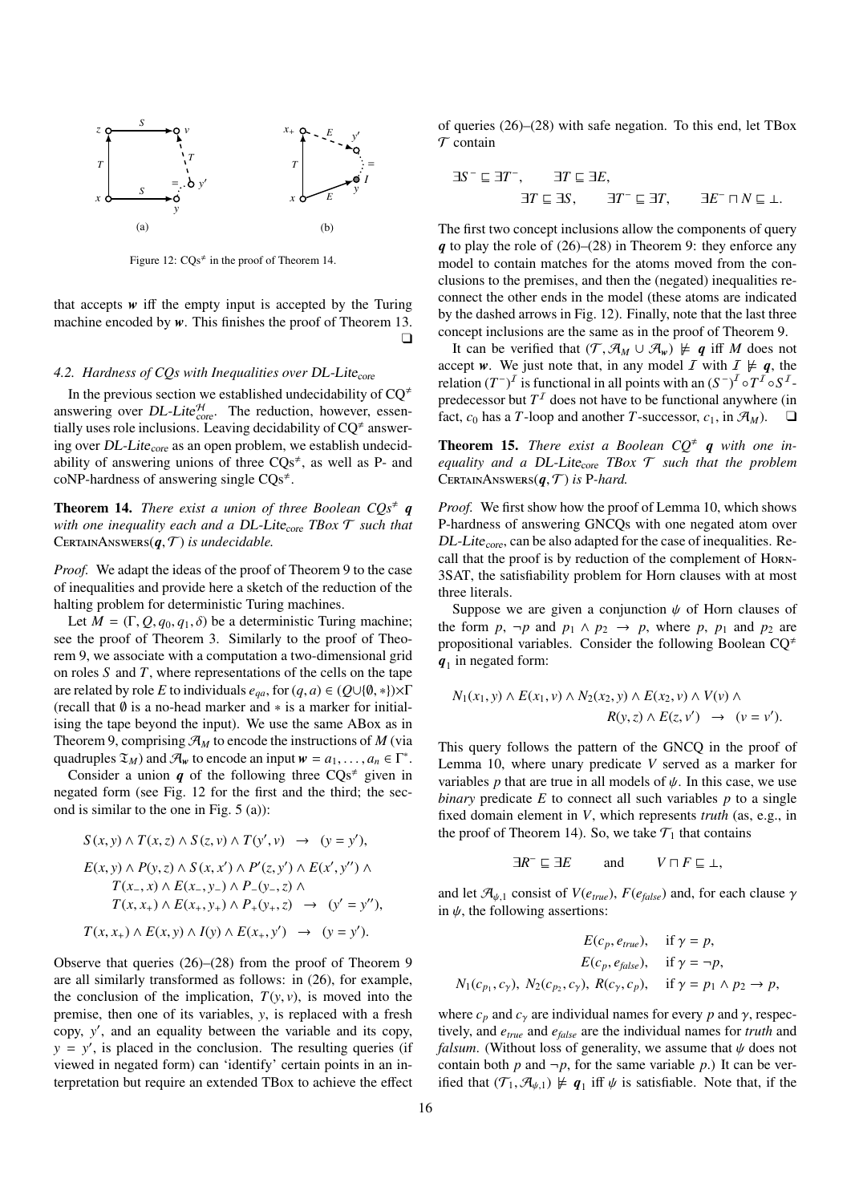Figure 12: $\mathrm{CQs}^{\neq}$ in the proof of Theorem 14.

that accepts $\boldsymbol{w}$ iff the empty input is accepted by the Turing machine encoded by $\boldsymbol{w}$. This finishes the proof of Theorem 13. ❑

### 4.2. Hardness of CQs with Inequalities over DL-Lite$_{\mathrm{core}}$

In the previous section we established undecidability of $\mathrm{CQ}^{\neq}$ answering over $\mathit{DL\text{-}Lite}^{\mathcal{H}}_{\mathit{core}}$. The reduction, however, essentially uses role inclusions. Leaving decidability of $\mathrm{CQ}^{\neq}$ answering over $\mathit{DL\text{-}Lite}_{\mathrm{core}}$ as an open problem, we establish undecidability of answering unions of three $\mathrm{CQs}^{\neq}$, as well as P- and coNP-hardness of answering single $\mathrm{CQs}^{\neq}$.

**Theorem 14.** *There exist a union of three Boolean $\mathrm{CQs}^{\neq}$ $\boldsymbol{q}$ with one inequality each and a DL-Lite$_{\mathrm{core}}$ TBox $\mathcal{T}$ such that* CertainAnswers$(\boldsymbol{q}, \mathcal{T})$ *is undecidable.*

*Proof.* We adapt the ideas of the proof of Theorem 9 to the case of inequalities and provide here a sketch of the reduction of the halting problem for deterministic Turing machines.

Let $M = (\Gamma, Q, q_0, q_1, \delta)$ be a deterministic Turing machine; see the proof of Theorem 3. Similarly to the proof of Theorem 9, we associate with a computation a two-dimensional grid on roles $S$ and $T$, where representations of the cells on the tape are related by role $E$ to individuals $e_{qa}$, for $(q, a) \in (Q \cup \{\emptyset, *\}) \times \Gamma$ (recall that $\emptyset$ is a no-head marker and $*$ is a marker for initialising the tape beyond the input). We use the same ABox as in Theorem 9, comprising $\mathcal{A}_M$ to encode the instructions of $M$ (via quadruples $\mathfrak{T}_M$) and $\mathcal{A}_{\boldsymbol{w}}$ to encode an input $\boldsymbol{w} = a_1, \dots, a_n \in \Gamma^*$.

Consider a union $\boldsymbol{q}$ of the following three $\mathrm{CQs}^{\neq}$ given in negated form (see Fig. 12 for the first and the third; the second is similar to the one in Fig. 5 (a)):

$$S(x,y) \wedge T(x,z) \wedge S(z,v) \wedge T(y',v) \ \rightarrow\ (y = y'),$$

$$\begin{aligned}E(x,y) \wedge P(y,z) \wedge S(x,x') \wedge P'(z,y') \wedge E(x',y'') \wedge\\ T(x_-,x) \wedge E(x_-,y_-) \wedge P_-(y_-,z) \wedge\\ T(x,x_+) \wedge E(x_+,y_+) \wedge P_+(y_+,z) \ \rightarrow\ (y' = y''),\end{aligned}$$

$$T(x,x_+) \wedge E(x,y) \wedge I(y) \wedge E(x_+,y') \ \rightarrow\ (y = y').$$

Observe that queries (26)–(28) from the proof of Theorem 9 are all similarly transformed as follows: in (26), for example, the conclusion of the implication, $T(y,v)$, is moved into the premise, then one of its variables, $y$, is replaced with a fresh copy, $y'$, and an equality between the variable and its copy, $y = y'$, is placed in the conclusion. The resulting queries (if viewed in negated form) can 'identify' certain points in an interpretation but require an extended TBox to achieve the effect of queries (26)–(28) with safe negation. To this end, let TBox $\mathcal{T}$ contain

$$\exists S^- \sqsubseteq \exists T^-, \qquad \exists T \sqsubseteq \exists E,$$
$$\exists T \sqsubseteq \exists S, \qquad \exists T^- \sqsubseteq \exists T, \qquad \exists E^- \sqcap N \sqsubseteq \bot.$$

The first two concept inclusions allow the components of query $\boldsymbol{q}$ to play the role of (26)–(28) in Theorem 9: they enforce any model to contain matches for the atoms moved from the conclusions to the premises, and then the (negated) inequalities reconnect the other ends in the model (these atoms are indicated by the dashed arrows in Fig. 12). Finally, note that the last three concept inclusions are the same as in the proof of Theorem 9.

It can be verified that $(\mathcal{T}, \mathcal{A}_M \cup \mathcal{A}_{\boldsymbol{w}}) \not\models \boldsymbol{q}$ iff $M$ does not accept $\boldsymbol{w}$. We just note that, in any model $\mathcal{I}$ with $\mathcal{I} \not\models \boldsymbol{q}$, the relation $(T^-)^{\mathcal{I}}$ is functional in all points with an $(S^-)^{\mathcal{I}} \circ T^{\mathcal{I}} \circ S^{\mathcal{I}}$-predecessor but $T^{\mathcal{I}}$ does not have to be functional anywhere (in fact, $c_0$ has a $T$-loop and another $T$-successor, $c_1$, in $\mathcal{A}_M$). ❑

**Theorem 15.** *There exist a Boolean $\mathrm{CQ}^{\neq}$ $\boldsymbol{q}$ with one inequality and a DL-Lite$_{\mathrm{core}}$ TBox $\mathcal{T}$ such that the problem* CertainAnswers$(\boldsymbol{q}, \mathcal{T})$ *is P-hard.*

*Proof.* We first show how the proof of Lemma 10, which shows P-hardness of answering GNCQs with one negated atom over $\mathit{DL\text{-}Lite}_{\mathrm{core}}$, can be also adapted for the case of inequalities. Recall that the proof is by reduction of the complement of Horn-3SAT, the satisfiability problem for Horn clauses with at most three literals.

Suppose we are given a conjunction $\psi$ of Horn clauses of the form $p$, $\neg p$ and $p_1 \wedge p_2 \rightarrow p$, where $p$, $p_1$ and $p_2$ are propositional variables. Consider the following Boolean $\mathrm{CQ}^{\neq}$ $\boldsymbol{q}_1$ in negated form:

$$\begin{aligned}N_1(x_1,y) \wedge E(x_1,v) \wedge N_2(x_2,y) \wedge E(x_2,v) \wedge V(v) \wedge\\ R(y,z) \wedge E(z,v') \ \rightarrow\ (v = v').\end{aligned}$$

This query follows the pattern of the GNCQ in the proof of Lemma 10, where unary predicate $V$ served as a marker for variables $p$ that are true in all models of $\psi$. In this case, we use *binary* predicate $E$ to connect all such variables $p$ to a single fixed domain element in $V$, which represents *truth* (as, e.g., in the proof of Theorem 14). So, we take $\mathcal{T}_1$ that contains

$$\exists R^- \sqsubseteq \exists E \qquad \text{and} \qquad V \sqcap F \sqsubseteq \bot,$$

and let $\mathcal{A}_{\psi,1}$ consist of $V(e_{\mathit{true}})$, $F(e_{\mathit{false}})$ and, for each clause $\gamma$ in $\psi$, the following assertions:

$$\begin{aligned}&E(c_p, e_{\mathit{true}}), && \text{if } \gamma = p,\\ &E(c_p, e_{\mathit{false}}), && \text{if } \gamma = \neg p,\\ N_1(c_{p_1}, c_\gamma),\ N_2(c_{p_2}, c_\gamma),\ &R(c_\gamma, c_p), && \text{if } \gamma = p_1 \wedge p_2 \rightarrow p,\end{aligned}$$

where $c_p$ and $c_\gamma$ are individual names for every $p$ and $\gamma$, respectively, and $e_{\mathit{true}}$ and $e_{\mathit{false}}$ are the individual names for *truth* and *falsum*. (Without loss of generality, we assume that $\psi$ does not contain both $p$ and $\neg p$, for the same variable $p$.) It can be verified that $(\mathcal{T}_1, \mathcal{A}_{\psi,1}) \not\models \boldsymbol{q}_1$ iff $\psi$ is satisfiable. Note that, if the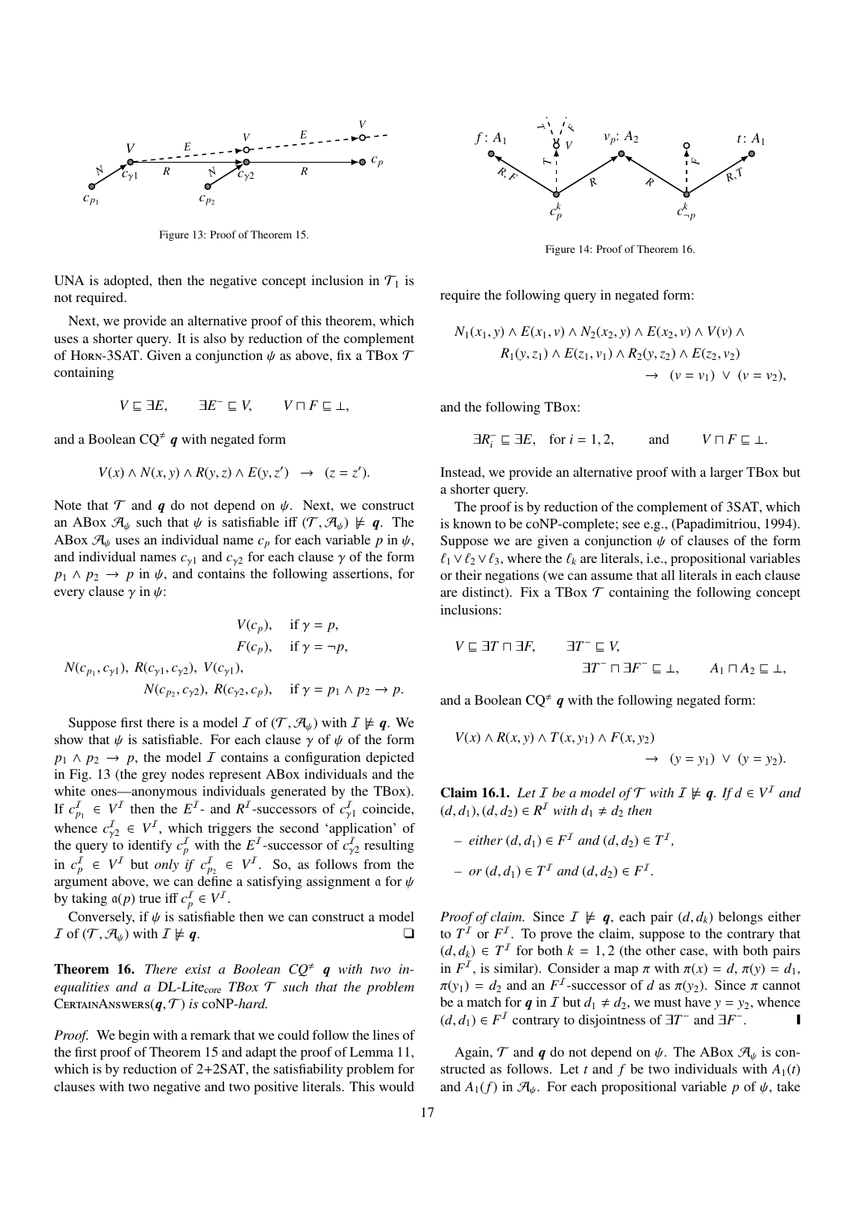Figure 13: Proof of Theorem 15.

UNA is adopted, then the negative concept inclusion in $\mathcal{T}_1$ is not required.

Next, we provide an alternative proof of this theorem, which uses a shorter query. It is also by reduction of the complement of Horn-3SAT. Given a conjunction $\psi$ as above, fix a TBox $\mathcal{T}$ containing

$$V \sqsubseteq \exists E, \qquad \exists E^- \sqsubseteq V, \qquad V \sqcap F \sqsubseteq \bot,$$

and a Boolean CQ$^{\neq}$ $\boldsymbol{q}$ with negated form

$$V(x) \land N(x, y) \land R(y, z) \land E(y, z') \;\; \to \;\; (z = z').$$

Note that $\mathcal{T}$ and $\boldsymbol{q}$ do not depend on $\psi$. Next, we construct an ABox $\mathcal{A}_\psi$ such that $\psi$ is satisfiable iff $(\mathcal{T}, \mathcal{A}_\psi) \not\models \boldsymbol{q}$. The ABox $\mathcal{A}_\psi$ uses an individual name $c_p$ for each variable $p$ in $\psi$, and individual names $c_{\gamma 1}$ and $c_{\gamma 2}$ for each clause $\gamma$ of the form $p_1 \land p_2 \to p$ in $\psi$, and contains the following assertions, for every clause $\gamma$ in $\psi$:

$$\begin{aligned}
&V(c_p), &&\text{if } \gamma = p,\\
&F(c_p), &&\text{if } \gamma = \neg p,\\
&N(c_{p_1}, c_{\gamma 1}),\ R(c_{\gamma 1}, c_{\gamma 2}),\ V(c_{\gamma 1}), && \\
&N(c_{p_2}, c_{\gamma 2}),\ R(c_{\gamma 2}, c_p), &&\text{if } \gamma = p_1 \land p_2 \to p.
\end{aligned}$$

Suppose first there is a model $\mathcal{I}$ of $(\mathcal{T}, \mathcal{A}_\psi)$ with $\mathcal{I} \not\models \boldsymbol{q}$. We show that $\psi$ is satisfiable. For each clause $\gamma$ of $\psi$ of the form $p_1 \land p_2 \to p$, the model $\mathcal{I}$ contains a configuration depicted in Fig. 13 (the grey nodes represent ABox individuals and the white ones—anonymous individuals generated by the TBox). If $c_{p_1}^{\mathcal{I}} \in V^{\mathcal{I}}$ then the $E^{\mathcal{I}}$- and $R^{\mathcal{I}}$-successors of $c_{\gamma 1}^{\mathcal{I}}$ coincide, whence $c_{\gamma 2}^{\mathcal{I}} \in V^{\mathcal{I}}$, which triggers the second 'application' of the query to identify $c_p^{\mathcal{I}}$ with the $E^{\mathcal{I}}$-successor of $c_{\gamma 2}^{\mathcal{I}}$ resulting in $c_p^{\mathcal{I}} \in V^{\mathcal{I}}$ but *only if* $c_{p_2}^{\mathcal{I}} \in V^{\mathcal{I}}$. So, as follows from the argument above, we can define a satisfying assignment $\mathfrak{a}$ for $\psi$ by taking $\mathfrak{a}(p)$ true iff $c_p^{\mathcal{I}} \in V^{\mathcal{I}}$.

Conversely, if $\psi$ is satisfiable then we can construct a model $\mathcal{I}$ of $(\mathcal{T}, \mathcal{A}_\psi)$ with $\mathcal{I} \not\models \boldsymbol{q}$. ❑

**Theorem 16.** *There exist a Boolean CQ$^{\neq}$ $\boldsymbol{q}$ with two inequalities and a DL-Lite$_{core}$ TBox $\mathcal{T}$ such that the problem* CertainAnswers$(\boldsymbol{q}, \mathcal{T})$ *is* coNP*-hard.*

*Proof.* We begin with a remark that we could follow the lines of the first proof of Theorem 15 and adapt the proof of Lemma 11, which is by reduction of 2+2SAT, the satisfiability problem for clauses with two negative and two positive literals. This would require the following query in negated form:

$$\begin{aligned}
N_1(x_1, y) \land E(x_1, v) \land N_2(x_2, y) \land E(x_2, v) \land V(v) \land {}\\
R_1(y, z_1) \land E(z_1, v_1) \land R_2(y, z_2) \land E(z_2, v_2)\\
\to \;\; (v = v_1) \;\lor\; (v = v_2),
\end{aligned}$$

and the following TBox:

$$\exists R_i^- \sqsubseteq \exists E, \quad \text{for } i = 1, 2, \qquad \text{and} \qquad V \sqcap F \sqsubseteq \bot.$$

Instead, we provide an alternative proof with a larger TBox but a shorter query.

Figure 14: Proof of Theorem 16.

The proof is by reduction of the complement of 3SAT, which is known to be coNP-complete; see e.g., (Papadimitriou, 1994). Suppose we are given a conjunction $\psi$ of clauses of the form $\ell_1 \lor \ell_2 \lor \ell_3$, where the $\ell_k$ are literals, i.e., propositional variables or their negations (we can assume that all literals in each clause are distinct). Fix a TBox $\mathcal{T}$ containing the following concept inclusions:

$$\begin{aligned}
&V \sqsubseteq \exists T \sqcap \exists F, \qquad \exists T^- \sqsubseteq V,\\
&\qquad\qquad \exists T^- \sqcap \exists F^- \sqsubseteq \bot, \qquad A_1 \sqcap A_2 \sqsubseteq \bot,
\end{aligned}$$

and a Boolean CQ$^{\neq}$ $\boldsymbol{q}$ with the following negated form:

$$V(x) \land R(x, y) \land T(x, y_1) \land F(x, y_2) \;\; \to \;\; (y = y_1) \;\lor\; (y = y_2).$$

**Claim 16.1.** *Let $\mathcal{I}$ be a model of $\mathcal{T}$ with $\mathcal{I} \not\models \boldsymbol{q}$. If $d \in V^{\mathcal{I}}$ and $(d, d_1), (d, d_2) \in R^{\mathcal{I}}$ with $d_1 \neq d_2$ then*

- *either $(d, d_1) \in F^{\mathcal{I}}$ and $(d, d_2) \in T^{\mathcal{I}}$,*
- *or $(d, d_1) \in T^{\mathcal{I}}$ and $(d, d_2) \in F^{\mathcal{I}}$.*

*Proof of claim.* Since $\mathcal{I} \not\models \boldsymbol{q}$, each pair $(d, d_k)$ belongs either to $T^{\mathcal{I}}$ or $F^{\mathcal{I}}$. To prove the claim, suppose to the contrary that $(d, d_k) \in T^{\mathcal{I}}$ for both $k = 1, 2$ (the other case, with both pairs in $F^{\mathcal{I}}$, is similar). Consider a map $\pi$ with $\pi(x) = d$, $\pi(y) = d_1$, $\pi(y_1) = d_2$ and an $F^{\mathcal{I}}$-successor of $d$ as $\pi(y_2)$. Since $\pi$ cannot be a match for $\boldsymbol{q}$ in $\mathcal{I}$ but $d_1 \neq d_2$, we must have $y = y_2$, whence $(d, d_1) \in F^{\mathcal{I}}$ contrary to disjointness of $\exists T^-$ and $\exists F^-$. ❚

Again, $\mathcal{T}$ and $\boldsymbol{q}$ do not depend on $\psi$. The ABox $\mathcal{A}_\psi$ is constructed as follows. Let $t$ and $f$ be two individuals with $A_1(t)$ and $A_1(f)$ in $\mathcal{A}_\psi$. For each propositional variable $p$ of $\psi$, take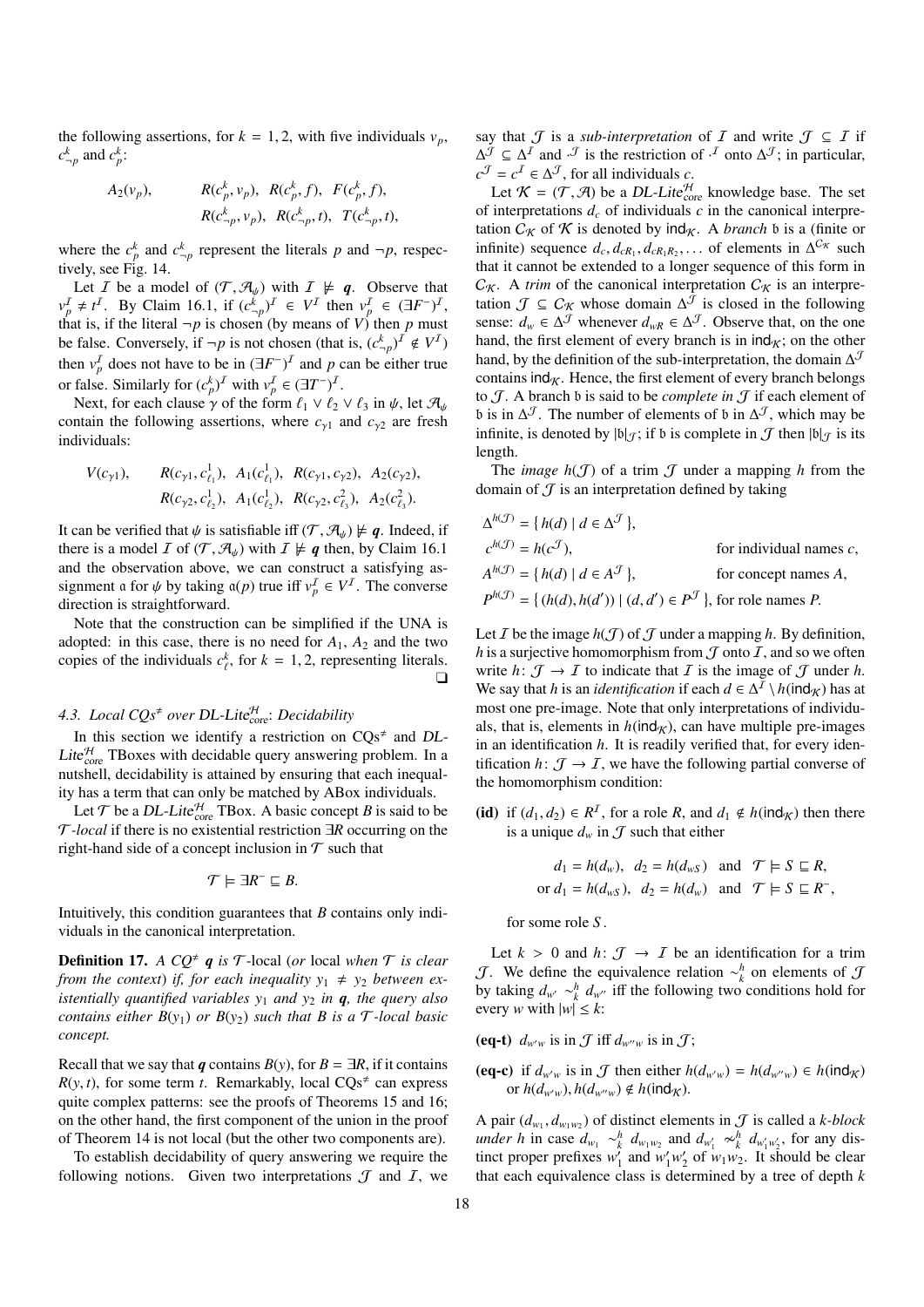the following assertions, for $k = 1, 2$, with five individuals $v_p$, $c^k_{\neg p}$ and $c^k_p$:

$$A_2(v_p), \qquad R(c^k_p, v_p),\ R(c^k_p, f),\ F(c^k_p, f),$$
$$R(c^k_{\neg p}, v_p),\ R(c^k_{\neg p}, t),\ T(c^k_{\neg p}, t),$$

where the $c^k_p$ and $c^k_{\neg p}$ represent the literals $p$ and $\neg p$, respectively, see Fig. 14.

Let $\mathcal{I}$ be a model of $(\mathcal{T}, \mathcal{A}_\psi)$ with $\mathcal{I} \not\models \boldsymbol{q}$. Observe that $v_p^{\mathcal{I}} \neq t^{\mathcal{I}}$. By Claim 16.1, if $(c^k_{\neg p})^{\mathcal{I}} \in V^{\mathcal{I}}$ then $v_p^{\mathcal{I}} \in (\exists F^-)^{\mathcal{I}}$, that is, if the literal $\neg p$ is chosen (by means of $V$) then $p$ must be false. Conversely, if $\neg p$ is not chosen (that is, $(c^k_{\neg p})^{\mathcal{I}} \notin V^{\mathcal{I}}$) then $v_p^{\mathcal{I}}$ does not have to be in $(\exists F^-)^{\mathcal{I}}$ and $p$ can be either true or false. Similarly for $(c^k_p)^{\mathcal{I}}$ with $v_p^{\mathcal{I}} \in (\exists T^-)^{\mathcal{I}}$.

Next, for each clause $\gamma$ of the form $\ell_1 \vee \ell_2 \vee \ell_3$ in $\psi$, let $\mathcal{A}_\psi$ contain the following assertions, where $c_{\gamma 1}$ and $c_{\gamma 2}$ are fresh individuals:

$$V(c_{\gamma 1}), \qquad R(c_{\gamma 1}, c^1_{\ell_1}),\ A_1(c^1_{\ell_1}),\ R(c_{\gamma 1}, c_{\gamma 2}),\ A_2(c_{\gamma 2}),$$
$$R(c_{\gamma 2}, c^1_{\ell_2}),\ A_1(c^1_{\ell_2}),\ R(c_{\gamma 2}, c^2_{\ell_3}),\ A_2(c^2_{\ell_3}).$$

It can be verified that $\psi$ is satisfiable iff $(\mathcal{T}, \mathcal{A}_\psi) \not\models \boldsymbol{q}$. Indeed, if there is a model $\mathcal{I}$ of $(\mathcal{T}, \mathcal{A}_\psi)$ with $\mathcal{I} \not\models \boldsymbol{q}$ then, by Claim 16.1 and the observation above, we can construct a satisfying assignment $\mathfrak{a}$ for $\psi$ by taking $\mathfrak{a}(p)$ true iff $v_p^{\mathcal{I}} \in V^{\mathcal{I}}$. The converse direction is straightforward.

Note that the construction can be simplified if the UNA is adopted: in this case, there is no need for $A_1$, $A_2$ and the two copies of the individuals $c^k_\ell$, for $k = 1, 2$, representing literals. ❑

### 4.3. Local CQs$^{\neq}$ over DL-Lite$^{\mathcal{H}}_{\text{core}}$: Decidability

In this section we identify a restriction on CQs$^{\neq}$ and DL-Lite$^{\mathcal{H}}_{\text{core}}$ TBoxes with decidable query answering problem. In a nutshell, decidability is attained by ensuring that each inequality has a term that can only be matched by ABox individuals.

Let $\mathcal{T}$ be a DL-Lite$^{\mathcal{H}}_{\text{core}}$ TBox. A basic concept $B$ is said to be *$\mathcal{T}$-local* if there is no existential restriction $\exists R$ occurring on the right-hand side of a concept inclusion in $\mathcal{T}$ such that

$$\mathcal{T} \models \exists R^- \sqsubseteq B.$$

Intuitively, this condition guarantees that $B$ contains only individuals in the canonical interpretation.

**Definition 17.** *A CQ$^{\neq}$ $\boldsymbol{q}$ is $\mathcal{T}$-local (or local when $\mathcal{T}$ is clear from the context) if, for each inequality $y_1 \neq y_2$ between existentially quantified variables $y_1$ and $y_2$ in $\boldsymbol{q}$, the query also contains either $B(y_1)$ or $B(y_2)$ such that $B$ is a $\mathcal{T}$-local basic concept.*

Recall that we say that $\boldsymbol{q}$ contains $B(y)$, for $B = \exists R$, if it contains $R(y, t)$, for some term $t$. Remarkably, local CQs$^{\neq}$ can express quite complex patterns: see the proofs of Theorems 15 and 16; on the other hand, the first component of the union in the proof of Theorem 14 is not local (but the other two components are).

To establish decidability of query answering we require the following notions. Given two interpretations $\mathcal{J}$ and $\mathcal{I}$, we say that $\mathcal{J}$ is a *sub-interpretation* of $\mathcal{I}$ and write $\mathcal{J} \subseteq \mathcal{I}$ if $\Delta^{\mathcal{J}} \subseteq \Delta^{\mathcal{I}}$ and $\cdot^{\mathcal{J}}$ is the restriction of $\cdot^{\mathcal{I}}$ onto $\Delta^{\mathcal{J}}$; in particular, $c^{\mathcal{J}} = c^{\mathcal{I}} \in \Delta^{\mathcal{J}}$, for all individuals $c$.

Let $\mathcal{K} = (\mathcal{T}, \mathcal{A})$ be a DL-Lite$^{\mathcal{H}}_{\text{core}}$ knowledge base. The set of interpretations $d_c$ of individuals $c$ in the canonical interpretation $\mathcal{C}_{\mathcal{K}}$ of $\mathcal{K}$ is denoted by $\mathsf{ind}_{\mathcal{K}}$. A *branch* $\mathfrak{b}$ is a (finite or infinite) sequence $d_c, d_{cR_1}, d_{cR_1R_2}, \dots$ of elements in $\Delta^{\mathcal{C}_{\mathcal{K}}}$ such that it cannot be extended to a longer sequence of this form in $\mathcal{C}_{\mathcal{K}}$. A *trim* of the canonical interpretation $\mathcal{C}_{\mathcal{K}}$ is an interpretation $\mathcal{J} \subseteq \mathcal{C}_{\mathcal{K}}$ whose domain $\Delta^{\mathcal{J}}$ is closed in the following sense: $d_w \in \Delta^{\mathcal{J}}$ whenever $d_{wR} \in \Delta^{\mathcal{J}}$. Observe that, on the one hand, the first element of every branch is in $\mathsf{ind}_{\mathcal{K}}$; on the other hand, by the definition of the sub-interpretation, the domain $\Delta^{\mathcal{J}}$ contains $\mathsf{ind}_{\mathcal{K}}$. Hence, the first element of every branch belongs to $\mathcal{J}$. A branch $\mathfrak{b}$ is said to be *complete in* $\mathcal{J}$ if each element of $\mathfrak{b}$ is in $\Delta^{\mathcal{J}}$. The number of elements of $\mathfrak{b}$ in $\Delta^{\mathcal{J}}$, which may be infinite, is denoted by $|\mathfrak{b}|_{\mathcal{J}}$; if $\mathfrak{b}$ is complete in $\mathcal{J}$ then $|\mathfrak{b}|_{\mathcal{J}}$ is its length.

The *image* $h(\mathcal{J})$ of a trim $\mathcal{J}$ under a mapping $h$ from the domain of $\mathcal{J}$ is an interpretation defined by taking

$$\begin{aligned}
\Delta^{h(\mathcal{J})} &= \{\, h(d) \mid d \in \Delta^{\mathcal{J}} \,\}, \\
c^{h(\mathcal{J})} &= h(c^{\mathcal{J}}), && \text{for individual names } c, \\
A^{h(\mathcal{J})} &= \{\, h(d) \mid d \in A^{\mathcal{J}} \,\}, && \text{for concept names } A, \\
P^{h(\mathcal{J})} &= \{\, (h(d), h(d')) \mid (d, d') \in P^{\mathcal{J}} \,\}, && \text{for role names } P.
\end{aligned}$$

Let $\mathcal{I}$ be the image $h(\mathcal{J})$ of $\mathcal{J}$ under a mapping $h$. By definition, $h$ is a surjective homomorphism from $\mathcal{J}$ onto $\mathcal{I}$, and so we often write $h\colon \mathcal{J} \to \mathcal{I}$ to indicate that $\mathcal{I}$ is the image of $\mathcal{J}$ under $h$. We say that $h$ is an *identification* if each $d \in \Delta^{\mathcal{I}} \setminus h(\mathsf{ind}_{\mathcal{K}})$ has at most one pre-image. Note that only interpretations of individuals, that is, elements in $h(\mathsf{ind}_{\mathcal{K}})$, can have multiple pre-images in an identification $h$. It is readily verified that, for every identification $h\colon \mathcal{J} \to \mathcal{I}$, we have the following partial converse of the homomorphism condition:

**(id)** if $(d_1, d_2) \in R^{\mathcal{I}}$, for a role $R$, and $d_1 \notin h(\mathsf{ind}_{\mathcal{K}})$ then there is a unique $d_w$ in $\mathcal{J}$ such that either

$$d_1 = h(d_w),\ d_2 = h(d_{wS}) \ \text{ and } \ \mathcal{T} \models S \sqsubseteq R,$$
$$\text{or } d_1 = h(d_{wS}),\ d_2 = h(d_w) \ \text{ and } \ \mathcal{T} \models S \sqsubseteq R^-,$$

for some role $S$.

Let $k > 0$ and $h\colon \mathcal{J} \to \mathcal{I}$ be an identification for a trim $\mathcal{J}$. We define the equivalence relation $\sim^h_k$ on elements of $\mathcal{J}$ by taking $d_{w'} \sim^h_k d_{w''}$ iff the following two conditions hold for every $w$ with $|w| \leq k$:

**(eq-t)** $d_{w'w}$ is in $\mathcal{J}$ iff $d_{w''w}$ is in $\mathcal{J}$;

**(eq-c)** if $d_{w'w}$ is in $\mathcal{J}$ then either $h(d_{w'w}) = h(d_{w''w}) \in h(\mathsf{ind}_{\mathcal{K}})$ or $h(d_{w'w}), h(d_{w''w}) \notin h(\mathsf{ind}_{\mathcal{K}})$.

A pair $(d_{w_1}, d_{w_1w_2})$ of distinct elements in $\mathcal{J}$ is called a *$k$-block under $h$* in case $d_{w_1} \sim^h_k d_{w_1w_2}$ and $d_{w'_1} \not\sim^h_k d_{w'_1w'_2}$, for any distinct proper prefixes $w'_1$ and $w'_1w'_2$ of $w_1w_2$. It should be clear that each equivalence class is determined by a tree of depth $k$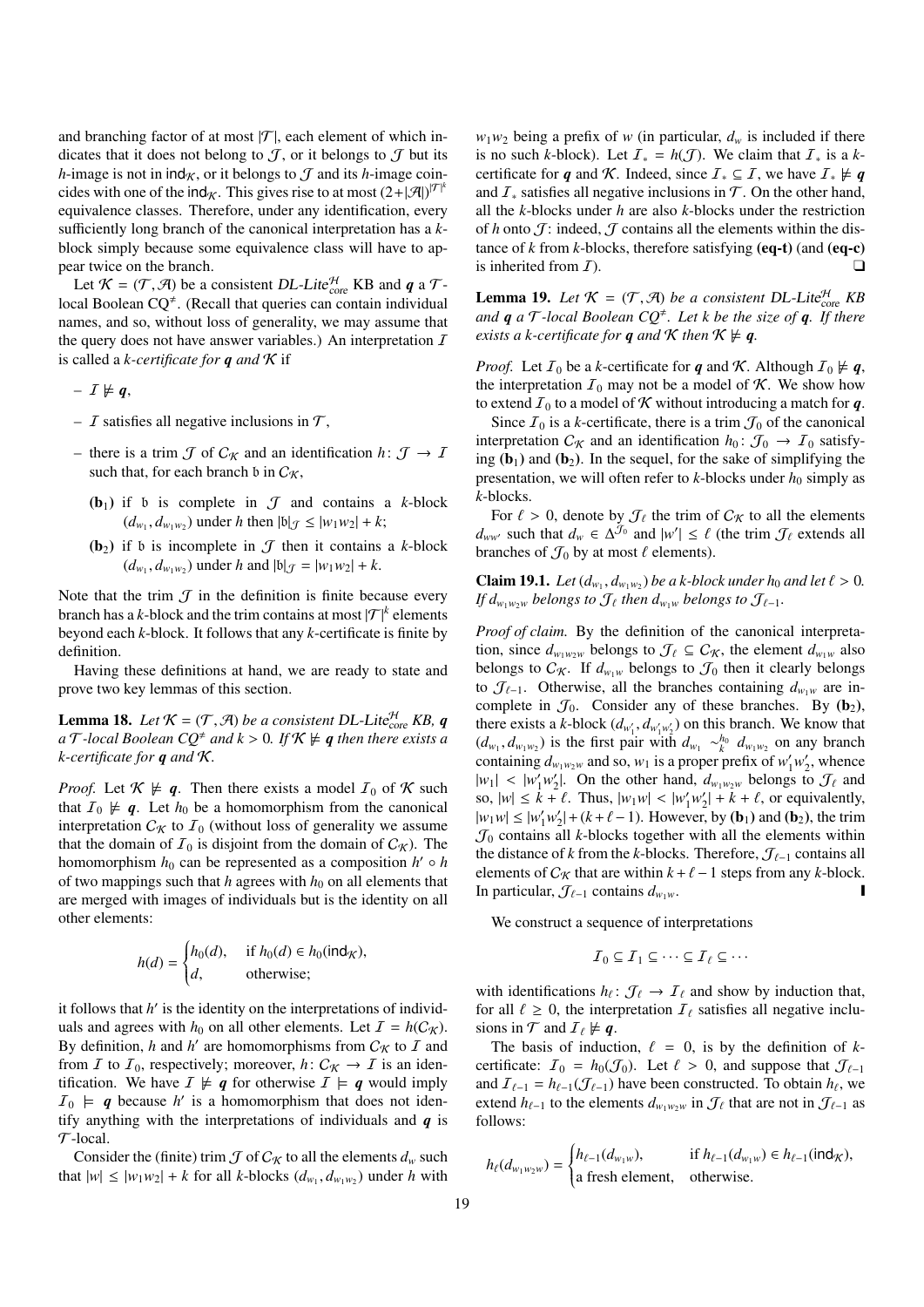and branching factor of at most $|\mathcal{T}|$, each element of which indicates that it does not belong to $\mathcal{J}$, or it belongs to $\mathcal{J}$ but its $h$-image is not in $\mathsf{ind}_\mathcal{K}$, or it belongs to $\mathcal{J}$ and its $h$-image coincides with one of the $\mathsf{ind}_\mathcal{K}$. This gives rise to at most $(2+|\mathcal{A}|)^{|\mathcal{T}|^k}$ equivalence classes. Therefore, under any identification, every sufficiently long branch of the canonical interpretation has a $k$-block simply because some equivalence class will have to appear twice on the branch.

Let $\mathcal{K} = (\mathcal{T}, \mathcal{A})$ be a consistent *DL-Lite*$^\mathcal{H}_\text{core}$ KB and $\boldsymbol{q}$ a $\mathcal{T}$-local Boolean CQ$^{\neq}$. (Recall that queries can contain individual names, and so, without loss of generality, we may assume that the query does not have answer variables.) An interpretation $\mathcal{I}$ is called a *$k$-certificate for $\boldsymbol{q}$ and $\mathcal{K}$* if

- $\mathcal{I} \not\models \boldsymbol{q}$,
- $\mathcal{I}$ satisfies all negative inclusions in $\mathcal{T}$,
- there is a trim $\mathcal{J}$ of $\mathcal{C}_\mathcal{K}$ and an identification $h\colon \mathcal{J} \to \mathcal{I}$ such that, for each branch $\mathfrak{b}$ in $\mathcal{C}_\mathcal{K}$,
  - **(b$_1$)** if $\mathfrak{b}$ is complete in $\mathcal{J}$ and contains a $k$-block $(d_{w_1}, d_{w_1w_2})$ under $h$ then $|\mathfrak{b}|_\mathcal{J} \leq |w_1w_2| + k$;
  - **(b$_2$)** if $\mathfrak{b}$ is incomplete in $\mathcal{J}$ then it contains a $k$-block $(d_{w_1}, d_{w_1w_2})$ under $h$ and $|\mathfrak{b}|_\mathcal{J} = |w_1w_2| + k$.

Note that the trim $\mathcal{J}$ in the definition is finite because every branch has a $k$-block and the trim contains at most $|\mathcal{T}|^k$ elements beyond each $k$-block. It follows that any $k$-certificate is finite by definition.

Having these definitions at hand, we are ready to state and prove two key lemmas of this section.

**Lemma 18.** *Let $\mathcal{K} = (\mathcal{T}, \mathcal{A})$ be a consistent DL-Lite$^\mathcal{H}_\text{core}$ KB, $\boldsymbol{q}$ a $\mathcal{T}$-local Boolean CQ$^{\neq}$ and $k > 0$. If $\mathcal{K} \not\models \boldsymbol{q}$ then there exists a $k$-certificate for $\boldsymbol{q}$ and $\mathcal{K}$.*

*Proof.* Let $\mathcal{K} \not\models \boldsymbol{q}$. Then there exists a model $\mathcal{I}_0$ of $\mathcal{K}$ such that $\mathcal{I}_0 \not\models \boldsymbol{q}$. Let $h_0$ be a homomorphism from the canonical interpretation $\mathcal{C}_\mathcal{K}$ to $\mathcal{I}_0$ (without loss of generality we assume that the domain of $\mathcal{I}_0$ is disjoint from the domain of $\mathcal{C}_\mathcal{K}$). The homomorphism $h_0$ can be represented as a composition $h' \circ h$ of two mappings such that $h$ agrees with $h_0$ on all elements that are merged with images of individuals but is the identity on all other elements:

$$h(d) = \begin{cases} h_0(d), & \text{if } h_0(d) \in h_0(\mathsf{ind}_\mathcal{K}),\\ d, & \text{otherwise;}\end{cases}$$

it follows that $h'$ is the identity on the interpretations of individuals and agrees with $h_0$ on all other elements. Let $\mathcal{I} = h(\mathcal{C}_\mathcal{K})$. By definition, $h$ and $h'$ are homomorphisms from $\mathcal{C}_\mathcal{K}$ to $\mathcal{I}$ and from $\mathcal{I}$ to $\mathcal{I}_0$, respectively; moreover, $h\colon \mathcal{C}_\mathcal{K} \to \mathcal{I}$ is an identification. We have $\mathcal{I} \not\models \boldsymbol{q}$ for otherwise $\mathcal{I} \models \boldsymbol{q}$ would imply $\mathcal{I}_0 \models \boldsymbol{q}$ because $h'$ is a homomorphism that does not identify anything with the interpretations of individuals and $\boldsymbol{q}$ is $\mathcal{T}$-local.

Consider the (finite) trim $\mathcal{J}$ of $\mathcal{C}_\mathcal{K}$ to all the elements $d_w$ such that $|w| \leq |w_1w_2| + k$ for all $k$-blocks $(d_{w_1}, d_{w_1w_2})$ under $h$ with $w_1w_2$ being a prefix of $w$ (in particular, $d_w$ is included if there is no such $k$-block). Let $\mathcal{I}_* = h(\mathcal{J})$. We claim that $\mathcal{I}_*$ is a $k$-certificate for $\boldsymbol{q}$ and $\mathcal{K}$. Indeed, since $\mathcal{I}_* \subseteq \mathcal{I}$, we have $\mathcal{I}_* \not\models \boldsymbol{q}$ and $\mathcal{I}_*$ satisfies all negative inclusions in $\mathcal{T}$. On the other hand, all the $k$-blocks under $h$ are also $k$-blocks under the restriction of $h$ onto $\mathcal{J}$: indeed, $\mathcal{J}$ contains all the elements within the distance of $k$ from $k$-blocks, therefore satisfying **(eq-t)** (and **(eq-c)** is inherited from $\mathcal{I}$). ❑

**Lemma 19.** *Let $\mathcal{K} = (\mathcal{T}, \mathcal{A})$ be a consistent DL-Lite$^\mathcal{H}_\text{core}$ KB and $\boldsymbol{q}$ a $\mathcal{T}$-local Boolean CQ$^{\neq}$. Let $k$ be the size of $\boldsymbol{q}$. If there exists a $k$-certificate for $\boldsymbol{q}$ and $\mathcal{K}$ then $\mathcal{K} \not\models \boldsymbol{q}$.*

*Proof.* Let $\mathcal{I}_0$ be a $k$-certificate for $\boldsymbol{q}$ and $\mathcal{K}$. Although $\mathcal{I}_0 \not\models \boldsymbol{q}$, the interpretation $\mathcal{I}_0$ may not be a model of $\mathcal{K}$. We show how to extend $\mathcal{I}_0$ to a model of $\mathcal{K}$ without introducing a match for $\boldsymbol{q}$.

Since $\mathcal{I}_0$ is a $k$-certificate, there is a trim $\mathcal{J}_0$ of the canonical interpretation $\mathcal{C}_\mathcal{K}$ and an identification $h_0\colon \mathcal{J}_0 \to \mathcal{I}_0$ satisfying **(b$_1$)** and **(b$_2$)**. In the sequel, for the sake of simplifying the presentation, we will often refer to $k$-blocks under $h_0$ simply as $k$-blocks.

For $\ell > 0$, denote by $\mathcal{J}_\ell$ the trim of $\mathcal{C}_\mathcal{K}$ to all the elements $d_{ww'}$ such that $d_w \in \Delta^{\mathcal{J}_0}$ and $|w'| \leq \ell$ (the trim $\mathcal{J}_\ell$ extends all branches of $\mathcal{J}_0$ by at most $\ell$ elements).

**Claim 19.1.** *Let $(d_{w_1}, d_{w_1w_2})$ be a $k$-block under $h_0$ and let $\ell > 0$. If $d_{w_1w_2w}$ belongs to $\mathcal{J}_\ell$ then $d_{w_1w}$ belongs to $\mathcal{J}_{\ell-1}$.*

*Proof of claim.* By the definition of the canonical interpretation, since $d_{w_1w_2w}$ belongs to $\mathcal{J}_\ell \subseteq \mathcal{C}_\mathcal{K}$, the element $d_{w_1w}$ also belongs to $\mathcal{C}_\mathcal{K}$. If $d_{w_1w}$ belongs to $\mathcal{J}_0$ then it clearly belongs to $\mathcal{J}_{\ell-1}$. Otherwise, all the branches containing $d_{w_1w}$ are incomplete in $\mathcal{J}_0$. Consider any of these branches. By **(b$_2$)**, there exists a $k$-block $(d_{w'_1}, d_{w'_1w'_2})$ on this branch. We know that $(d_{w_1}, d_{w_1w_2})$ is the first pair with $d_{w_1} \sim^{h_0}_k d_{w_1w_2}$ on any branch containing $d_{w_1w_2w}$ and so, $w_1$ is a proper prefix of $w'_1w'_2$, whence $|w_1| < |w'_1w'_2|$. On the other hand, $d_{w_1w_2w}$ belongs to $\mathcal{J}_\ell$ and so, $|w| \leq k + \ell$. Thus, $|w_1w| < |w'_1w'_2| + k + \ell$, or equivalently, $|w_1w| \leq |w'_1w'_2| + (k + \ell - 1)$. However, by **(b$_1$)** and **(b$_2$)**, the trim $\mathcal{J}_0$ contains all $k$-blocks together with all the elements within the distance of $k$ from the $k$-blocks. Therefore, $\mathcal{J}_{\ell-1}$ contains all elements of $\mathcal{C}_\mathcal{K}$ that are within $k + \ell - 1$ steps from any $k$-block. In particular, $\mathcal{J}_{\ell-1}$ contains $d_{w_1w}$. ❚

We construct a sequence of interpretations

$$\mathcal{I}_0 \subseteq \mathcal{I}_1 \subseteq \cdots \subseteq \mathcal{I}_\ell \subseteq \cdots$$

with identifications $h_\ell\colon \mathcal{J}_\ell \to \mathcal{I}_\ell$ and show by induction that, for all $\ell \geq 0$, the interpretation $\mathcal{I}_\ell$ satisfies all negative inclusions in $\mathcal{T}$ and $\mathcal{I}_\ell \not\models \boldsymbol{q}$.

The basis of induction, $\ell = 0$, is by the definition of $k$-certificate: $\mathcal{I}_0 = h_0(\mathcal{J}_0)$. Let $\ell > 0$, and suppose that $\mathcal{J}_{\ell-1}$ and $\mathcal{I}_{\ell-1} = h_{\ell-1}(\mathcal{J}_{\ell-1})$ have been constructed. To obtain $h_\ell$, we extend $h_{\ell-1}$ to the elements $d_{w_1w_2w}$ in $\mathcal{J}_\ell$ that are not in $\mathcal{J}_{\ell-1}$ as follows:

$$h_\ell(d_{w_1w_2w}) = \begin{cases} h_{\ell-1}(d_{w_1w}), & \text{if } h_{\ell-1}(d_{w_1w}) \in h_{\ell-1}(\mathsf{ind}_\mathcal{K}),\\ \text{a fresh element,} & \text{otherwise.}\end{cases}$$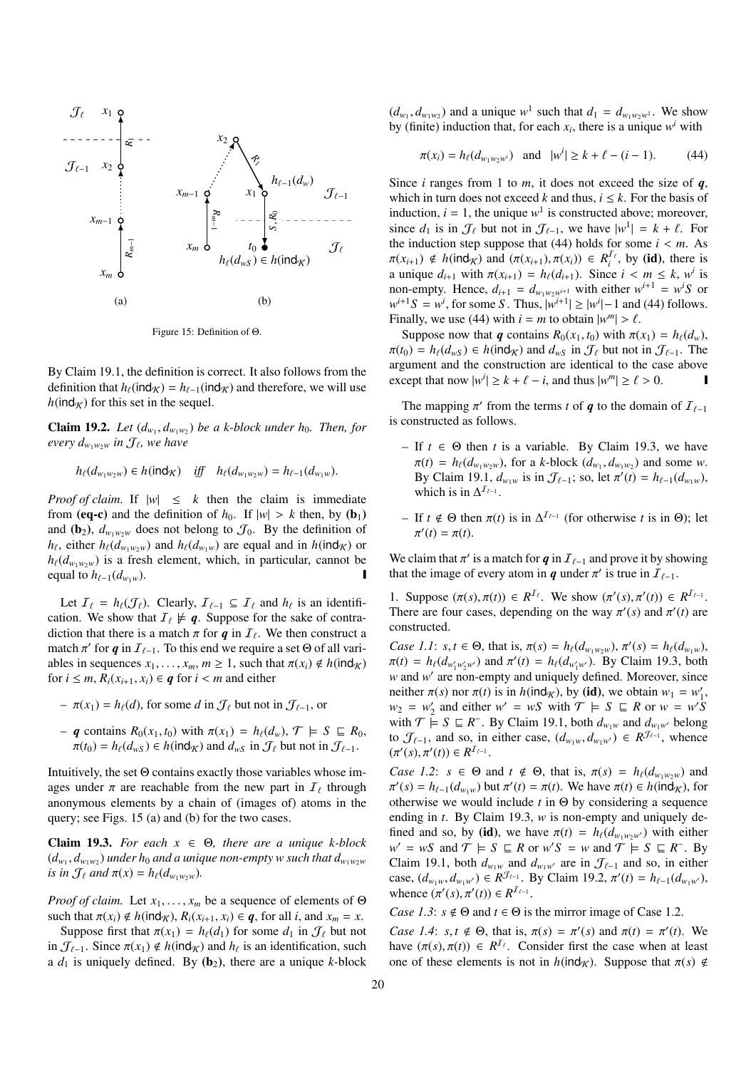Figure 15: Definition of Θ.

By Claim 19.1, the definition is correct. It also follows from the definition that $h_\ell(\mathsf{ind}_\mathcal{K}) = h_{\ell-1}(\mathsf{ind}_\mathcal{K})$ and therefore, we will use $h(\mathsf{ind}_\mathcal{K})$ for this set in the sequel.

**Claim 19.2.** *Let $(d_{w_1}, d_{w_1w_2})$ be a $k$-block under $h_0$. Then, for every $d_{w_1w_2w}$ in $\mathcal{J}_\ell$, we have*

$$h_\ell(d_{w_1w_2w}) \in h(\mathsf{ind}_\mathcal{K}) \quad \textit{iff} \quad h_\ell(d_{w_1w_2w}) = h_{\ell-1}(d_{w_1w}).$$

*Proof of claim.* If $|w| \leq k$ then the claim is immediate from **(eq-c)** and the definition of $h_0$. If $|w| > k$ then, by **(b$_1$)** and **(b$_2$)**, $d_{w_1w_2w}$ does not belong to $\mathcal{J}_0$. By the definition of $h_\ell$, either $h_\ell(d_{w_1w_2w})$ and $h_\ell(d_{w_1w})$ are equal and in $h(\mathcal{K})$ or $h_\ell(d_{w_1w_2w})$ is a fresh element, which, in particular, cannot be equal to $h_{\ell-1}(d_{w_1w})$. ∎

Let $\mathcal{I}_\ell = h_\ell(\mathcal{J}_\ell)$. Clearly, $\mathcal{I}_{\ell-1} \subseteq \mathcal{I}_\ell$ and $h_\ell$ is an identification. We show that $\mathcal{I}_\ell \not\models \boldsymbol{q}$. Suppose for the sake of contradiction that there is a match $\pi$ for $\boldsymbol{q}$ in $\mathcal{I}_\ell$. We then construct a match $\pi'$ for $\boldsymbol{q}$ in $\mathcal{I}_{\ell-1}$. To this end we require a set Θ of all variables in sequences $x_1, \dots, x_m$, $m \geq 1$, such that $\pi(x_i) \notin h(\mathsf{ind}_\mathcal{K})$ for $i \leq m$, $R_i(x_{i+1}, x_i) \in \boldsymbol{q}$ for $i < m$ and either

- $\pi(x_1) = h_\ell(d)$, for some $d$ in $\mathcal{J}_\ell$ but not in $\mathcal{J}_{\ell-1}$, or
- $\boldsymbol{q}$ contains $R_0(x_1, t_0)$ with $\pi(x_1) = h_\ell(d_w)$, $\mathcal{T} \models S \sqsubseteq R_0$, $\pi(t_0) = h_\ell(d_{wS}) \in h(\mathsf{ind}_\mathcal{K})$ and $d_{wS}$ in $\mathcal{J}_\ell$ but not in $\mathcal{J}_{\ell-1}$.

Intuitively, the set Θ contains exactly those variables whose images under $\pi$ are reachable from the new part in $\mathcal{I}_\ell$ through anonymous elements by a chain of (images of) atoms in the query; see Figs. 15 (a) and (b) for the two cases.

**Claim 19.3.** *For each $x \in \Theta$, there are a unique $k$-block $(d_{w_1}, d_{w_1w_2})$ under $h_0$ and a unique non-empty $w$ such that $d_{w_1w_2w}$ is in $\mathcal{J}_\ell$ and $\pi(x) = h_\ell(d_{w_1w_2w})$.*

*Proof of claim.* Let $x_1, \dots, x_m$ be a sequence of elements of Θ such that $\pi(x_i) \notin h(\mathsf{ind}_\mathcal{K})$, $R_i(x_{i+1}, x_i) \in \boldsymbol{q}$, for all $i$, and $x_m = x$.

Suppose first that $\pi(x_1) = h_\ell(d_1)$ for some $d_1$ in $\mathcal{J}_\ell$ but not in $\mathcal{J}_{\ell-1}$. Since $\pi(x_1) \notin h(\mathsf{ind}_\mathcal{K})$ and $h_\ell$ is an identification, such a $d_1$ is uniquely defined. By **(b$_2$)**, there are a unique $k$-block $(d_{w_1}, d_{w_1w_2})$ and a unique $w^1$ such that $d_1 = d_{w_1w_2w^1}$. We show by (finite) induction that, for each $x_i$, there is a unique $w^i$ with

$$\pi(x_i) = h_\ell(d_{w_1w_2w^i}) \quad \text{and} \quad |w^i| \geq k + \ell - (i-1). \tag{44}$$

Since $i$ ranges from 1 to $m$, it does not exceed the size of $\boldsymbol{q}$, which in turn does not exceed $k$ and thus, $i \leq k$. For the basis of induction, $i = 1$, the unique $w^1$ is constructed above; moreover, since $d_1$ is in $\mathcal{J}_\ell$ but not in $\mathcal{J}_{\ell-1}$, we have $|w^1| = k + \ell$. For the induction step suppose that (44) holds for some $i < m$. As $\pi(x_{i+1}) \notin h(\mathsf{ind}_\mathcal{K})$ and $(\pi(x_{i+1}), \pi(x_i)) \in R_i^{\mathcal{I}_\ell}$, by **(id)**, there is a unique $d_{i+1}$ with $\pi(x_{i+1}) = h_\ell(d_{i+1})$. Since $i < m \leq k$, $w^i$ is non-empty. Hence, $d_{i+1} = d_{w_1w_2w^{i+1}}$ with either $w^{i+1} = w^iS$ or $w^{i+1}S = w^i$, for some $S$. Thus, $|w^{i+1}| \geq |w^i| - 1$ and (44) follows. Finally, we use (44) with $i = m$ to obtain $|w^m| > \ell$.

Suppose now that $\boldsymbol{q}$ contains $R_0(x_1, t_0)$ with $\pi(x_1) = h_\ell(d_w)$, $\pi(t_0) = h_\ell(d_{wS}) \in h(\mathsf{ind}_\mathcal{K})$ and $d_{wS}$ in $\mathcal{J}_\ell$ but not in $\mathcal{J}_{\ell-1}$. The argument and the construction are identical to the case above except that now $|w^i| \geq k + \ell - i$, and thus $|w^m| \geq \ell > 0$. ∎

The mapping $\pi'$ from the terms $t$ of $\boldsymbol{q}$ to the domain of $\mathcal{I}_{\ell-1}$ is constructed as follows.

- If $t \in \Theta$ then $t$ is a variable. By Claim 19.3, we have $\pi(t) = h_\ell(d_{w_1w_2w})$, for a $k$-block $(d_{w_1}, d_{w_1w_2})$ and some $w$. By Claim 19.1, $d_{w_1w}$ is in $\mathcal{J}_{\ell-1}$; so, let $\pi'(t) = h_{\ell-1}(d_{w_1w})$, which is in $\Delta^{\mathcal{I}_{\ell-1}}$.
- If $t \notin \Theta$ then $\pi(t)$ is in $\Delta^{\mathcal{I}_{\ell-1}}$ (for otherwise $t$ is in Θ); let $\pi'(t) = \pi(t)$.

We claim that $\pi'$ is a match for $\boldsymbol{q}$ in $\mathcal{I}_{\ell-1}$ and prove it by showing that the image of every atom in $\boldsymbol{q}$ under $\pi'$ is true in $\mathcal{I}_{\ell-1}$.

1. Suppose $(\pi(s), \pi(t)) \in R^{\mathcal{I}_\ell}$. We show $(\pi'(s), \pi'(t)) \in R^{\mathcal{I}_{\ell-1}}$. There are four cases, depending on the way $\pi'(s)$ and $\pi'(t)$ are constructed.

*Case 1.1*: $s, t \in \Theta$, that is, $\pi(s) = h_\ell(d_{w_1w_2w})$, $\pi'(s) = h_\ell(d_{w_1w})$, $\pi(t) = h_\ell(d_{w'_1w'_2w'})$ and $\pi'(t) = h_\ell(d_{w'_1w'})$. By Claim 19.3, both $w$ and $w'$ are non-empty and uniquely defined. Moreover, since neither $\pi(s)$ nor $\pi(t)$ is in $h(\mathsf{ind}_\mathcal{K})$, by **(id)**, we obtain $w_1 = w'_1$, $w_2 = w'_2$ and either $w' = wS$ with $\mathcal{T} \models S \sqsubseteq R$ or $w = w'S$ with $\mathcal{T} \models S \sqsubseteq R^-$. By Claim 19.1, both $d_{w_1w}$ and $d_{w_1w'}$ belong to $\mathcal{J}_{\ell-1}$, and so, in either case, $(d_{w_1w}, d_{w_1w'}) \in R^{\mathcal{J}_{\ell-1}}$, whence $(\pi'(s), \pi'(t)) \in R^{\mathcal{I}_{\ell-1}}$.

*Case 1.2*: $s \in \Theta$ and $t \notin \Theta$, that is, $\pi(s) = h_\ell(d_{w_1w_2w})$ and $\pi'(s) = h_{\ell-1}(d_{w_1w})$ but $\pi'(t) = \pi(t)$. We have $\pi(t) \in h(\mathsf{ind}_\mathcal{K})$, for otherwise we would include $t$ in Θ by considering a sequence ending in $t$. By Claim 19.3, $w$ is non-empty and uniquely defined and so, by **(id)**, we have $\pi(t) = h_\ell(d_{w_1w_2w'})$ with either $w' = wS$ and $\mathcal{T} \models S \sqsubseteq R$ or $w'S = w$ and $\mathcal{T} \models S \sqsubseteq R^-$. By Claim 19.1, both $d_{w_1w}$ and $d_{w_1w'}$ are in $\mathcal{J}_{\ell-1}$ and so, in either case, $(d_{w_1w}, d_{w_1w'}) \in R^{\mathcal{J}_{\ell-1}}$. By Claim 19.2, $\pi'(t) = h_{\ell-1}(d_{w_1w'})$, whence $(\pi'(s), \pi'(t)) \in R^{\mathcal{I}_{\ell-1}}$.

*Case 1.3*: $s \notin \Theta$ and $t \in \Theta$ is the mirror image of Case 1.2.

*Case 1.4*: $s, t \notin \Theta$, that is, $\pi(s) = \pi'(s)$ and $\pi(t) = \pi'(t)$. We have $(\pi(s), \pi(t)) \in R^{\mathcal{I}_\ell}$. Consider first the case when at least one of these elements is not in $h(\mathsf{ind}_\mathcal{K})$. Suppose that $\pi(s) \notin$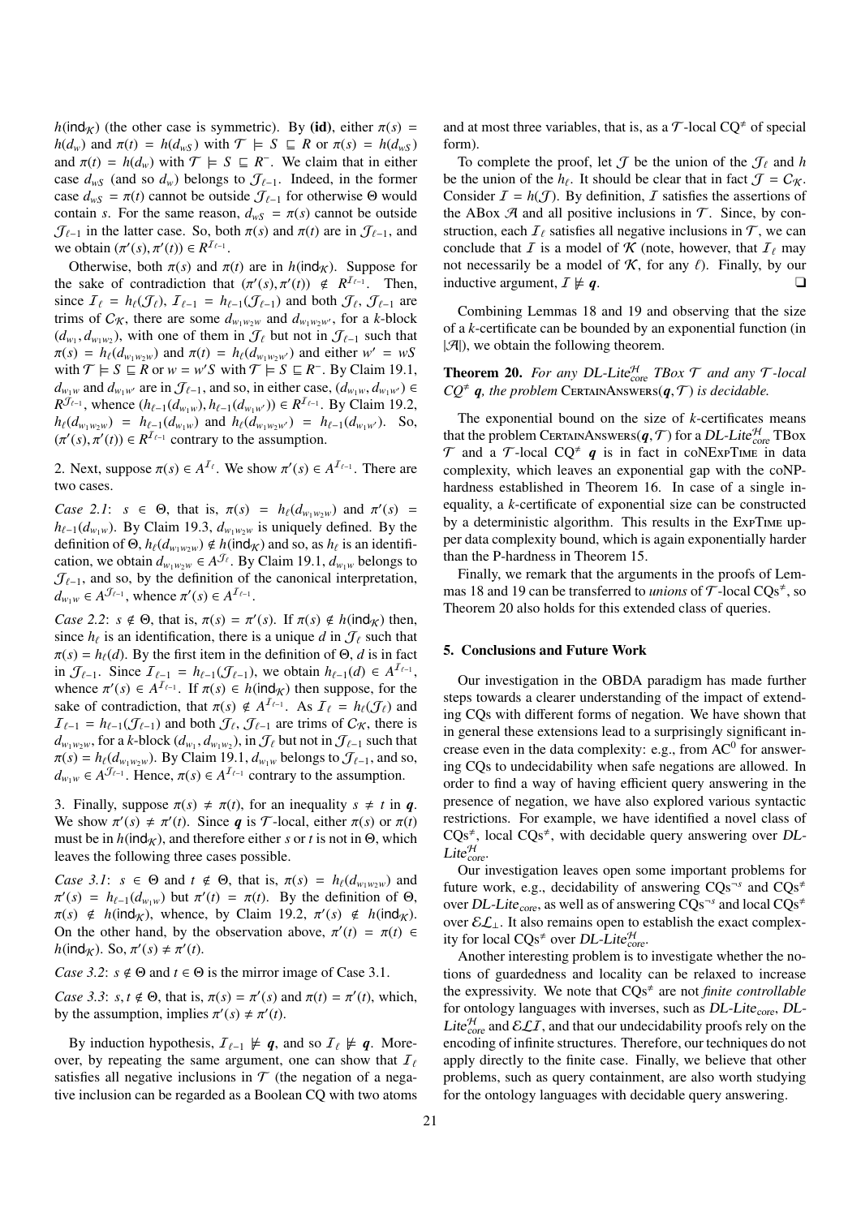$h(\mathsf{ind}_{\mathcal{K}})$ (the other case is symmetric). By **(id)**, either $\pi(s) = h(d_w)$ and $\pi(t) = h(d_{wS})$ with $\mathcal{T} \models S \sqsubseteq R$ or $\pi(s) = h(d_{wS})$ and $\pi(t) = h(d_w)$ with $\mathcal{T} \models S \sqsubseteq R^-$. We claim that in either case $d_{wS}$ (and so $d_w$) belongs to $\mathcal{J}_{\ell-1}$. Indeed, in the former case $d_{wS} = \pi(t)$ cannot be outside $\mathcal{J}_{\ell-1}$ for otherwise $\Theta$ would contain $s$. For the same reason, $d_{wS} = \pi(s)$ cannot be outside $\mathcal{J}_{\ell-1}$ in the latter case. So, both $\pi(s)$ and $\pi(t)$ are in $\mathcal{J}_{\ell-1}$, and we obtain $(\pi'(s), \pi'(t)) \in R^{\mathcal{I}_{\ell-1}}$.

Otherwise, both $\pi(s)$ and $\pi(t)$ are in $h(\mathsf{ind}_{\mathcal{K}})$. Suppose for the sake of contradiction that $(\pi'(s), \pi'(t)) \notin R^{\mathcal{I}_{\ell-1}}$. Then, since $\mathcal{I}_\ell = h_\ell(\mathcal{J}_\ell)$, $\mathcal{I}_{\ell-1} = h_{\ell-1}(\mathcal{J}_{\ell-1})$ and both $\mathcal{J}_\ell$, $\mathcal{J}_{\ell-1}$ are trims of $\mathcal{C}_{\mathcal{K}}$, there are some $d_{w_1w_2w}$ and $d_{w_1w_2w'}$, for a $k$-block $(d_{w_1}, d_{w_1w_2})$, with one of them in $\mathcal{J}_\ell$ but not in $\mathcal{J}_{\ell-1}$ such that $\pi(s) = h_\ell(d_{w_1w_2w})$ and $\pi(t) = h_\ell(d_{w_1w_2w'})$ and either $w' = wS$ with $\mathcal{T} \models S \sqsubseteq R$ or $w = w'S$ with $\mathcal{T} \models S \sqsubseteq R^-$. By Claim 19.1, $d_{w_1w}$ and $d_{w_1w'}$ are in $\mathcal{J}_{\ell-1}$, and so, in either case, $(d_{w_1w}, d_{w_1w'}) \in R^{\mathcal{J}_{\ell-1}}$, whence $(h_{\ell-1}(d_{w_1w}), h_{\ell-1}(d_{w_1w'})) \in R^{\mathcal{I}_{\ell-1}}$. By Claim 19.2, $h_\ell(d_{w_1w_2w}) = h_{\ell-1}(d_{w_1w})$ and $h_\ell(d_{w_1w_2w'}) = h_{\ell-1}(d_{w_1w'})$. So, $(\pi'(s), \pi'(t)) \in R^{\mathcal{I}_{\ell-1}}$ contrary to the assumption.

2. Next, suppose $\pi(s) \in A^{\mathcal{I}_\ell}$. We show $\pi'(s) \in A^{\mathcal{I}_{\ell-1}}$. There are two cases.

*Case 2.1*: $s \in \Theta$, that is, $\pi(s) = h_\ell(d_{w_1w_2w})$ and $\pi'(s) = h_{\ell-1}(d_{w_1w})$. By Claim 19.3, $d_{w_1w_2w}$ is uniquely defined. By the definition of $\Theta$, $h_\ell(d_{w_1w_2w}) \notin h(\mathsf{ind}_{\mathcal{K}})$ and so, as $h_\ell$ is an identification, we obtain $d_{w_1w_2w} \in A^{\mathcal{J}_\ell}$. By Claim 19.1, $d_{w_1w}$ belongs to $\mathcal{J}_{\ell-1}$, and so, by the definition of the canonical interpretation, $d_{w_1w} \in A^{\mathcal{J}_{\ell-1}}$, whence $\pi'(s) \in A^{\mathcal{I}_{\ell-1}}$.

*Case 2.2*: $s \notin \Theta$, that is, $\pi(s) = \pi'(s)$. If $\pi(s) \notin h(\mathsf{ind}_{\mathcal{K}})$ then, since $h_\ell$ is an identification, there is a unique $d$ in $\mathcal{J}_\ell$ such that $\pi(s) = h_\ell(d)$. By the first item in the definition of $\Theta$, $d$ is in fact in $\mathcal{J}_{\ell-1}$. Since $\mathcal{I}_{\ell-1} = h_{\ell-1}(\mathcal{J}_{\ell-1})$, we obtain $h_{\ell-1}(d) \in A^{\mathcal{I}_{\ell-1}}$, whence $\pi'(s) \in A^{\mathcal{I}_{\ell-1}}$. If $\pi(s) \in h(\mathsf{ind}_{\mathcal{K}})$ then suppose, for the sake of contradiction, that $\pi(s) \notin A^{\mathcal{I}_{\ell-1}}$. As $\mathcal{I}_\ell = h_\ell(\mathcal{J}_\ell)$ and $\mathcal{I}_{\ell-1} = h_{\ell-1}(\mathcal{J}_{\ell-1})$ and both $\mathcal{J}_\ell$, $\mathcal{J}_{\ell-1}$ are trims of $\mathcal{C}_{\mathcal{K}}$, there is $d_{w_1w_2w}$, for a $k$-block $(d_{w_1}, d_{w_1w_2})$, in $\mathcal{J}_\ell$ but not in $\mathcal{J}_{\ell-1}$ such that $\pi(s) = h_\ell(d_{w_1w_2w})$. By Claim 19.1, $d_{w_1w}$ belongs to $\mathcal{J}_{\ell-1}$, and so, $d_{w_1w} \in A^{\mathcal{J}_{\ell-1}}$. Hence, $\pi(s) \in A^{\mathcal{I}_{\ell-1}}$ contrary to the assumption.

3. Finally, suppose $\pi(s) \neq \pi(t)$, for an inequality $s \neq t$ in $\boldsymbol{q}$. We show $\pi'(s) \neq \pi'(t)$. Since $\boldsymbol{q}$ is $\mathcal{T}$-local, either $\pi(s)$ or $\pi(t)$ must be in $h(\mathsf{ind}_{\mathcal{K}})$, and therefore either $s$ or $t$ is not in $\Theta$, which leaves the following three cases possible.

*Case 3.1*: $s \in \Theta$ and $t \notin \Theta$, that is, $\pi(s) = h_\ell(d_{w_1w_2w})$ and $\pi'(s) = h_{\ell-1}(d_{w_1w})$ but $\pi'(t) = \pi(t)$. By the definition of $\Theta$, $\pi(s) \notin h(\mathsf{ind}_{\mathcal{K}})$, whence, by Claim 19.2, $\pi'(s) \notin h(\mathsf{ind}_{\mathcal{K}})$. On the other hand, by the observation above, $\pi'(t) = \pi(t) \in h(\mathsf{ind}_{\mathcal{K}})$. So, $\pi'(s) \neq \pi'(t)$.

*Case 3.2*: $s \notin \Theta$ and $t \in \Theta$ is the mirror image of Case 3.1.

*Case 3.3*: $s, t \notin \Theta$, that is, $\pi(s) = \pi'(s)$ and $\pi(t) = \pi'(t)$, which, by the assumption, implies $\pi'(s) \neq \pi'(t)$.

By induction hypothesis, $\mathcal{I}_{\ell-1} \not\models \boldsymbol{q}$, and so $\mathcal{I}_\ell \not\models \boldsymbol{q}$. Moreover, by repeating the same argument, one can show that $\mathcal{I}_\ell$ satisfies all negative inclusions in $\mathcal{T}$ (the negation of a negative inclusion can be regarded as a Boolean CQ with two atoms and at most three variables, that is, as a $\mathcal{T}$-local CQ$^{\neq}$ of special form).

To complete the proof, let $\mathcal{J}$ be the union of the $\mathcal{J}_\ell$ and $h$ be the union of the $h_\ell$. It should be clear that in fact $\mathcal{J} = \mathcal{C}_{\mathcal{K}}$. Consider $\mathcal{I} = h(\mathcal{J})$. By definition, $\mathcal{I}$ satisfies the assertions of the ABox $\mathcal{A}$ and all positive inclusions in $\mathcal{T}$. Since, by construction, each $\mathcal{I}_\ell$ satisfies all negative inclusions in $\mathcal{T}$, we can conclude that $\mathcal{I}$ is a model of $\mathcal{K}$ (note, however, that $\mathcal{I}_\ell$ may not necessarily be a model of $\mathcal{K}$, for any $\ell$). Finally, by our inductive argument, $\mathcal{I} \not\models \boldsymbol{q}$. ❑

Combining Lemmas 18 and 19 and observing that the size of a $k$-certificate can be bounded by an exponential function (in $|\mathcal{A}|$), we obtain the following theorem.

**Theorem 20.** *For any DL-Lite$^{\mathcal{H}}_{core}$ TBox $\mathcal{T}$ and any $\mathcal{T}$-local CQ$^{\neq}$ $\boldsymbol{q}$, the problem* CertainAnswers$(\boldsymbol{q}, \mathcal{T})$ *is decidable.*

The exponential bound on the size of $k$-certificates means that the problem CertainAnswers$(\boldsymbol{q}, \mathcal{T})$ for a *DL-Lite*$^{\mathcal{H}}_{core}$ TBox $\mathcal{T}$ and a $\mathcal{T}$-local CQ$^{\neq}$ $\boldsymbol{q}$ is in fact in coNExpTime in data complexity, which leaves an exponential gap with the coNP-hardness established in Theorem 16. In case of a single inequality, a $k$-certificate of exponential size can be constructed by a deterministic algorithm. This results in the ExpTime upper data complexity bound, which is again exponentially harder than the P-hardness in Theorem 15.

Finally, we remark that the arguments in the proofs of Lemmas 18 and 19 can be transferred to *unions* of $\mathcal{T}$-local CQs$^{\neq}$, so Theorem 20 also holds for this extended class of queries.

## 5. Conclusions and Future Work

Our investigation in the OBDA paradigm has made further steps towards a clearer understanding of the impact of extending CQs with different forms of negation. We have shown that in general these extensions lead to a surprisingly significant increase even in the data complexity: e.g., from AC$^0$ for answering CQs to undecidability when safe negations are allowed. In order to find a way of having efficient query answering in the presence of negation, we have also explored various syntactic restrictions. For example, we have identified a novel class of CQs$^{\neq}$, local CQs$^{\neq}$, with decidable query answering over *DL-Lite*$^{\mathcal{H}}_{core}$.

Our investigation leaves open some important problems for future work, e.g., decidability of answering CQs$^{\neg s}$ and CQs$^{\neq}$ over *DL-Lite*$_{core}$, as well as of answering CQs$^{\neg s}$ and local CQs$^{\neq}$ over $\mathcal{EL}_\bot$. It also remains open to establish the exact complexity for local CQs$^{\neq}$ over *DL-Lite*$^{\mathcal{H}}_{core}$.

Another interesting problem is to investigate whether the notions of guardedness and locality can be relaxed to increase the expressivity. We note that CQs$^{\neq}$ are not *finite controllable* for ontology languages with inverses, such as *DL-Lite*$_{core}$, *DL-Lite*$^{\mathcal{H}}_{core}$ and $\mathcal{ELI}$, and that our undecidability proofs rely on the encoding of infinite structures. Therefore, our techniques do not apply directly to the finite case. Finally, we believe that other problems, such as query containment, are also worth studying for the ontology languages with decidable query answering.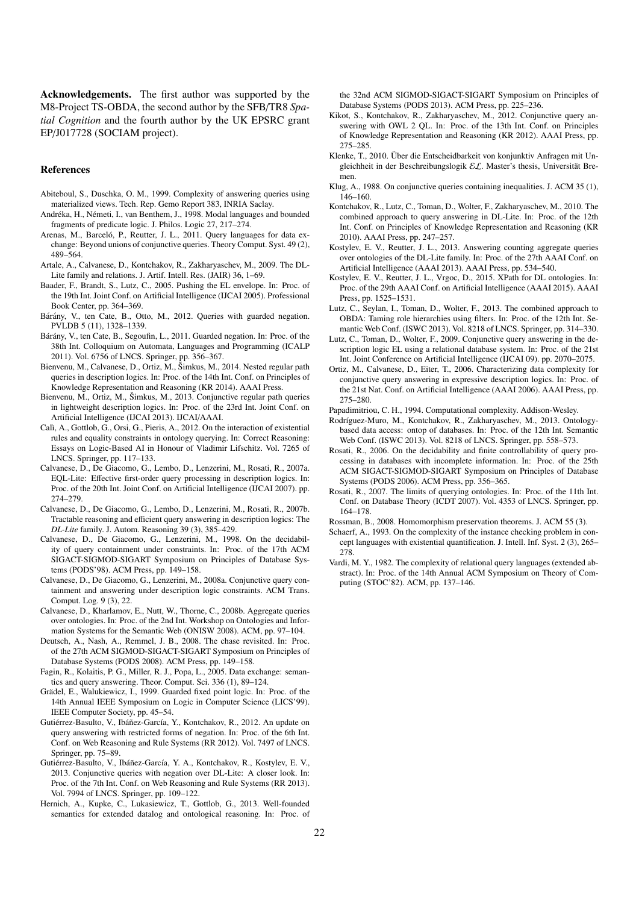**Acknowledgements.** The first author was supported by the M8-Project TS-OBDA, the second author by the SFB/TR8 *Spatial Cognition* and the fourth author by the UK EPSRC grant EP/J017728 (SOCIAM project).

## References

Abiteboul, S., Duschka, O. M., 1999. Complexity of answering queries using materialized views. Tech. Rep. Gemo Report 383, INRIA Saclay.

Andréka, H., Németi, I., van Benthem, J., 1998. Modal languages and bounded fragments of predicate logic. J. Philos. Logic 27, 217–274.

Arenas, M., Barceló, P., Reutter, J. L., 2011. Query languages for data exchange: Beyond unions of conjunctive queries. Theory Comput. Syst. 49 (2), 489–564.

Artale, A., Calvanese, D., Kontchakov, R., Zakharyaschev, M., 2009. The DL-Lite family and relations. J. Artif. Intell. Res. (JAIR) 36, 1–69.

Baader, F., Brandt, S., Lutz, C., 2005. Pushing the EL envelope. In: Proc. of the 19th Int. Joint Conf. on Artificial Intelligence (IJCAI 2005). Professional Book Center, pp. 364–369.

Bárány, V., ten Cate, B., Otto, M., 2012. Queries with guarded negation. PVLDB 5 (11), 1328–1339.

Bárány, V., ten Cate, B., Segoufin, L., 2011. Guarded negation. In: Proc. of the 38th Int. Colloquium on Automata, Languages and Programming (ICALP 2011). Vol. 6756 of LNCS. Springer, pp. 356–367.

Bienvenu, M., Calvanese, D., Ortiz, M., Šimkus, M., 2014. Nested regular path queries in description logics. In: Proc. of the 14th Int. Conf. on Principles of Knowledge Representation and Reasoning (KR 2014). AAAI Press.

Bienvenu, M., Ortiz, M., Šimkus, M., 2013. Conjunctive regular path queries in lightweight description logics. In: Proc. of the 23rd Int. Joint Conf. on Artificial Intelligence (IJCAI 2013). IJCAI/AAAI.

Calì, A., Gottlob, G., Orsi, G., Pieris, A., 2012. On the interaction of existential rules and equality constraints in ontology querying. In: Correct Reasoning: Essays on Logic-Based AI in Honour of Vladimir Lifschitz. Vol. 7265 of LNCS. Springer, pp. 117–133.

Calvanese, D., De Giacomo, G., Lembo, D., Lenzerini, M., Rosati, R., 2007a. EQL-Lite: Effective first-order query processing in description logics. In: Proc. of the 20th Int. Joint Conf. on Artificial Intelligence (IJCAI 2007). pp. 274–279.

Calvanese, D., De Giacomo, G., Lembo, D., Lenzerini, M., Rosati, R., 2007b. Tractable reasoning and efficient query answering in description logics: The *DL-Lite* family. J. Autom. Reasoning 39 (3), 385–429.

Calvanese, D., De Giacomo, G., Lenzerini, M., 1998. On the decidability of query containment under constraints. In: Proc. of the 17th ACM SIGACT-SIGMOD-SIGART Symposium on Principles of Database Systems (PODS'98). ACM Press, pp. 149–158.

Calvanese, D., De Giacomo, G., Lenzerini, M., 2008a. Conjunctive query containment and answering under description logic constraints. ACM Trans. Comput. Log. 9 (3), 22.

Calvanese, D., Kharlamov, E., Nutt, W., Thorne, C., 2008b. Aggregate queries over ontologies. In: Proc. of the 2nd Int. Workshop on Ontologies and Information Systems for the Semantic Web (ONISW 2008). ACM, pp. 97–104.

Deutsch, A., Nash, A., Remmel, J. B., 2008. The chase revisited. In: Proc. of the 27th ACM SIGMOD-SIGACT-SIGART Symposium on Principles of Database Systems (PODS 2008). ACM Press, pp. 149–158.

Fagin, R., Kolaitis, P. G., Miller, R. J., Popa, L., 2005. Data exchange: semantics and query answering. Theor. Comput. Sci. 336 (1), 89–124.

Grädel, E., Walukiewicz, I., 1999. Guarded fixed point logic. In: Proc. of the 14th Annual IEEE Symposium on Logic in Computer Science (LICS'99). IEEE Computer Society, pp. 45–54.

Gutiérrez-Basulto, V., Ibáñez-García, Y., Kontchakov, R., 2012. An update on query answering with restricted forms of negation. In: Proc. of the 6th Int. Conf. on Web Reasoning and Rule Systems (RR 2012). Vol. 7497 of LNCS. Springer, pp. 75–89.

Gutiérrez-Basulto, V., Ibáñez-García, Y. A., Kontchakov, R., Kostylev, E. V., 2013. Conjunctive queries with negation over DL-Lite: A closer look. In: Proc. of the 7th Int. Conf. on Web Reasoning and Rule Systems (RR 2013). Vol. 7994 of LNCS. Springer, pp. 109–122.

Hernich, A., Kupke, C., Lukasiewicz, T., Gottlob, G., 2013. Well-founded semantics for extended datalog and ontological reasoning. In: Proc. of the 32nd ACM SIGMOD-SIGACT-SIGART Symposium on Principles of Database Systems (PODS 2013). ACM Press, pp. 225–236.

Kikot, S., Kontchakov, R., Zakharyaschev, M., 2012. Conjunctive query answering with OWL 2 QL. In: Proc. of the 13th Int. Conf. on Principles of Knowledge Representation and Reasoning (KR 2012). AAAI Press, pp. 275–285.

Klenke, T., 2010. Über die Entscheidbarkeit von konjunktiv Anfragen mit Ungleichheit in der Beschreibungslogik $\mathcal{EL}$. Master's thesis, Universität Bremen.

Klug, A., 1988. On conjunctive queries containing inequalities. J. ACM 35 (1), 146–160.

Kontchakov, R., Lutz, C., Toman, D., Wolter, F., Zakharyaschev, M., 2010. The combined approach to query answering in DL-Lite. In: Proc. of the 12th Int. Conf. on Principles of Knowledge Representation and Reasoning (KR 2010). AAAI Press, pp. 247–257.

Kostylev, E. V., Reutter, J. L., 2013. Answering counting aggregate queries over ontologies of the DL-Lite family. In: Proc. of the 27th AAAI Conf. on Artificial Intelligence (AAAI 2013). AAAI Press, pp. 534–540.

Kostylev, E. V., Reutter, J. L., Vrgoc, D., 2015. XPath for DL ontologies. In: Proc. of the 29th AAAI Conf. on Artificial Intelligence (AAAI 2015). AAAI Press, pp. 1525–1531.

Lutz, C., Seylan, I., Toman, D., Wolter, F., 2013. The combined approach to OBDA: Taming role hierarchies using filters. In: Proc. of the 12th Int. Semantic Web Conf. (ISWC 2013). Vol. 8218 of LNCS. Springer, pp. 314–330.

Lutz, C., Toman, D., Wolter, F., 2009. Conjunctive query answering in the description logic EL using a relational database system. In: Proc. of the 21st Int. Joint Conference on Artificial Intelligence (IJCAI 09). pp. 2070–2075.

Ortiz, M., Calvanese, D., Eiter, T., 2006. Characterizing data complexity for conjunctive query answering in expressive description logics. In: Proc. of the 21st Nat. Conf. on Artificial Intelligence (AAAI 2006). AAAI Press, pp. 275–280.

Papadimitriou, C. H., 1994. Computational complexity. Addison-Wesley.

Rodríguez-Muro, M., Kontchakov, R., Zakharyaschev, M., 2013. Ontology-based data access: ontop of databases. In: Proc. of the 12th Int. Semantic Web Conf. (ISWC 2013). Vol. 8218 of LNCS. Springer, pp. 558–573.

Rosati, R., 2006. On the decidability and finite controllability of query processing in databases with incomplete information. In: Proc. of the 25th ACM SIGACT-SIGMOD-SIGART Symposium on Principles of Database Systems (PODS 2006). ACM Press, pp. 356–365.

Rosati, R., 2007. The limits of querying ontologies. In: Proc. of the 11th Int. Conf. on Database Theory (ICDT 2007). Vol. 4353 of LNCS. Springer, pp. 164–178.

Rossman, B., 2008. Homomorphism preservation theorems. J. ACM 55 (3).

Schaerf, A., 1993. On the complexity of the instance checking problem in concept languages with existential quantification. J. Intell. Inf. Syst. 2 (3), 265–278.

Vardi, M. Y., 1982. The complexity of relational query languages (extended abstract). In: Proc. of the 14th Annual ACM Symposium on Theory of Computing (STOC'82). ACM, pp. 137–146.